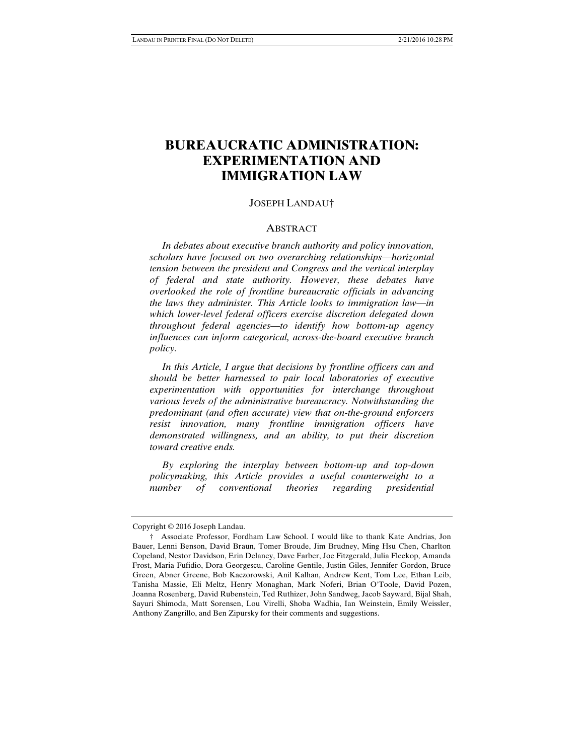# BUREAUCRATIC ADMINISTRATION: EXPERIMENTATION AND IMMIGRATION LAW

JOSEPH LANDAU†

## ABSTRACT

*In debates about executive branch authority and policy innovation, scholars have focused on two overarching relationships—horizontal tension between the president and Congress and the vertical interplay of federal and state authority. However, these debates have overlooked the role of frontline bureaucratic officials in advancing the laws they administer. This Article looks to immigration law—in which lower-level federal officers exercise discretion delegated down throughout federal agencies—to identify how bottom-up agency influences can inform categorical, across-the-board executive branch policy.*

*In this Article, I argue that decisions by frontline officers can and should be better harnessed to pair local laboratories of executive experimentation with opportunities for interchange throughout various levels of the administrative bureaucracy. Notwithstanding the predominant (and often accurate) view that on-the-ground enforcers resist innovation, many frontline immigration officers have demonstrated willingness, and an ability, to put their discretion toward creative ends.*

*By exploring the interplay between bottom-up and top-down policymaking, this Article provides a useful counterweight to a number of conventional theories regarding presidential*

---

Copyright © 2016 Joseph Landau.

† Associate Professor, Fordham Law School. I would like to thank Kate Andrias, Jon Bauer, Lenni Benson, David Braun, Tomer Broude, Jim Brudney, Ming Hsu Chen, Charlton Copeland, Nestor Davidson, Erin Delaney, Dave Farber, Joe Fitzgerald, Julia Fleekop, Amanda Frost, Maria Fufidio, Dora Georgescu, Caroline Gentile, Justin Giles, Jennifer Gordon, Bruce Green, Abner Greene, Bob Kaczorowski, Anil Kalhan, Andrew Kent, Tom Lee, Ethan Leib, Tanisha Massie, Eli Meltz, Henry Monaghan, Mark Noferi, Brian O'Toole, David Pozen, Joanna Rosenberg, David Rubenstein, Ted Ruthizer, John Sandweg, Jacob Sayward, Bijal Shah, Sayuri Shimoda, Matt Sorensen, Lou Virelli, Shoba Wadhia, Ian Weinstein, Emily Weissler, Anthony Zangrillo, and Ben Zipursky for their comments and suggestions.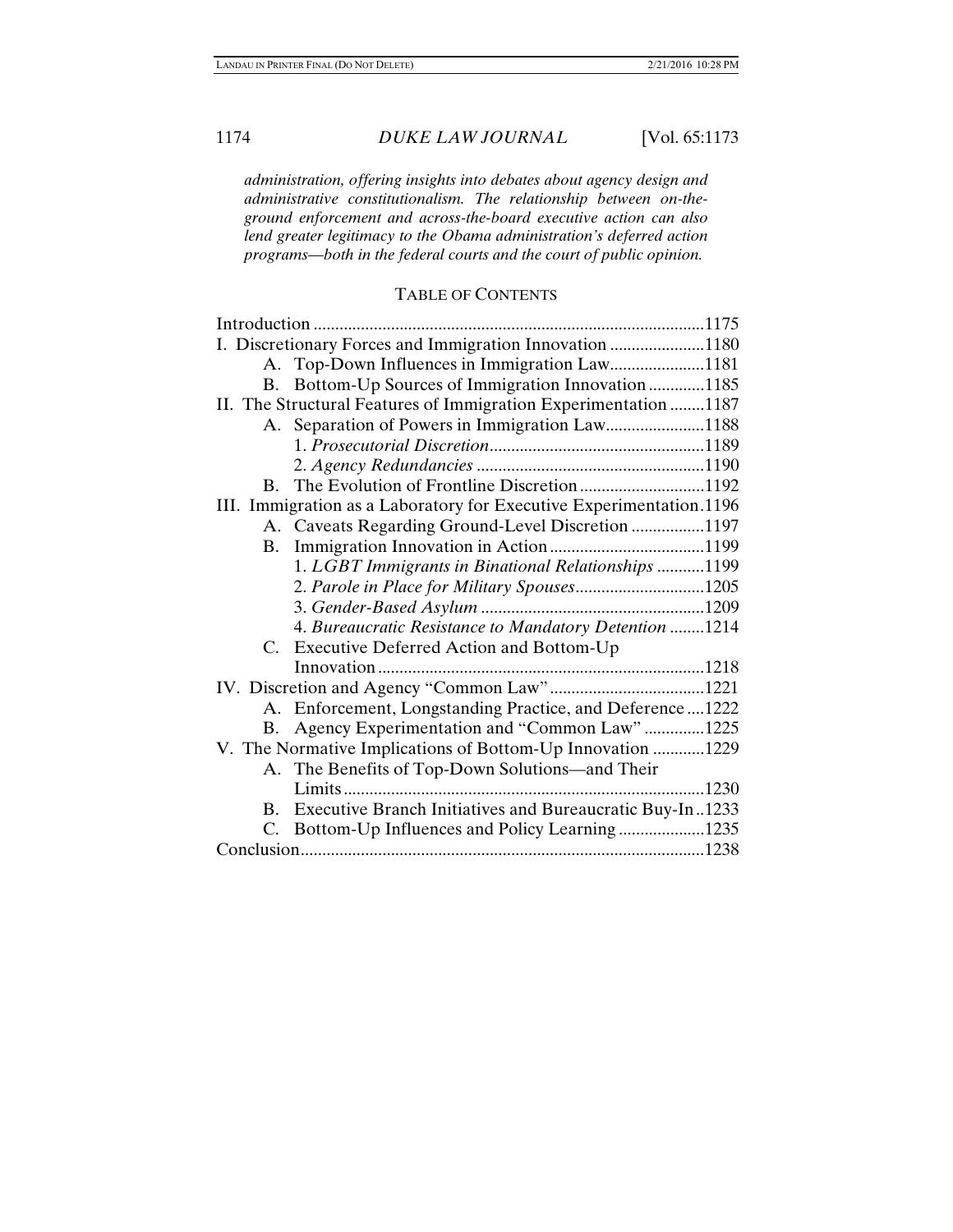*administration, offering insights into debates about agency design and administrative constitutionalism. The relationship between on-the-ground enforcement and across-the-board executive action can also lend greater legitimacy to the Obama administration's deferred action programs—both in the federal courts and the court of public opinion.*

## TABLE OF CONTENTS

Introduction .......... 1175

I. Discretionary Forces and Immigration Innovation .......... 1180
- A. Top-Down Influences in Immigration Law .......... 1181
- B. Bottom-Up Sources of Immigration Innovation .......... 1185

II. The Structural Features of Immigration Experimentation .......... 1187
- A. Separation of Powers in Immigration Law .......... 1188
  - 1. *Prosecutorial Discretion* .......... 1189
  - 2. *Agency Redundancies* .......... 1190
- B. The Evolution of Frontline Discretion .......... 1192

III. Immigration as a Laboratory for Executive Experimentation .......... 1196
- A. Caveats Regarding Ground-Level Discretion .......... 1197
- B. Immigration Innovation in Action .......... 1199
  - 1. *LGBT Immigrants in Binational Relationships* .......... 1199
  - 2. *Parole in Place for Military Spouses* .......... 1205
  - 3. *Gender-Based Asylum* .......... 1209
  - 4. *Bureaucratic Resistance to Mandatory Detention* .......... 1214
- C. Executive Deferred Action and Bottom-Up Innovation .......... 1218

IV. Discretion and Agency "Common Law" .......... 1221
- A. Enforcement, Longstanding Practice, and Deference .......... 1222
- B. Agency Experimentation and "Common Law" .......... 1225

V. The Normative Implications of Bottom-Up Innovation .......... 1229
- A. The Benefits of Top-Down Solutions—and Their Limits .......... 1230
- B. Executive Branch Initiatives and Bureaucratic Buy-In .......... 1233
- C. Bottom-Up Influences and Policy Learning .......... 1235

Conclusion .......... 1238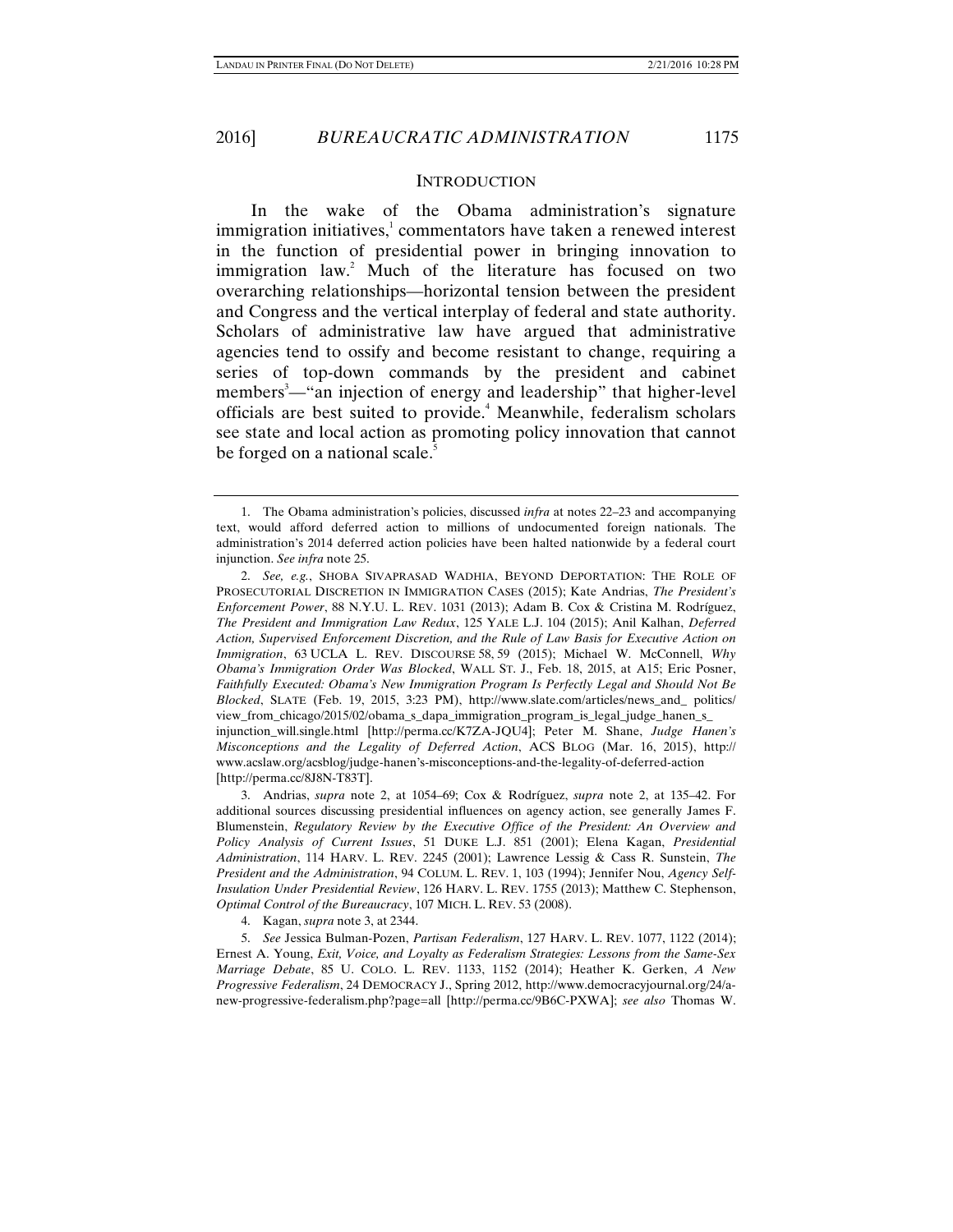## INTRODUCTION

In the wake of the Obama administration's signature immigration initiatives,[1] commentators have taken a renewed interest in the function of presidential power in bringing innovation to immigration law.[2] Much of the literature has focused on two overarching relationships—horizontal tension between the president and Congress and the vertical interplay of federal and state authority. Scholars of administrative law have argued that administrative agencies tend to ossify and become resistant to change, requiring a series of top-down commands by the president and cabinet members[3]—"an injection of energy and leadership" that higher-level officials are best suited to provide.[4] Meanwhile, federalism scholars see state and local action as promoting policy innovation that cannot be forged on a national scale.[5]

---

1. The Obama administration's policies, discussed *infra* at notes 22–23 and accompanying text, would afford deferred action to millions of undocumented foreign nationals. The administration's 2014 deferred action policies have been halted nationwide by a federal court injunction. *See infra* note 25.

2. *See, e.g.*, SHOBA SIVAPRASAD WADHIA, BEYOND DEPORTATION: THE ROLE OF PROSECUTORIAL DISCRETION IN IMMIGRATION CASES (2015); Kate Andrias, *The President's Enforcement Power*, 88 N.Y.U. L. REV. 1031 (2013); Adam B. Cox & Cristina M. Rodríguez, *The President and Immigration Law Redux*, 125 YALE L.J. 104 (2015); Anil Kalhan, *Deferred Action, Supervised Enforcement Discretion, and the Rule of Law Basis for Executive Action on Immigration*, 63 UCLA L. REV. DISCOURSE 58, 59 (2015); Michael W. McConnell, *Why Obama's Immigration Order Was Blocked*, WALL ST. J., Feb. 18, 2015, at A15; Eric Posner, *Faithfully Executed: Obama's New Immigration Program Is Perfectly Legal and Should Not Be Blocked*, SLATE (Feb. 19, 2015, 3:23 PM), http://www.slate.com/articles/news_and_politics/view_from_chicago/2015/02/obama_s_dapa_immigration_program_is_legal_judge_hanen_s_injunction_will.single.html [http://perma.cc/K7ZA-JQU4]; Peter M. Shane, *Judge Hanen's Misconceptions and the Legality of Deferred Action*, ACS BLOG (Mar. 16, 2015), http://www.acslaw.org/acsblog/judge-hanen's-misconceptions-and-the-legality-of-deferred-action [http://perma.cc/8J8N-T83T].

3. Andrias, *supra* note 2, at 1054–69; Cox & Rodríguez, *supra* note 2, at 135–42. For additional sources discussing presidential influences on agency action, see generally James F. Blumenstein, *Regulatory Review by the Executive Office of the President: An Overview and Policy Analysis of Current Issues*, 51 DUKE L.J. 851 (2001); Elena Kagan, *Presidential Administration*, 114 HARV. L. REV. 2245 (2001); Lawrence Lessig & Cass R. Sunstein, *The President and the Administration*, 94 COLUM. L. REV. 1, 103 (1994); Jennifer Nou, *Agency Self-Insulation Under Presidential Review*, 126 HARV. L. REV. 1755 (2013); Matthew C. Stephenson, *Optimal Control of the Bureaucracy*, 107 MICH. L. REV. 53 (2008).

4. Kagan, *supra* note 3, at 2344.

5. *See* Jessica Bulman-Pozen, *Partisan Federalism*, 127 HARV. L. REV. 1077, 1122 (2014); Ernest A. Young, *Exit, Voice, and Loyalty as Federalism Strategies: Lessons from the Same-Sex Marriage Debate*, 85 U. COLO. L. REV. 1133, 1152 (2014); Heather K. Gerken, *A New Progressive Federalism*, 24 DEMOCRACY J., Spring 2012, http://www.democracyjournal.org/24/a-new-progressive-federalism.php?page=all [http://perma.cc/9B6C-PXWA]; *see also* Thomas W.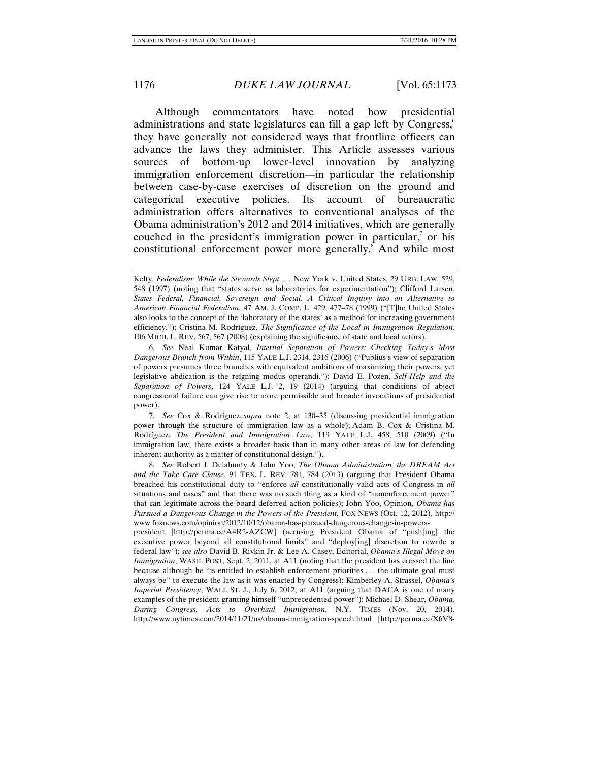Although commentators have noted how presidential administrations and state legislatures can fill a gap left by Congress,[6] they have generally not considered ways that frontline officers can advance the laws they administer. This Article assesses various sources of bottom-up lower-level innovation by analyzing immigration enforcement discretion—in particular the relationship between case-by-case exercises of discretion on the ground and categorical executive policies. Its account of bureaucratic administration offers alternatives to conventional analyses of the Obama administration's 2012 and 2014 initiatives, which are generally couched in the president's immigration power in particular,[7] or his constitutional enforcement power more generally.[8] And while most

---

Kelty, *Federalism: While the Stewards Slept* . . . New York v. United States, 29 URB. LAW. 529, 548 (1997) (noting that "states serve as laboratories for experimentation"); Clifford Larsen, *States Federal, Financial, Sovereign and Social. A Critical Inquiry into an Alternative to American Financial Federalism*, 47 AM. J. COMP. L. 429, 477–78 (1999) ("[T]he United States also looks to the concept of the 'laboratory of the states' as a method for increasing government efficiency."); Cristina M. Rodríguez, *The Significance of the Local in Immigration Regulation*, 106 MICH. L. REV. 567, 567 (2008) (explaining the significance of state and local actors).

6. *See* Neal Kumar Katyal, *Internal Separation of Powers: Checking Today's Most Dangerous Branch from Within*, 115 YALE L.J. 2314, 2316 (2006) ("Publius's view of separation of powers presumes three branches with equivalent ambitions of maximizing their powers, yet legislative abdication is the reigning modus operandi."); David E. Pozen, *Self-Help and the Separation of Powers*, 124 YALE L.J. 2, 19 (2014) (arguing that conditions of abject congressional failure can give rise to more permissible and broader invocations of presidential power).

7. *See* Cox & Rodríguez, *supra* note 2, at 130–35 (discussing presidential immigration power through the structure of immigration law as a whole); Adam B. Cox & Cristina M. Rodríguez, *The President and Immigration Law*, 119 YALE L.J. 458, 510 (2009) ("In immigration law, there exists a broader basis than in many other areas of law for defending inherent authority as a matter of constitutional design.").

8. *See* Robert J. Delahunty & John Yoo, *The Obama Administration, the DREAM Act and the Take Care Clause*, 91 TEX. L. REV. 781, 784 (2013) (arguing that President Obama breached his constitutional duty to "enforce *all* constitutionally valid acts of Congress in *all* situations and cases" and that there was no such thing as a kind of "nonenforcement power" that can legitimate across-the-board deferred action policies); John Yoo, Opinion, *Obama has Pursued a Dangerous Change in the Powers of the President*, FOX NEWS (Oct. 12, 2012), http://www.foxnews.com/opinion/2012/10/12/obama-has-pursued-dangerous-change-in-powers-president [http://perma.cc/A4R2-AZCW] (accusing President Obama of "push[ing] the executive power beyond all constitutional limits" and "deploy[ing] discretion to rewrite a federal law"); *see also* David B. Rivkin Jr. & Lee A. Casey, Editorial, *Obama's Illegal Move on Immigration*, WASH. POST, Sept. 2, 2011, at A11 (noting that the president has crossed the line because although he "is entitled to establish enforcement priorities . . . the ultimate goal must always be" to execute the law as it was enacted by Congress); Kimberley A. Strassel, *Obama's Imperial Presidency*, WALL ST. J., July 6, 2012, at A11 (arguing that DACA is one of many examples of the president granting himself "unprecedented power"); Michael D. Shear, *Obama, Daring Congress, Acts to Overhaul Immigration*, N.Y. TIMES (Nov. 20, 2014), http://www.nytimes.com/2014/11/21/us/obama-immigration-speech.html [http://perma.cc/X6V8-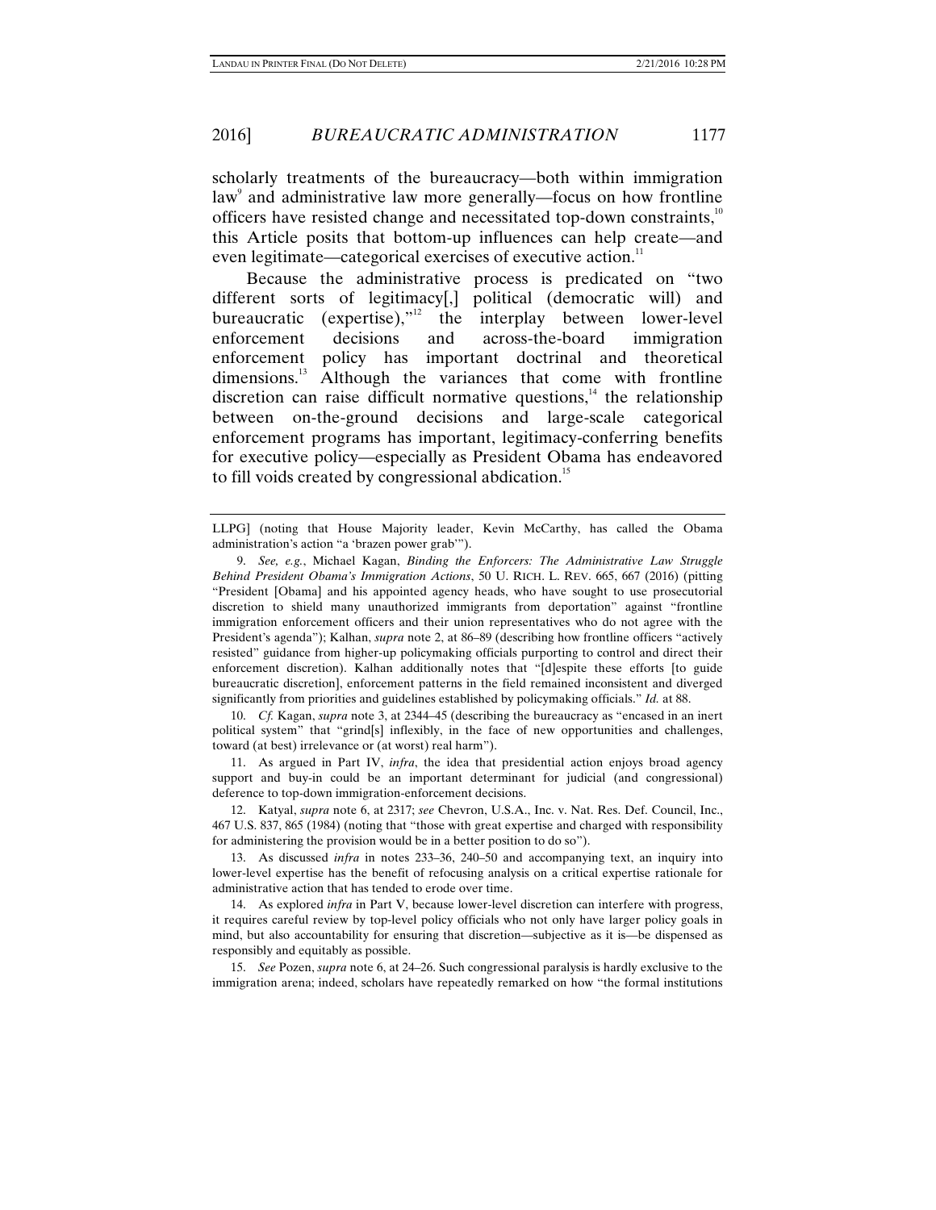scholarly treatments of the bureaucracy—both within immigration law[9] and administrative law more generally—focus on how frontline officers have resisted change and necessitated top-down constraints,[10] this Article posits that bottom-up influences can help create—and even legitimate—categorical exercises of executive action.[11]

Because the administrative process is predicated on "two different sorts of legitimacy[,] political (democratic will) and bureaucratic (expertise),"[12] the interplay between lower-level enforcement decisions and across-the-board immigration enforcement policy has important doctrinal and theoretical dimensions.[13] Although the variances that come with frontline discretion can raise difficult normative questions,[14] the relationship between on-the-ground decisions and large-scale categorical enforcement programs has important, legitimacy-conferring benefits for executive policy—especially as President Obama has endeavored to fill voids created by congressional abdication.[15]

---

LLPG] (noting that House Majority leader, Kevin McCarthy, has called the Obama administration's action "a 'brazen power grab'").

9. *See, e.g.*, Michael Kagan, *Binding the Enforcers: The Administrative Law Struggle Behind President Obama's Immigration Actions*, 50 U. RICH. L. REV. 665, 667 (2016) (pitting "President [Obama] and his appointed agency heads, who have sought to use prosecutorial discretion to shield many unauthorized immigrants from deportation" against "frontline immigration enforcement officers and their union representatives who do not agree with the President's agenda"); Kalhan, *supra* note 2, at 86–89 (describing how frontline officers "actively resisted" guidance from higher-up policymaking officials purporting to control and direct their enforcement discretion). Kalhan additionally notes that "[d]espite these efforts [to guide bureaucratic discretion], enforcement patterns in the field remained inconsistent and diverged significantly from priorities and guidelines established by policymaking officials." *Id.* at 88.

10. *Cf.* Kagan, *supra* note 3, at 2344–45 (describing the bureaucracy as "encased in an inert political system" that "grind[s] inflexibly, in the face of new opportunities and challenges, toward (at best) irrelevance or (at worst) real harm").

11. As argued in Part IV, *infra*, the idea that presidential action enjoys broad agency support and buy-in could be an important determinant for judicial (and congressional) deference to top-down immigration-enforcement decisions.

12. Katyal, *supra* note 6, at 2317; *see* Chevron, U.S.A., Inc. v. Nat. Res. Def. Council, Inc., 467 U.S. 837, 865 (1984) (noting that "those with great expertise and charged with responsibility for administering the provision would be in a better position to do so").

13. As discussed *infra* in notes 233–36, 240–50 and accompanying text, an inquiry into lower-level expertise has the benefit of refocusing analysis on a critical expertise rationale for administrative action that has tended to erode over time.

14. As explored *infra* in Part V, because lower-level discretion can interfere with progress, it requires careful review by top-level policy officials who not only have larger policy goals in mind, but also accountability for ensuring that discretion—subjective as it is—be dispensed as responsibly and equitably as possible.

15. *See* Pozen, *supra* note 6, at 24–26. Such congressional paralysis is hardly exclusive to the immigration arena; indeed, scholars have repeatedly remarked on how "the formal institutions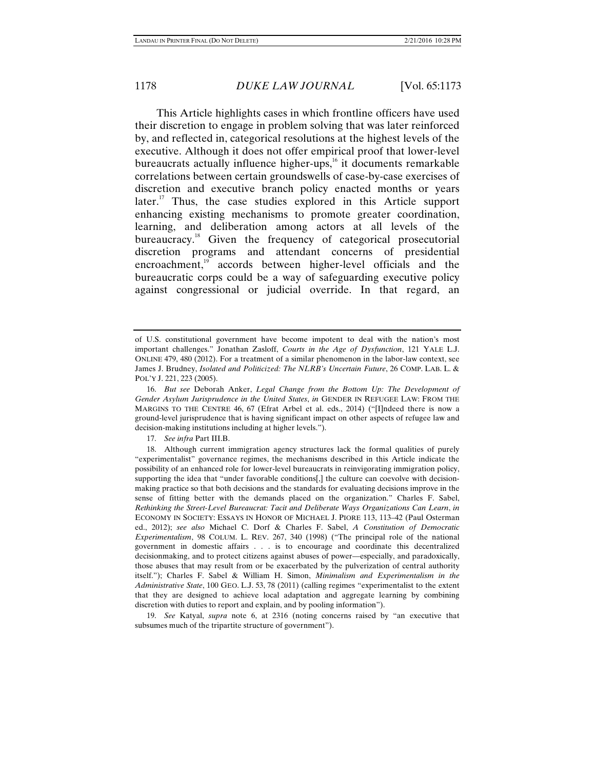This Article highlights cases in which frontline officers have used their discretion to engage in problem solving that was later reinforced by, and reflected in, categorical resolutions at the highest levels of the executive. Although it does not offer empirical proof that lower-level bureaucrats actually influence higher-ups,[16] it documents remarkable correlations between certain groundswells of case-by-case exercises of discretion and executive branch policy enacted months or years later.[17] Thus, the case studies explored in this Article support enhancing existing mechanisms to promote greater coordination, learning, and deliberation among actors at all levels of the bureaucracy.[18] Given the frequency of categorical prosecutorial discretion programs and attendant concerns of presidential encroachment,[19] accords between higher-level officials and the bureaucratic corps could be a way of safeguarding executive policy against congressional or judicial override. In that regard, an

---

of U.S. constitutional government have become impotent to deal with the nation's most important challenges." Jonathan Zasloff, *Courts in the Age of Dysfunction*, 121 YALE L.J. ONLINE 479, 480 (2012). For a treatment of a similar phenomenon in the labor-law context, see James J. Brudney, *Isolated and Politicized: The NLRB's Uncertain Future*, 26 COMP. LAB. L. & POL'Y J. 221, 223 (2005).

16. *But see* Deborah Anker, *Legal Change from the Bottom Up: The Development of Gender Asylum Jurisprudence in the United States*, *in* GENDER IN REFUGEE LAW: FROM THE MARGINS TO THE CENTRE 46, 67 (Efrat Arbel et al. eds., 2014) ("[I]ndeed there is now a ground-level jurisprudence that is having significant impact on other aspects of refugee law and decision-making institutions including at higher levels.").

17. *See infra* Part III.B.

18. Although current immigration agency structures lack the formal qualities of purely "experimentalist" governance regimes, the mechanisms described in this Article indicate the possibility of an enhanced role for lower-level bureaucrats in reinvigorating immigration policy, supporting the idea that "under favorable conditions[,] the culture can coevolve with decision-making practice so that both decisions and the standards for evaluating decisions improve in the sense of fitting better with the demands placed on the organization." Charles F. Sabel, *Rethinking the Street-Level Bureaucrat: Tacit and Deliberate Ways Organizations Can Learn*, *in* ECONOMY IN SOCIETY: ESSAYS IN HONOR OF MICHAEL J. PIORE 113, 113–42 (Paul Osterman ed., 2012); *see also* Michael C. Dorf & Charles F. Sabel, *A Constitution of Democratic Experimentalism*, 98 COLUM. L. REV. 267, 340 (1998) ("The principal role of the national government in domestic affairs . . . is to encourage and coordinate this decentralized decisionmaking, and to protect citizens against abuses of power—especially, and paradoxically, those abuses that may result from or be exacerbated by the pulverization of central authority itself."); Charles F. Sabel & William H. Simon, *Minimalism and Experimentalism in the Administrative State*, 100 GEO. L.J. 53, 78 (2011) (calling regimes "experimentalist to the extent that they are designed to achieve local adaptation and aggregate learning by combining discretion with duties to report and explain, and by pooling information").

19. *See* Katyal, *supra* note 6, at 2316 (noting concerns raised by "an executive that subsumes much of the tripartite structure of government").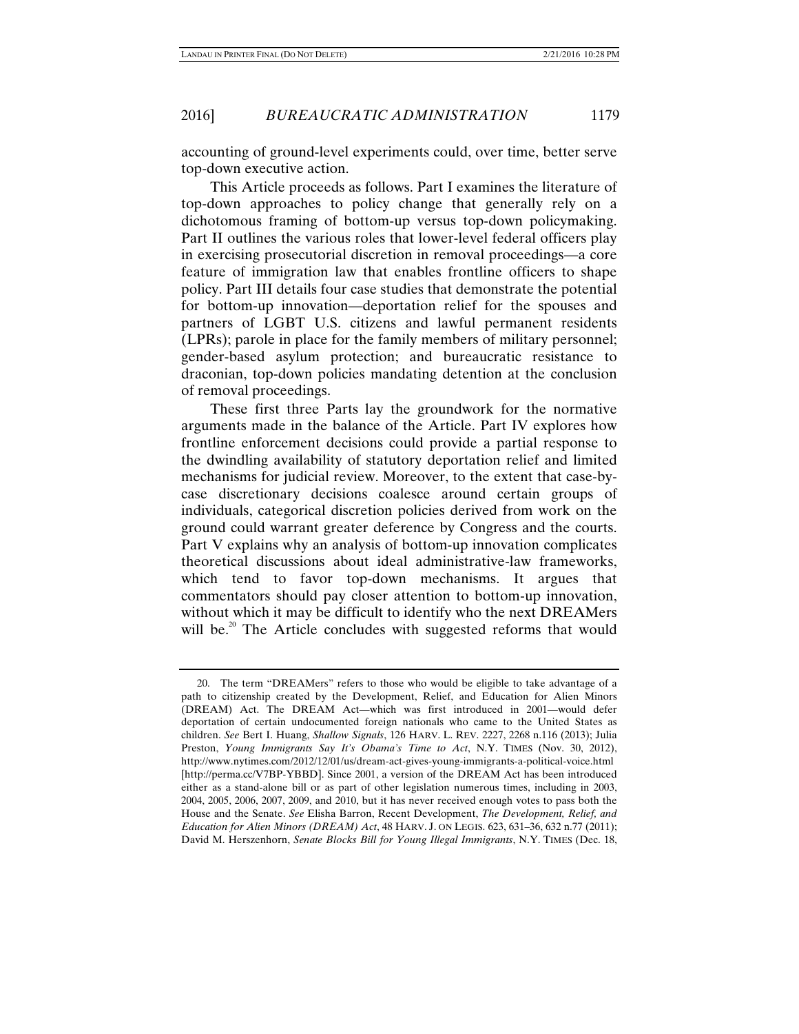accounting of ground-level experiments could, over time, better serve top-down executive action.

This Article proceeds as follows. Part I examines the literature of top-down approaches to policy change that generally rely on a dichotomous framing of bottom-up versus top-down policymaking. Part II outlines the various roles that lower-level federal officers play in exercising prosecutorial discretion in removal proceedings—a core feature of immigration law that enables frontline officers to shape policy. Part III details four case studies that demonstrate the potential for bottom-up innovation—deportation relief for the spouses and partners of LGBT U.S. citizens and lawful permanent residents (LPRs); parole in place for the family members of military personnel; gender-based asylum protection; and bureaucratic resistance to draconian, top-down policies mandating detention at the conclusion of removal proceedings.

These first three Parts lay the groundwork for the normative arguments made in the balance of the Article. Part IV explores how frontline enforcement decisions could provide a partial response to the dwindling availability of statutory deportation relief and limited mechanisms for judicial review. Moreover, to the extent that case-by-case discretionary decisions coalesce around certain groups of individuals, categorical discretion policies derived from work on the ground could warrant greater deference by Congress and the courts. Part V explains why an analysis of bottom-up innovation complicates theoretical discussions about ideal administrative-law frameworks, which tend to favor top-down mechanisms. It argues that commentators should pay closer attention to bottom-up innovation, without which it may be difficult to identify who the next DREAMers will be.[20] The Article concludes with suggested reforms that would

---

20. The term "DREAMers" refers to those who would be eligible to take advantage of a path to citizenship created by the Development, Relief, and Education for Alien Minors (DREAM) Act. The DREAM Act—which was first introduced in 2001—would defer deportation of certain undocumented foreign nationals who came to the United States as children. *See* Bert I. Huang, *Shallow Signals*, 126 HARV. L. REV. 2227, 2268 n.116 (2013); Julia Preston, *Young Immigrants Say It's Obama's Time to Act*, N.Y. TIMES (Nov. 30, 2012), http://www.nytimes.com/2012/12/01/us/dream-act-gives-young-immigrants-a-political-voice.html [http://perma.cc/V7BP-YBBD]. Since 2001, a version of the DREAM Act has been introduced either as a stand-alone bill or as part of other legislation numerous times, including in 2003, 2004, 2005, 2006, 2007, 2009, and 2010, but it has never received enough votes to pass both the House and the Senate. *See* Elisha Barron, Recent Development, *The Development, Relief, and Education for Alien Minors (DREAM) Act*, 48 HARV. J. ON LEGIS. 623, 631–36, 632 n.77 (2011); David M. Herszenhorn, *Senate Blocks Bill for Young Illegal Immigrants*, N.Y. TIMES (Dec. 18,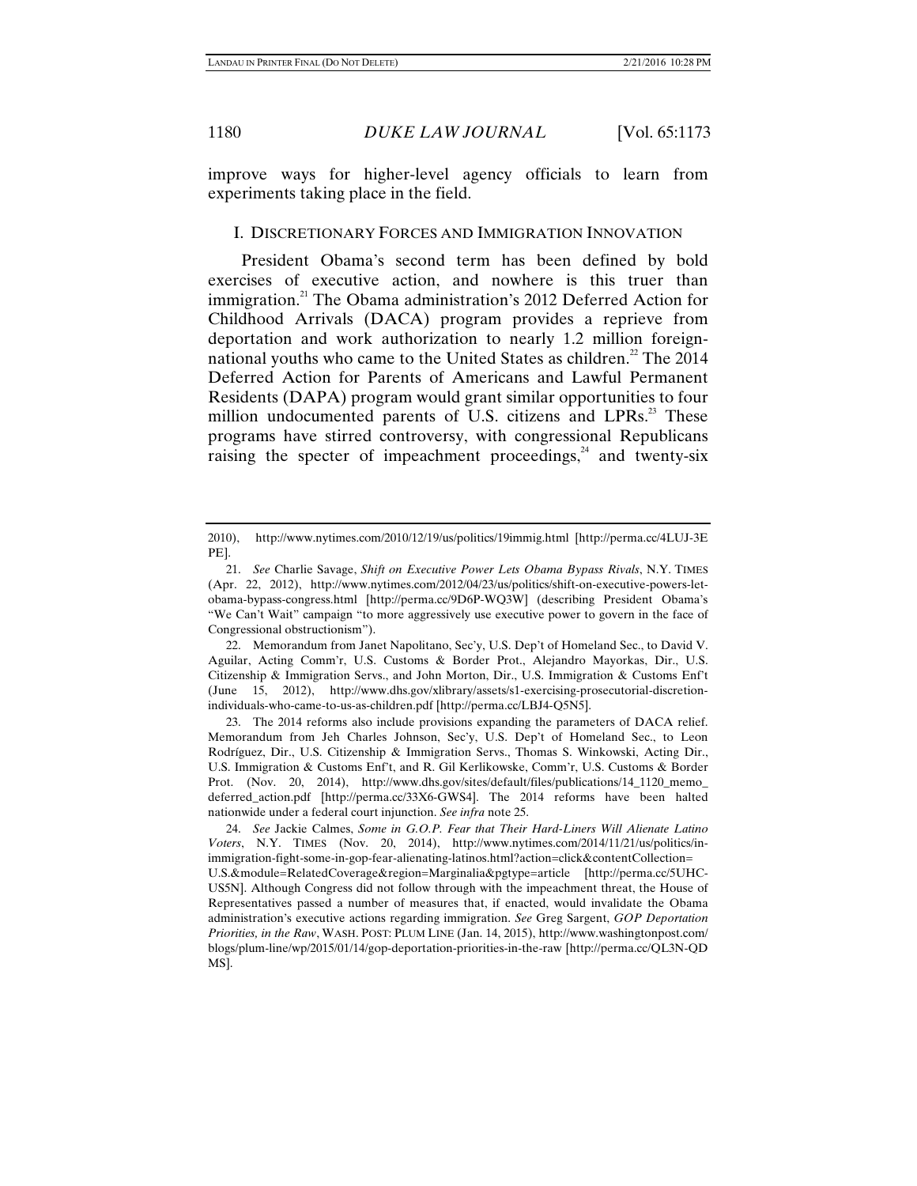improve ways for higher-level agency officials to learn from experiments taking place in the field.

## I. DISCRETIONARY FORCES AND IMMIGRATION INNOVATION

President Obama's second term has been defined by bold exercises of executive action, and nowhere is this truer than immigration.[21] The Obama administration's 2012 Deferred Action for Childhood Arrivals (DACA) program provides a reprieve from deportation and work authorization to nearly 1.2 million foreign-national youths who came to the United States as children.[22] The 2014 Deferred Action for Parents of Americans and Lawful Permanent Residents (DAPA) program would grant similar opportunities to four million undocumented parents of U.S. citizens and LPRs.[23] These programs have stirred controversy, with congressional Republicans raising the specter of impeachment proceedings,[24] and twenty-six

---

2010), http://www.nytimes.com/2010/12/19/us/politics/19immig.html [http://perma.cc/4LUJ-3EPE].

21. *See* Charlie Savage, *Shift on Executive Power Lets Obama Bypass Rivals*, N.Y. TIMES (Apr. 22, 2012), http://www.nytimes.com/2012/04/23/us/politics/shift-on-executive-powers-let-obama-bypass-congress.html [http://perma.cc/9D6P-WQ3W] (describing President Obama's "We Can't Wait" campaign "to more aggressively use executive power to govern in the face of Congressional obstructionism").

22. Memorandum from Janet Napolitano, Sec'y, U.S. Dep't of Homeland Sec., to David V. Aguilar, Acting Comm'r, U.S. Customs & Border Prot., Alejandro Mayorkas, Dir., U.S. Citizenship & Immigration Servs., and John Morton, Dir., U.S. Immigration & Customs Enf't (June 15, 2012), http://www.dhs.gov/xlibrary/assets/s1-exercising-prosecutorial-discretion-individuals-who-came-to-us-as-children.pdf [http://perma.cc/LBJ4-Q5N5].

23. The 2014 reforms also include provisions expanding the parameters of DACA relief. Memorandum from Jeh Charles Johnson, Sec'y, U.S. Dep't of Homeland Sec., to Leon Rodríguez, Dir., U.S. Citizenship & Immigration Servs., Thomas S. Winkowski, Acting Dir., U.S. Immigration & Customs Enf't, and R. Gil Kerlikowske, Comm'r, U.S. Customs & Border Prot. (Nov. 20, 2014), http://www.dhs.gov/sites/default/files/publications/14_1120_memo_deferred_action.pdf [http://perma.cc/33X6-GWS4]. The 2014 reforms have been halted nationwide under a federal court injunction. *See infra* note 25.

24. *See* Jackie Calmes, *Some in G.O.P. Fear that Their Hard-Liners Will Alienate Latino Voters*, N.Y. TIMES (Nov. 20, 2014), http://www.nytimes.com/2014/11/21/us/politics/in-immigration-fight-some-in-gop-fear-alienating-latinos.html?action=click&contentCollection=U.S.&module=RelatedCoverage&region=Marginalia&pgtype=article [http://perma.cc/5UHC-US5N]. Although Congress did not follow through with the impeachment threat, the House of Representatives passed a number of measures that, if enacted, would invalidate the Obama administration's executive actions regarding immigration. *See* Greg Sargent, *GOP Deportation Priorities, in the Raw*, WASH. POST: PLUM LINE (Jan. 14, 2015), http://www.washingtonpost.com/blogs/plum-line/wp/2015/01/14/gop-deportation-priorities-in-the-raw [http://perma.cc/QL3N-QDMS].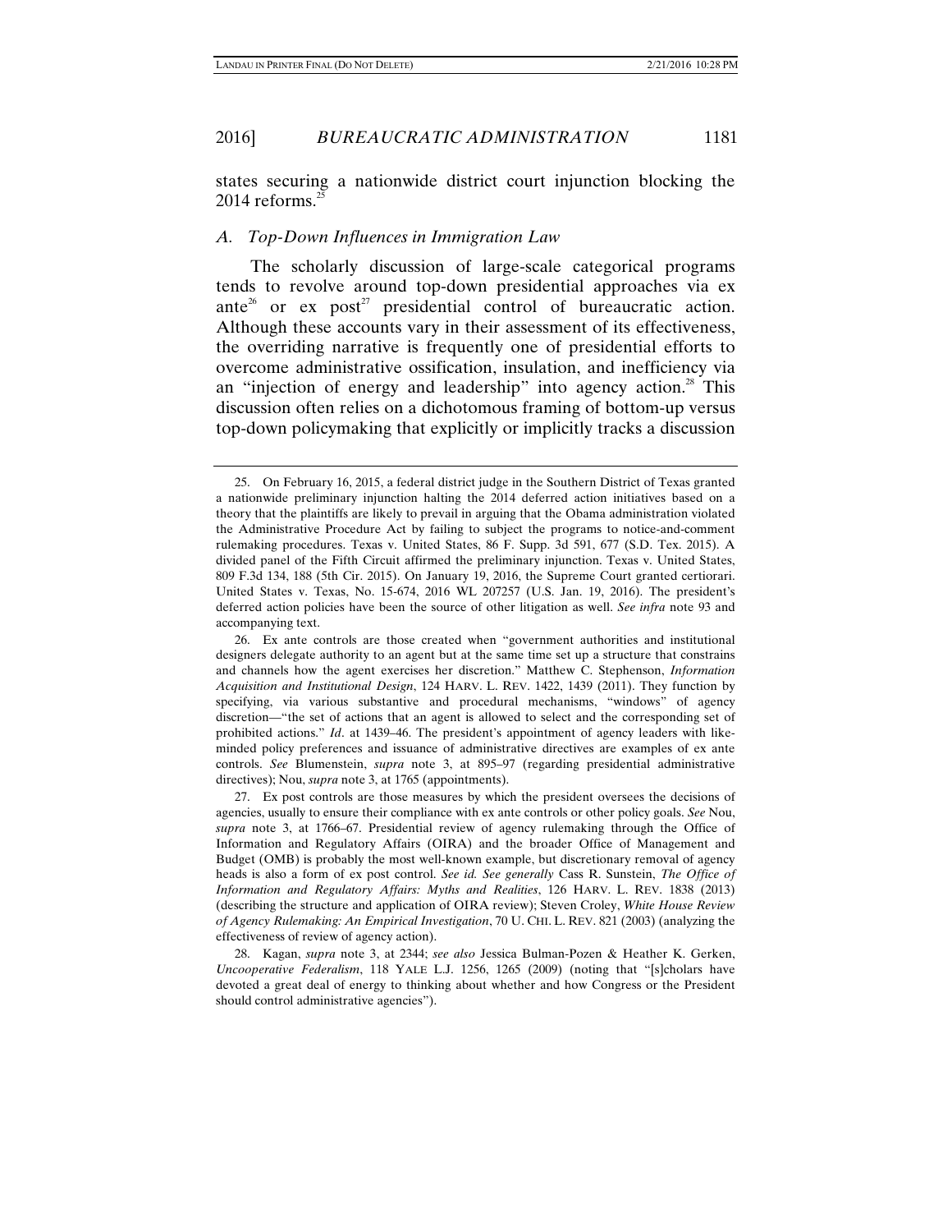states securing a nationwide district court injunction blocking the 2014 reforms.[25]

### *A. Top-Down Influences in Immigration Law*

The scholarly discussion of large-scale categorical programs tends to revolve around top-down presidential approaches via ex ante[26] or ex post[27] presidential control of bureaucratic action. Although these accounts vary in their assessment of its effectiveness, the overriding narrative is frequently one of presidential efforts to overcome administrative ossification, insulation, and inefficiency via an "injection of energy and leadership" into agency action.[28] This discussion often relies on a dichotomous framing of bottom-up versus top-down policymaking that explicitly or implicitly tracks a discussion

---

25. On February 16, 2015, a federal district judge in the Southern District of Texas granted a nationwide preliminary injunction halting the 2014 deferred action initiatives based on a theory that the plaintiffs are likely to prevail in arguing that the Obama administration violated the Administrative Procedure Act by failing to subject the programs to notice-and-comment rulemaking procedures. Texas v. United States, 86 F. Supp. 3d 591, 677 (S.D. Tex. 2015). A divided panel of the Fifth Circuit affirmed the preliminary injunction. Texas v. United States, 809 F.3d 134, 188 (5th Cir. 2015). On January 19, 2016, the Supreme Court granted certiorari. United States v. Texas, No. 15-674, 2016 WL 207257 (U.S. Jan. 19, 2016). The president's deferred action policies have been the source of other litigation as well. *See infra* note 93 and accompanying text.

26. Ex ante controls are those created when "government authorities and institutional designers delegate authority to an agent but at the same time set up a structure that constrains and channels how the agent exercises her discretion." Matthew C. Stephenson, *Information Acquisition and Institutional Design*, 124 HARV. L. REV. 1422, 1439 (2011). They function by specifying, via various substantive and procedural mechanisms, "windows" of agency discretion—"the set of actions that an agent is allowed to select and the corresponding set of prohibited actions." *Id*. at 1439–46. The president's appointment of agency leaders with like-minded policy preferences and issuance of administrative directives are examples of ex ante controls. *See* Blumenstein, *supra* note 3, at 895–97 (regarding presidential administrative directives); Nou, *supra* note 3, at 1765 (appointments).

27. Ex post controls are those measures by which the president oversees the decisions of agencies, usually to ensure their compliance with ex ante controls or other policy goals. *See* Nou, *supra* note 3, at 1766–67. Presidential review of agency rulemaking through the Office of Information and Regulatory Affairs (OIRA) and the broader Office of Management and Budget (OMB) is probably the most well-known example, but discretionary removal of agency heads is also a form of ex post control. *See id. See generally* Cass R. Sunstein, *The Office of Information and Regulatory Affairs: Myths and Realities*, 126 HARV. L. REV. 1838 (2013) (describing the structure and application of OIRA review); Steven Croley, *White House Review of Agency Rulemaking: An Empirical Investigation*, 70 U. CHI. L. REV. 821 (2003) (analyzing the effectiveness of review of agency action).

28. Kagan, *supra* note 3, at 2344; *see also* Jessica Bulman-Pozen & Heather K. Gerken, *Uncooperative Federalism*, 118 YALE L.J. 1256, 1265 (2009) (noting that "[s]cholars have devoted a great deal of energy to thinking about whether and how Congress or the President should control administrative agencies").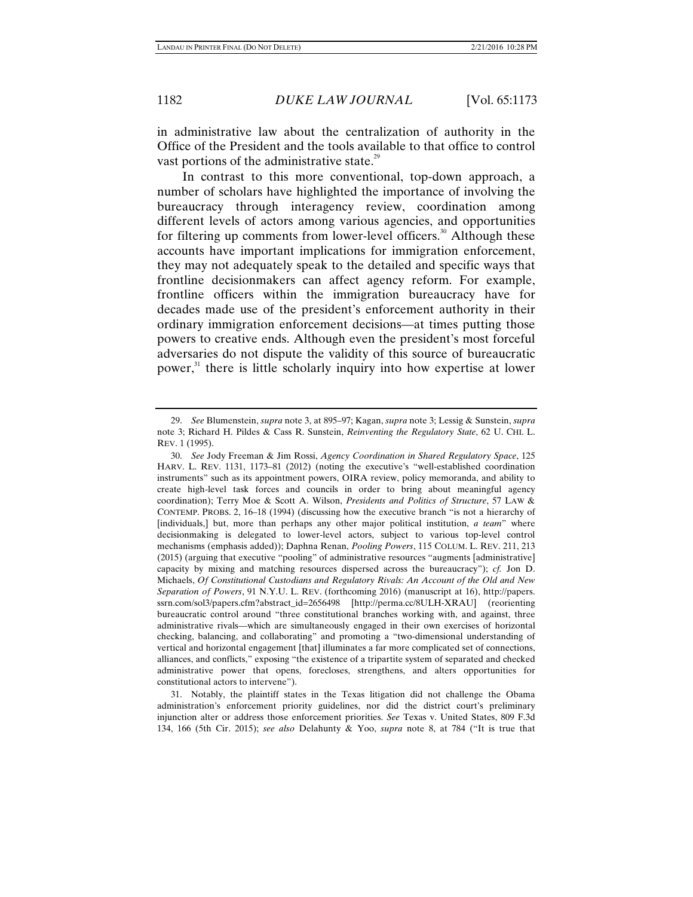in administrative law about the centralization of authority in the Office of the President and the tools available to that office to control vast portions of the administrative state.[29]

In contrast to this more conventional, top-down approach, a number of scholars have highlighted the importance of involving the bureaucracy through interagency review, coordination among different levels of actors among various agencies, and opportunities for filtering up comments from lower-level officers.[30] Although these accounts have important implications for immigration enforcement, they may not adequately speak to the detailed and specific ways that frontline decisionmakers can affect agency reform. For example, frontline officers within the immigration bureaucracy have for decades made use of the president's enforcement authority in their ordinary immigration enforcement decisions—at times putting those powers to creative ends. Although even the president's most forceful adversaries do not dispute the validity of this source of bureaucratic power,[31] there is little scholarly inquiry into how expertise at lower

---

29. *See* Blumenstein, *supra* note 3, at 895–97; Kagan, *supra* note 3; Lessig & Sunstein, *supra* note 3; Richard H. Pildes & Cass R. Sunstein, *Reinventing the Regulatory State*, 62 U. CHI. L. REV. 1 (1995).

30. *See* Jody Freeman & Jim Rossi, *Agency Coordination in Shared Regulatory Space*, 125 HARV. L. REV. 1131, 1173–81 (2012) (noting the executive's "well-established coordination instruments" such as its appointment powers, OIRA review, policy memoranda, and ability to create high-level task forces and councils in order to bring about meaningful agency coordination); Terry Moe & Scott A. Wilson, *Presidents and Politics of Structure*, 57 LAW & CONTEMP. PROBS. 2, 16–18 (1994) (discussing how the executive branch "is not a hierarchy of [individuals,] but, more than perhaps any other major political institution, *a team*" where decisionmaking is delegated to lower-level actors, subject to various top-level control mechanisms (emphasis added)); Daphna Renan, *Pooling Powers*, 115 COLUM. L. REV. 211, 213 (2015) (arguing that executive "pooling" of administrative resources "augments [administrative] capacity by mixing and matching resources dispersed across the bureaucracy"); *cf.* Jon D. Michaels, *Of Constitutional Custodians and Regulatory Rivals: An Account of the Old and New Separation of Powers*, 91 N.Y.U. L. REV. (forthcoming 2016) (manuscript at 16), http://papers.ssrn.com/sol3/papers.cfm?abstract_id=2656498 [http://perma.cc/8ULH-XRAU] (reorienting bureaucratic control around "three constitutional branches working with, and against, three administrative rivals—which are simultaneously engaged in their own exercises of horizontal checking, balancing, and collaborating" and promoting a "two-dimensional understanding of vertical and horizontal engagement [that] illuminates a far more complicated set of connections, alliances, and conflicts," exposing "the existence of a tripartite system of separated and checked administrative power that opens, forecloses, strengthens, and alters opportunities for constitutional actors to intervene").

31. Notably, the plaintiff states in the Texas litigation did not challenge the Obama administration's enforcement priority guidelines, nor did the district court's preliminary injunction alter or address those enforcement priorities. *See* Texas v. United States, 809 F.3d 134, 166 (5th Cir. 2015); *see also* Delahunty & Yoo, *supra* note 8, at 784 ("It is true that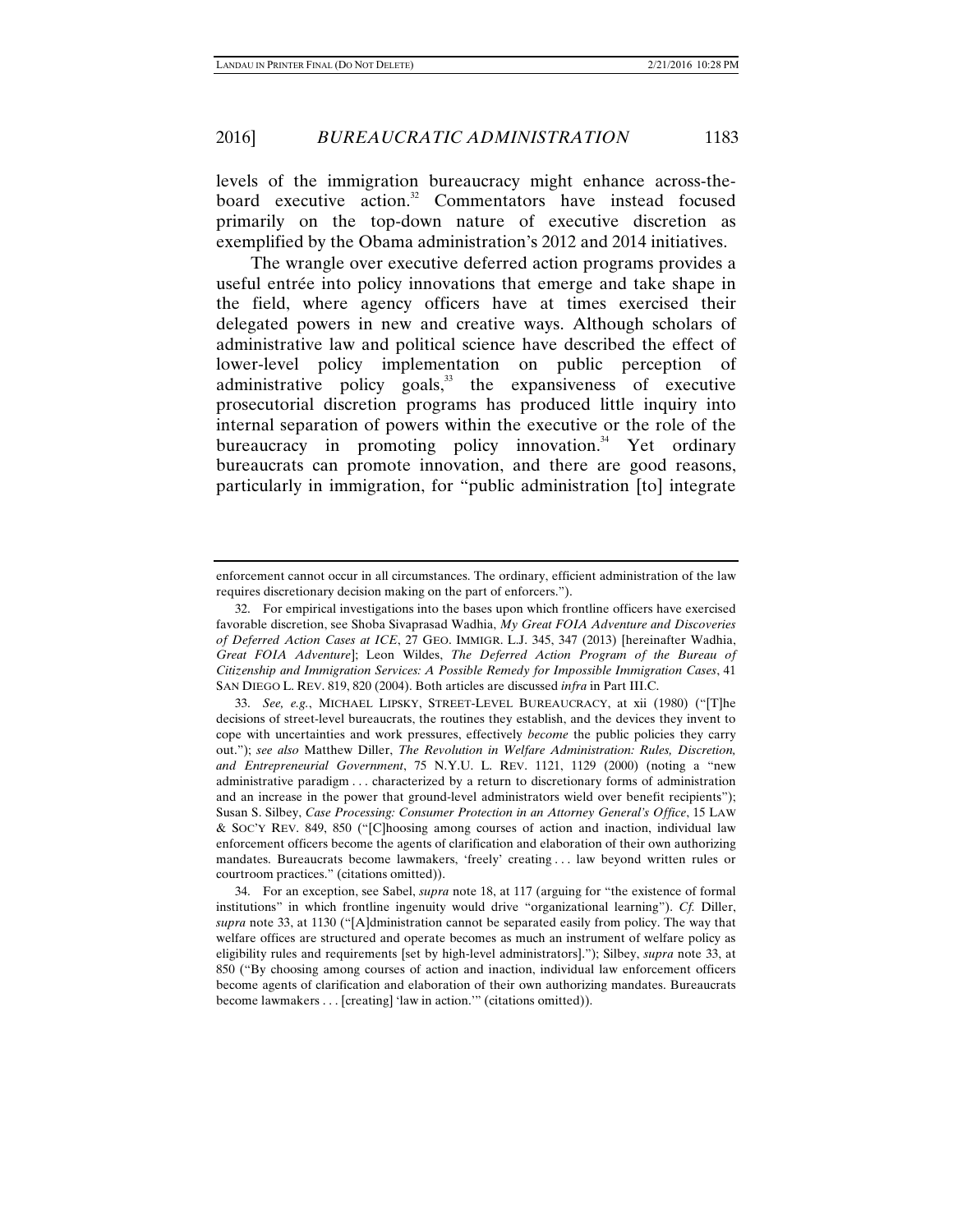levels of the immigration bureaucracy might enhance across-the-board executive action.[32] Commentators have instead focused primarily on the top-down nature of executive discretion as exemplified by the Obama administration's 2012 and 2014 initiatives.

The wrangle over executive deferred action programs provides a useful entrée into policy innovations that emerge and take shape in the field, where agency officers have at times exercised their delegated powers in new and creative ways. Although scholars of administrative law and political science have described the effect of lower-level policy implementation on public perception of administrative policy goals,[33] the expansiveness of executive prosecutorial discretion programs has produced little inquiry into internal separation of powers within the executive or the role of the bureaucracy in promoting policy innovation.[34] Yet ordinary bureaucrats can promote innovation, and there are good reasons, particularly in immigration, for "public administration [to] integrate

---

enforcement cannot occur in all circumstances. The ordinary, efficient administration of the law requires discretionary decision making on the part of enforcers.").

32. For empirical investigations into the bases upon which frontline officers have exercised favorable discretion, see Shoba Sivaprasad Wadhia, *My Great FOIA Adventure and Discoveries of Deferred Action Cases at ICE*, 27 GEO. IMMIGR. L.J. 345, 347 (2013) [hereinafter Wadhia, *Great FOIA Adventure*]; Leon Wildes, *The Deferred Action Program of the Bureau of Citizenship and Immigration Services: A Possible Remedy for Impossible Immigration Cases*, 41 SAN DIEGO L. REV. 819, 820 (2004). Both articles are discussed *infra* in Part III.C.

33. *See, e.g.*, MICHAEL LIPSKY, STREET-LEVEL BUREAUCRACY, at xii (1980) ("[T]he decisions of street-level bureaucrats, the routines they establish, and the devices they invent to cope with uncertainties and work pressures, effectively *become* the public policies they carry out."); *see also* Matthew Diller, *The Revolution in Welfare Administration: Rules, Discretion, and Entrepreneurial Government*, 75 N.Y.U. L. REV. 1121, 1129 (2000) (noting a "new administrative paradigm . . . characterized by a return to discretionary forms of administration and an increase in the power that ground-level administrators wield over benefit recipients"); Susan S. Silbey, *Case Processing: Consumer Protection in an Attorney General's Office*, 15 LAW & SOC'Y REV. 849, 850 ("[C]hoosing among courses of action and inaction, individual law enforcement officers become the agents of clarification and elaboration of their own authorizing mandates. Bureaucrats become lawmakers, 'freely' creating . . . law beyond written rules or courtroom practices." (citations omitted)).

34. For an exception, see Sabel, *supra* note 18, at 117 (arguing for "the existence of formal institutions" in which frontline ingenuity would drive "organizational learning"). *Cf.* Diller, *supra* note 33, at 1130 ("[A]dministration cannot be separated easily from policy. The way that welfare offices are structured and operate becomes as much an instrument of welfare policy as eligibility rules and requirements [set by high-level administrators]."); Silbey, *supra* note 33, at 850 ("By choosing among courses of action and inaction, individual law enforcement officers become agents of clarification and elaboration of their own authorizing mandates. Bureaucrats become lawmakers . . . [creating] 'law in action.'" (citations omitted)).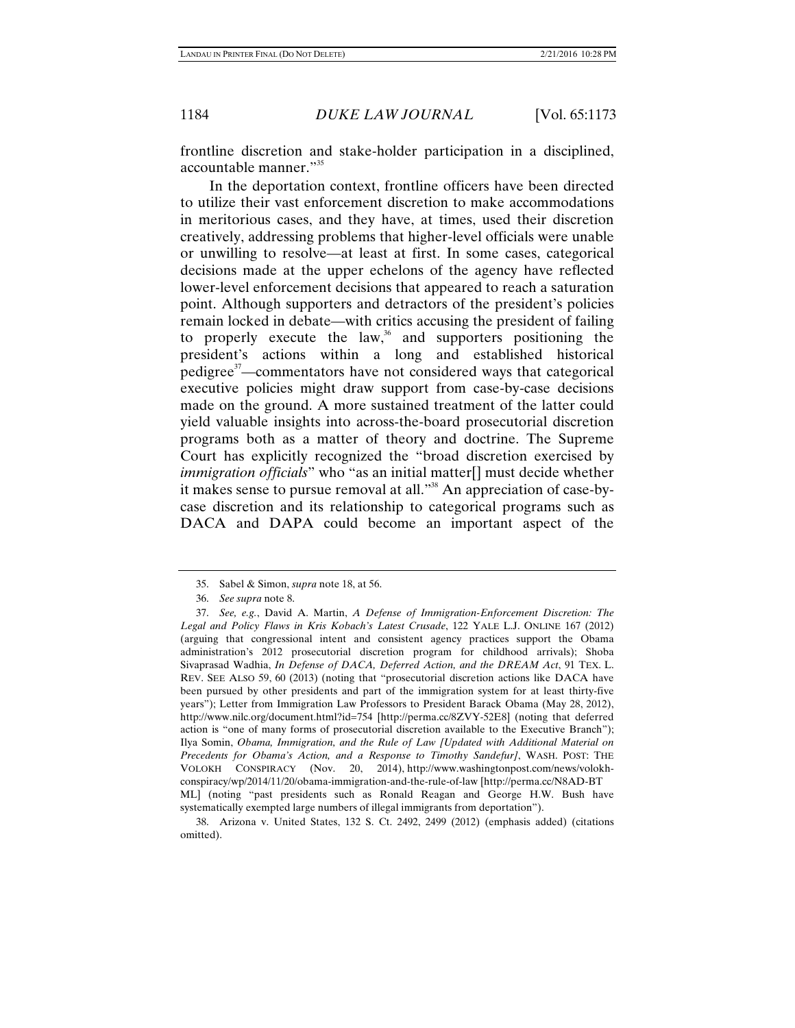frontline discretion and stake-holder participation in a disciplined, accountable manner."[35]

In the deportation context, frontline officers have been directed to utilize their vast enforcement discretion to make accommodations in meritorious cases, and they have, at times, used their discretion creatively, addressing problems that higher-level officials were unable or unwilling to resolve—at least at first. In some cases, categorical decisions made at the upper echelons of the agency have reflected lower-level enforcement decisions that appeared to reach a saturation point. Although supporters and detractors of the president's policies remain locked in debate—with critics accusing the president of failing to properly execute the law,[36] and supporters positioning the president's actions within a long and established historical pedigree[37]—commentators have not considered ways that categorical executive policies might draw support from case-by-case decisions made on the ground. A more sustained treatment of the latter could yield valuable insights into across-the-board prosecutorial discretion programs both as a matter of theory and doctrine. The Supreme Court has explicitly recognized the "broad discretion exercised by *immigration officials*" who "as an initial matter[] must decide whether it makes sense to pursue removal at all."[38] An appreciation of case-by-case discretion and its relationship to categorical programs such as DACA and DAPA could become an important aspect of the

---

35. Sabel & Simon, *supra* note 18, at 56.

36. *See supra* note 8.

37. *See, e.g.*, David A. Martin, *A Defense of Immigration-Enforcement Discretion: The Legal and Policy Flaws in Kris Kobach's Latest Crusade*, 122 YALE L.J. ONLINE 167 (2012) (arguing that congressional intent and consistent agency practices support the Obama administration's 2012 prosecutorial discretion program for childhood arrivals); Shoba Sivaprasad Wadhia, *In Defense of DACA, Deferred Action, and the DREAM Act*, 91 TEX. L. REV. SEE ALSO 59, 60 (2013) (noting that "prosecutorial discretion actions like DACA have been pursued by other presidents and part of the immigration system for at least thirty-five years"); Letter from Immigration Law Professors to President Barack Obama (May 28, 2012), http://www.nilc.org/document.html?id=754 [http://perma.cc/8ZVY-52E8] (noting that deferred action is "one of many forms of prosecutorial discretion available to the Executive Branch"); Ilya Somin, *Obama, Immigration, and the Rule of Law [Updated with Additional Material on Precedents for Obama's Action, and a Response to Timothy Sandefur]*, WASH. POST: THE VOLOKH CONSPIRACY (Nov. 20, 2014), http://www.washingtonpost.com/news/volokh-conspiracy/wp/2014/11/20/obama-immigration-and-the-rule-of-law [http://perma.cc/N8AD-BTML] (noting "past presidents such as Ronald Reagan and George H.W. Bush have systematically exempted large numbers of illegal immigrants from deportation").

38. Arizona v. United States, 132 S. Ct. 2492, 2499 (2012) (emphasis added) (citations omitted).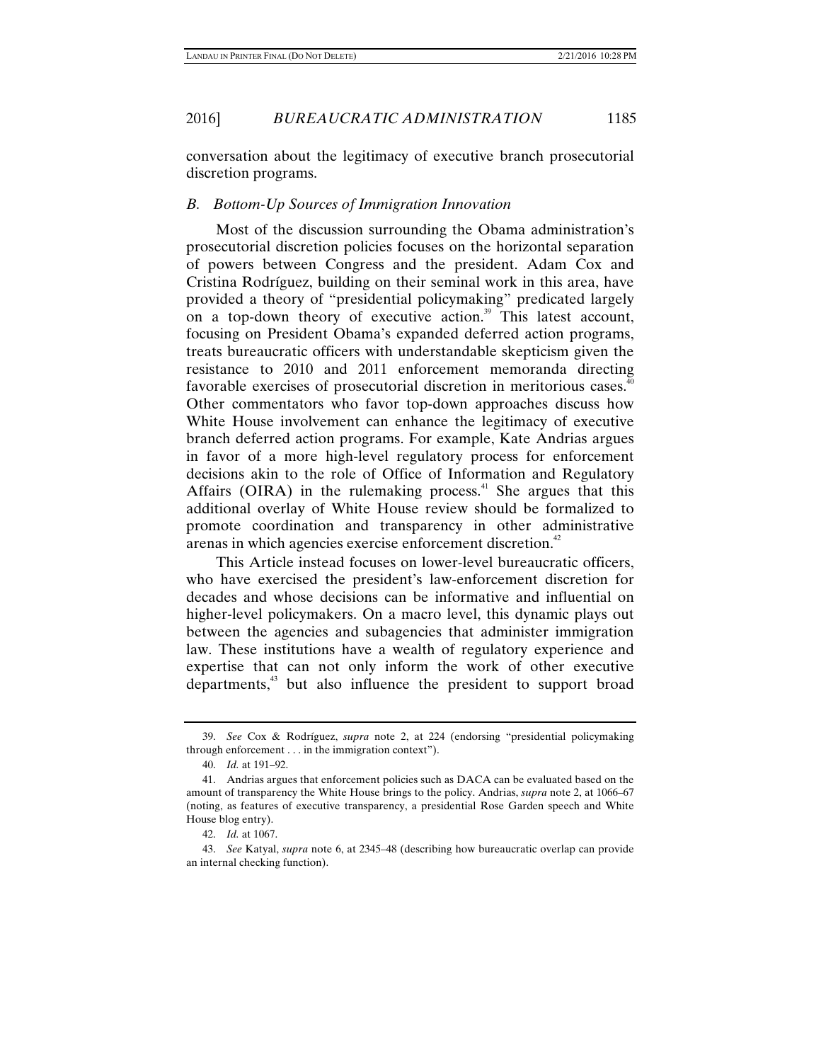conversation about the legitimacy of executive branch prosecutorial discretion programs.

### *B. Bottom-Up Sources of Immigration Innovation*

Most of the discussion surrounding the Obama administration's prosecutorial discretion policies focuses on the horizontal separation of powers between Congress and the president. Adam Cox and Cristina Rodríguez, building on their seminal work in this area, have provided a theory of "presidential policymaking" predicated largely on a top-down theory of executive action.[39] This latest account, focusing on President Obama's expanded deferred action programs, treats bureaucratic officers with understandable skepticism given the resistance to 2010 and 2011 enforcement memoranda directing favorable exercises of prosecutorial discretion in meritorious cases.[40] Other commentators who favor top-down approaches discuss how White House involvement can enhance the legitimacy of executive branch deferred action programs. For example, Kate Andrias argues in favor of a more high-level regulatory process for enforcement decisions akin to the role of Office of Information and Regulatory Affairs (OIRA) in the rulemaking process.[41] She argues that this additional overlay of White House review should be formalized to promote coordination and transparency in other administrative arenas in which agencies exercise enforcement discretion.[42]

This Article instead focuses on lower-level bureaucratic officers, who have exercised the president's law-enforcement discretion for decades and whose decisions can be informative and influential on higher-level policymakers. On a macro level, this dynamic plays out between the agencies and subagencies that administer immigration law. These institutions have a wealth of regulatory experience and expertise that can not only inform the work of other executive departments,[43] but also influence the president to support broad

---

39. *See* Cox & Rodríguez, *supra* note 2, at 224 (endorsing "presidential policymaking through enforcement . . . in the immigration context").

40. *Id.* at 191–92.

41. Andrias argues that enforcement policies such as DACA can be evaluated based on the amount of transparency the White House brings to the policy. Andrias, *supra* note 2, at 1066–67 (noting, as features of executive transparency, a presidential Rose Garden speech and White House blog entry).

42. *Id.* at 1067.

43. *See* Katyal, *supra* note 6, at 2345–48 (describing how bureaucratic overlap can provide an internal checking function).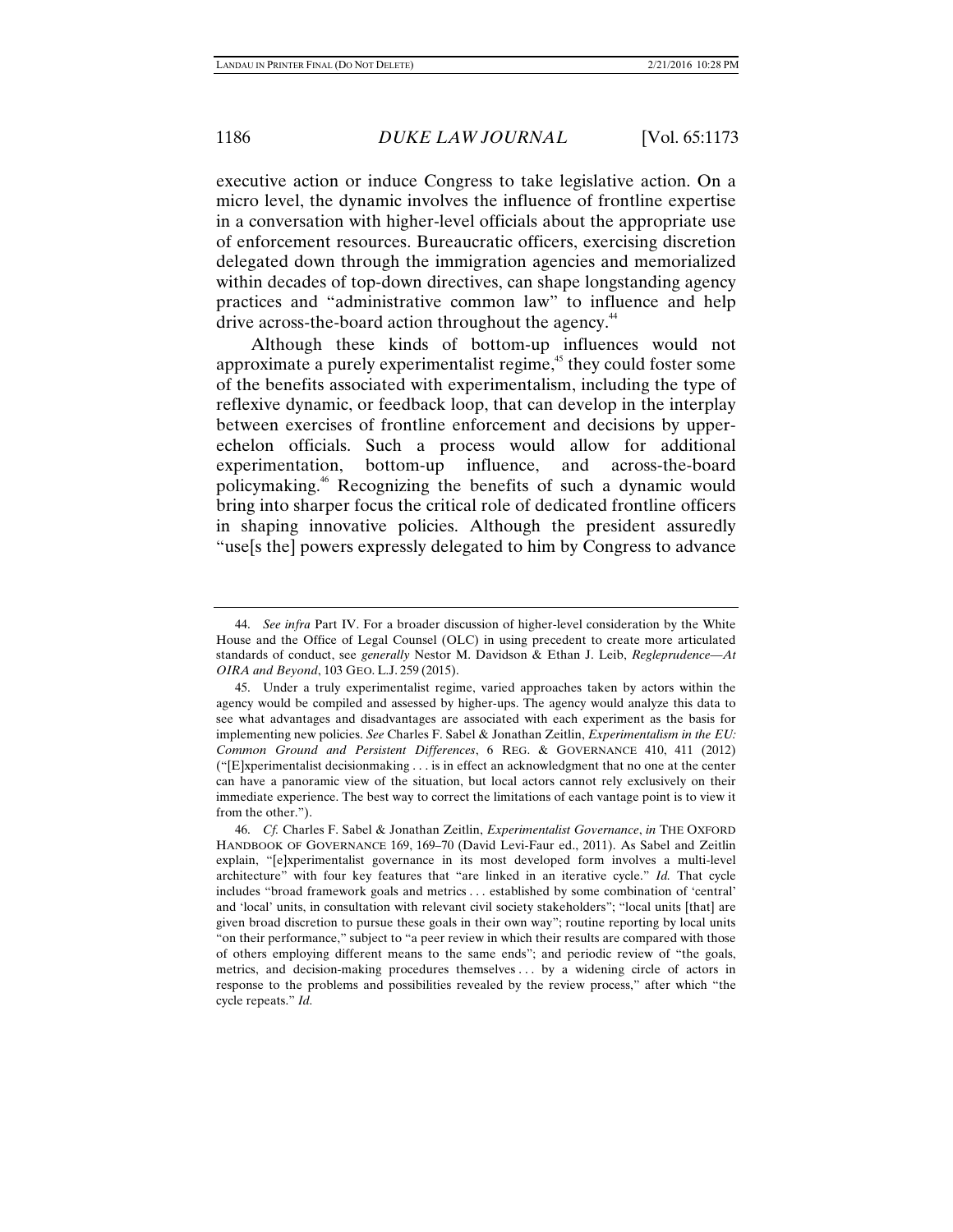executive action or induce Congress to take legislative action. On a micro level, the dynamic involves the influence of frontline expertise in a conversation with higher-level officials about the appropriate use of enforcement resources. Bureaucratic officers, exercising discretion delegated down through the immigration agencies and memorialized within decades of top-down directives, can shape longstanding agency practices and "administrative common law" to influence and help drive across-the-board action throughout the agency.[44]

Although these kinds of bottom-up influences would not approximate a purely experimentalist regime,[45] they could foster some of the benefits associated with experimentalism, including the type of reflexive dynamic, or feedback loop, that can develop in the interplay between exercises of frontline enforcement and decisions by upper-echelon officials. Such a process would allow for additional experimentation, bottom-up influence, and across-the-board policymaking.[46] Recognizing the benefits of such a dynamic would bring into sharper focus the critical role of dedicated frontline officers in shaping innovative policies. Although the president assuredly "use[s the] powers expressly delegated to him by Congress to advance

---

44. *See infra* Part IV. For a broader discussion of higher-level consideration by the White House and the Office of Legal Counsel (OLC) in using precedent to create more articulated standards of conduct, see *generally* Nestor M. Davidson & Ethan J. Leib, *Regleprudence—At OIRA and Beyond*, 103 GEO. L.J. 259 (2015).

45. Under a truly experimentalist regime, varied approaches taken by actors within the agency would be compiled and assessed by higher-ups. The agency would analyze this data to see what advantages and disadvantages are associated with each experiment as the basis for implementing new policies. *See* Charles F. Sabel & Jonathan Zeitlin, *Experimentalism in the EU: Common Ground and Persistent Differences*, 6 REG. & GOVERNANCE 410, 411 (2012) ("[E]xperimentalist decisionmaking . . . is in effect an acknowledgment that no one at the center can have a panoramic view of the situation, but local actors cannot rely exclusively on their immediate experience. The best way to correct the limitations of each vantage point is to view it from the other.").

46. *Cf.* Charles F. Sabel & Jonathan Zeitlin, *Experimentalist Governance*, *in* THE OXFORD HANDBOOK OF GOVERNANCE 169, 169–70 (David Levi-Faur ed., 2011). As Sabel and Zeitlin explain, "[e]xperimentalist governance in its most developed form involves a multi-level architecture" with four key features that "are linked in an iterative cycle." *Id.* That cycle includes "broad framework goals and metrics . . . established by some combination of 'central' and 'local' units, in consultation with relevant civil society stakeholders"; "local units [that] are given broad discretion to pursue these goals in their own way"; routine reporting by local units "on their performance," subject to "a peer review in which their results are compared with those of others employing different means to the same ends"; and periodic review of "the goals, metrics, and decision-making procedures themselves . . . by a widening circle of actors in response to the problems and possibilities revealed by the review process," after which "the cycle repeats." *Id.*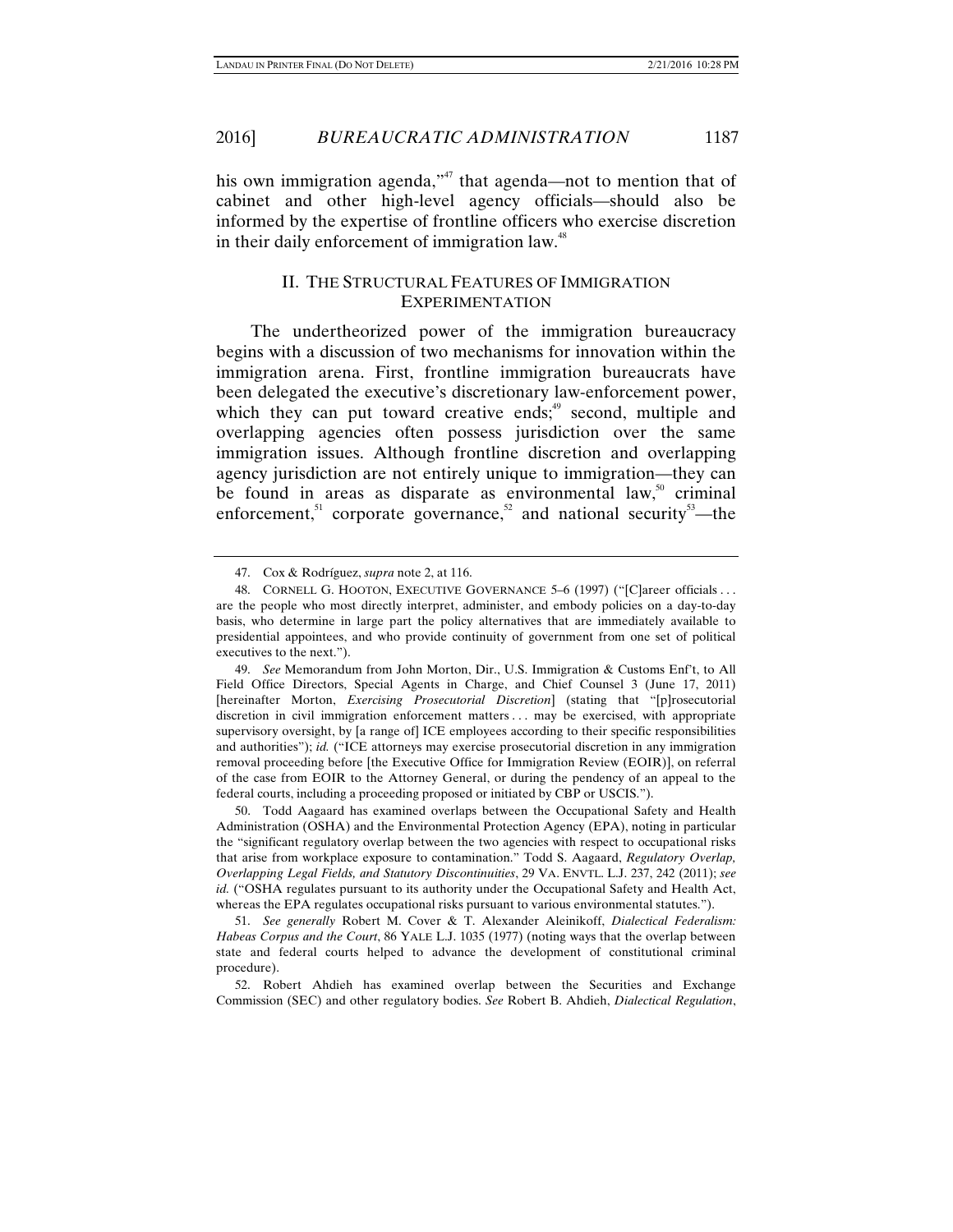his own immigration agenda,"[47] that agenda—not to mention that of cabinet and other high-level agency officials—should also be informed by the expertise of frontline officers who exercise discretion in their daily enforcement of immigration law.[48]

## II. THE STRUCTURAL FEATURES OF IMMIGRATION EXPERIMENTATION

The undertheorized power of the immigration bureaucracy begins with a discussion of two mechanisms for innovation within the immigration arena. First, frontline immigration bureaucrats have been delegated the executive's discretionary law-enforcement power, which they can put toward creative ends;[49] second, multiple and overlapping agencies often possess jurisdiction over the same immigration issues. Although frontline discretion and overlapping agency jurisdiction are not entirely unique to immigration—they can be found in areas as disparate as environmental law,[50] criminal enforcement,[51] corporate governance,[52] and national security[53]—the

---

47. Cox & Rodríguez, *supra* note 2, at 116.

48. CORNELL G. HOOTON, EXECUTIVE GOVERNANCE 5–6 (1997) ("[C]areer officials . . . are the people who most directly interpret, administer, and embody policies on a day-to-day basis, who determine in large part the policy alternatives that are immediately available to presidential appointees, and who provide continuity of government from one set of political executives to the next.").

49. *See* Memorandum from John Morton, Dir., U.S. Immigration & Customs Enf't, to All Field Office Directors, Special Agents in Charge, and Chief Counsel 3 (June 17, 2011) [hereinafter Morton, *Exercising Prosecutorial Discretion*] (stating that "[p]rosecutorial discretion in civil immigration enforcement matters . . . may be exercised, with appropriate supervisory oversight, by [a range of] ICE employees according to their specific responsibilities and authorities"); *id.* ("ICE attorneys may exercise prosecutorial discretion in any immigration removal proceeding before [the Executive Office for Immigration Review (EOIR)], on referral of the case from EOIR to the Attorney General, or during the pendency of an appeal to the federal courts, including a proceeding proposed or initiated by CBP or USCIS.").

50. Todd Aagaard has examined overlaps between the Occupational Safety and Health Administration (OSHA) and the Environmental Protection Agency (EPA), noting in particular the "significant regulatory overlap between the two agencies with respect to occupational risks that arise from workplace exposure to contamination." Todd S. Aagaard, *Regulatory Overlap, Overlapping Legal Fields, and Statutory Discontinuities*, 29 VA. ENVTL. L.J. 237, 242 (2011); *see id.* ("OSHA regulates pursuant to its authority under the Occupational Safety and Health Act, whereas the EPA regulates occupational risks pursuant to various environmental statutes.").

51. *See generally* Robert M. Cover & T. Alexander Aleinikoff, *Dialectical Federalism: Habeas Corpus and the Court*, 86 YALE L.J. 1035 (1977) (noting ways that the overlap between state and federal courts helped to advance the development of constitutional criminal procedure).

52. Robert Ahdieh has examined overlap between the Securities and Exchange Commission (SEC) and other regulatory bodies. *See* Robert B. Ahdieh, *Dialectical Regulation*,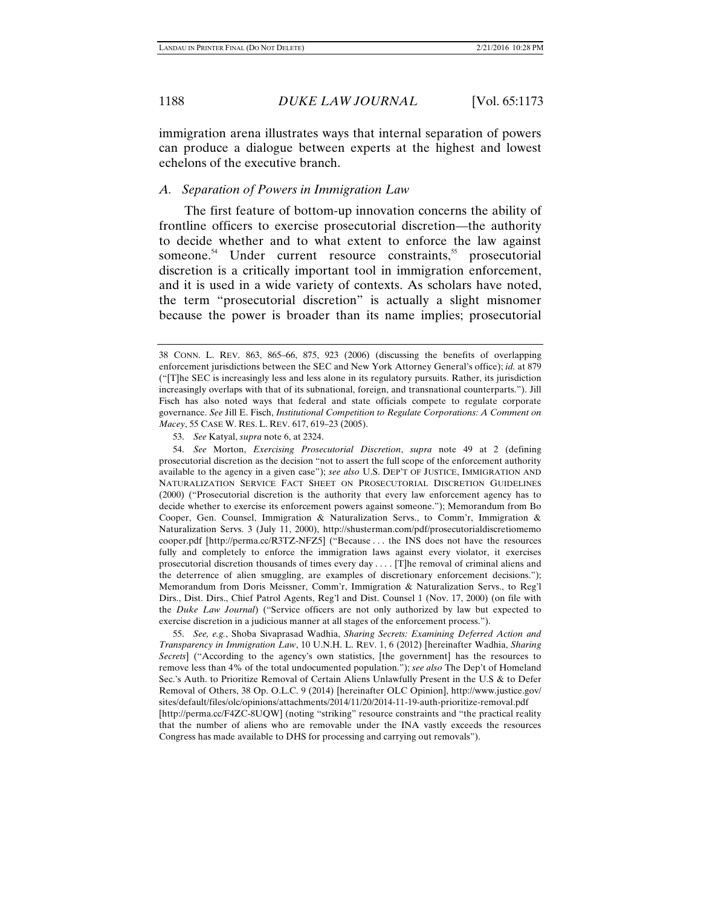immigration arena illustrates ways that internal separation of powers can produce a dialogue between experts at the highest and lowest echelons of the executive branch.

### *A. Separation of Powers in Immigration Law*

The first feature of bottom-up innovation concerns the ability of frontline officers to exercise prosecutorial discretion—the authority to decide whether and to what extent to enforce the law against someone.[54] Under current resource constraints,[55] prosecutorial discretion is a critically important tool in immigration enforcement, and it is used in a wide variety of contexts. As scholars have noted, the term "prosecutorial discretion" is actually a slight misnomer because the power is broader than its name implies; prosecutorial

---

38 CONN. L. REV. 863, 865–66, 875, 923 (2006) (discussing the benefits of overlapping enforcement jurisdictions between the SEC and New York Attorney General's office); *id.* at 879 ("[T]he SEC is increasingly less and less alone in its regulatory pursuits. Rather, its jurisdiction increasingly overlaps with that of its subnational, foreign, and transnational counterparts."). Jill Fisch has also noted ways that federal and state officials compete to regulate corporate governance. *See* Jill E. Fisch, *Institutional Competition to Regulate Corporations: A Comment on Macey*, 55 CASE W. RES. L. REV. 617, 619–23 (2005).

53. *See* Katyal, *supra* note 6, at 2324.

54. *See* Morton, *Exercising Prosecutorial Discretion*, *supra* note 49 at 2 (defining prosecutorial discretion as the decision "not to assert the full scope of the enforcement authority available to the agency in a given case"); *see also* U.S. DEP'T OF JUSTICE, IMMIGRATION AND NATURALIZATION SERVICE FACT SHEET ON PROSECUTORIAL DISCRETION GUIDELINES (2000) ("Prosecutorial discretion is the authority that every law enforcement agency has to decide whether to exercise its enforcement powers against someone."); Memorandum from Bo Cooper, Gen. Counsel, Immigration & Naturalization Servs., to Comm'r, Immigration & Naturalization Servs. 3 (July 11, 2000), http://shusterman.com/pdf/prosecutorialdiscretiomemo cooper.pdf [http://perma.cc/R3TZ-NFZ5] ("Because . . . the INS does not have the resources fully and completely to enforce the immigration laws against every violator, it exercises prosecutorial discretion thousands of times every day . . . . [T]he removal of criminal aliens and the deterrence of alien smuggling, are examples of discretionary enforcement decisions."); Memorandum from Doris Meissner, Comm'r, Immigration & Naturalization Servs., to Reg'l Dirs., Dist. Dirs., Chief Patrol Agents, Reg'l and Dist. Counsel 1 (Nov. 17, 2000) (on file with the *Duke Law Journal*) ("Service officers are not only authorized by law but expected to exercise discretion in a judicious manner at all stages of the enforcement process.").

55. *See, e.g.*, Shoba Sivaprasad Wadhia, *Sharing Secrets: Examining Deferred Action and Transparency in Immigration Law*, 10 U.N.H. L. REV. 1, 6 (2012) [hereinafter Wadhia, *Sharing Secrets*] ("According to the agency's own statistics, [the government] has the resources to remove less than 4% of the total undocumented population."); *see also* The Dep't of Homeland Sec.'s Auth. to Prioritize Removal of Certain Aliens Unlawfully Present in the U.S & to Defer Removal of Others, 38 Op. O.L.C. 9 (2014) [hereinafter OLC Opinion], http://www.justice.gov/sites/default/files/olc/opinions/attachments/2014/11/20/2014-11-19-auth-prioritize-removal.pdf [http://perma.cc/F4ZC-8UQW] (noting "striking" resource constraints and "the practical reality that the number of aliens who are removable under the INA vastly exceeds the resources Congress has made available to DHS for processing and carrying out removals").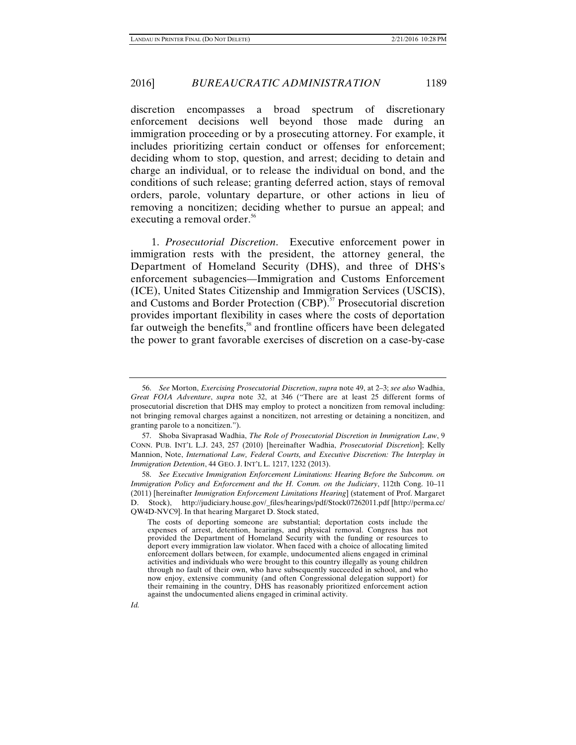discretion encompasses a broad spectrum of discretionary enforcement decisions well beyond those made during an immigration proceeding or by a prosecuting attorney. For example, it includes prioritizing certain conduct or offenses for enforcement; deciding whom to stop, question, and arrest; deciding to detain and charge an individual, or to release the individual on bond, and the conditions of such release; granting deferred action, stays of removal orders, parole, voluntary departure, or other actions in lieu of removing a noncitizen; deciding whether to pursue an appeal; and executing a removal order.[56]

1. *Prosecutorial Discretion*. Executive enforcement power in immigration rests with the president, the attorney general, the Department of Homeland Security (DHS), and three of DHS's enforcement subagencies—Immigration and Customs Enforcement (ICE), United States Citizenship and Immigration Services (USCIS), and Customs and Border Protection (CBP).[57] Prosecutorial discretion provides important flexibility in cases where the costs of deportation far outweigh the benefits,[58] and frontline officers have been delegated the power to grant favorable exercises of discretion on a case-by-case

---

56. *See* Morton, *Exercising Prosecutorial Discretion*, *supra* note 49, at 2–3; *see also* Wadhia, *Great FOIA Adventure*, *supra* note 32, at 346 ("There are at least 25 different forms of prosecutorial discretion that DHS may employ to protect a noncitizen from removal including: not bringing removal charges against a noncitizen, not arresting or detaining a noncitizen, and granting parole to a noncitizen.").

57. Shoba Sivaprasad Wadhia, *The Role of Prosecutorial Discretion in Immigration Law*, 9 CONN. PUB. INT'L L.J. 243, 257 (2010) [hereinafter Wadhia, *Prosecutorial Discretion*]; Kelly Mannion, Note, *International Law, Federal Courts, and Executive Discretion: The Interplay in Immigration Detention*, 44 GEO. J. INT'L L. 1217, 1232 (2013).

58. *See Executive Immigration Enforcement Limitations: Hearing Before the Subcomm. on Immigration Policy and Enforcement and the H. Comm. on the Judiciary*, 112th Cong. 10–11 (2011) [hereinafter *Immigration Enforcement Limitations Hearing*] (statement of Prof. Margaret D. Stock), http://judiciary.house.gov/_files/hearings/pdf/Stock07262011.pdf [http://perma.cc/QW4D-NVC9]. In that hearing Margaret D. Stock stated,

> The costs of deporting someone are substantial; deportation costs include the expenses of arrest, detention, hearings, and physical removal. Congress has not provided the Department of Homeland Security with the funding or resources to deport every immigration law violator. When faced with a choice of allocating limited enforcement dollars between, for example, undocumented aliens engaged in criminal activities and individuals who were brought to this country illegally as young children through no fault of their own, who have subsequently succeeded in school, and who now enjoy, extensive community (and often Congressional delegation support) for their remaining in the country, DHS has reasonably prioritized enforcement action against the undocumented aliens engaged in criminal activity.

*Id.*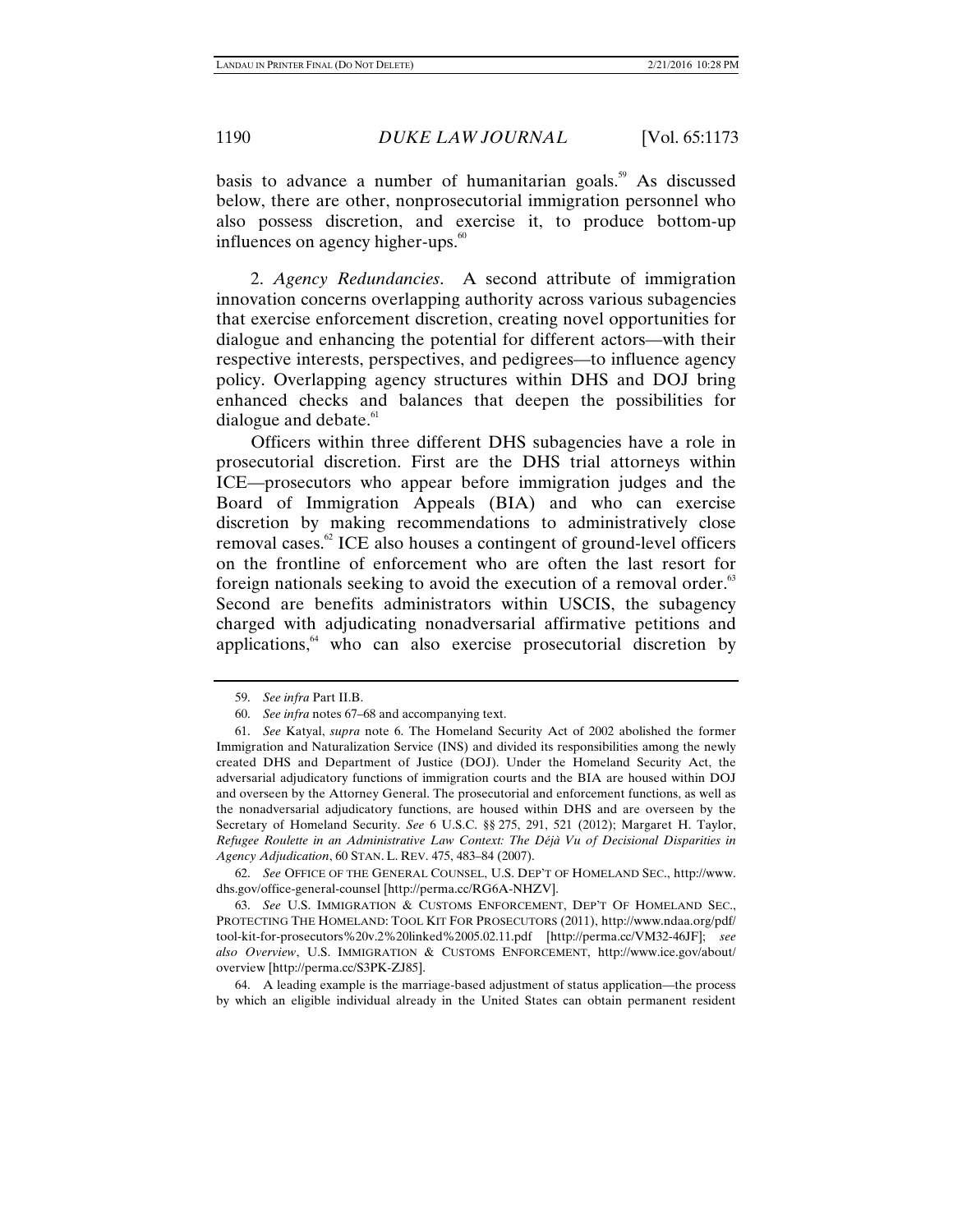basis to advance a number of humanitarian goals.[59] As discussed below, there are other, nonprosecutorial immigration personnel who also possess discretion, and exercise it, to produce bottom-up influences on agency higher-ups.[60]

2. *Agency Redundancies*. A second attribute of immigration innovation concerns overlapping authority across various subagencies that exercise enforcement discretion, creating novel opportunities for dialogue and enhancing the potential for different actors—with their respective interests, perspectives, and pedigrees—to influence agency policy. Overlapping agency structures within DHS and DOJ bring enhanced checks and balances that deepen the possibilities for dialogue and debate.[61]

Officers within three different DHS subagencies have a role in prosecutorial discretion. First are the DHS trial attorneys within ICE—prosecutors who appear before immigration judges and the Board of Immigration Appeals (BIA) and who can exercise discretion by making recommendations to administratively close removal cases.[62] ICE also houses a contingent of ground-level officers on the frontline of enforcement who are often the last resort for foreign nationals seeking to avoid the execution of a removal order.[63] Second are benefits administrators within USCIS, the subagency charged with adjudicating nonadversarial affirmative petitions and applications,[64] who can also exercise prosecutorial discretion by

---

59. *See infra* Part II.B.

60. *See infra* notes 67–68 and accompanying text.

61. *See* Katyal, *supra* note 6. The Homeland Security Act of 2002 abolished the former Immigration and Naturalization Service (INS) and divided its responsibilities among the newly created DHS and Department of Justice (DOJ). Under the Homeland Security Act, the adversarial adjudicatory functions of immigration courts and the BIA are housed within DOJ and overseen by the Attorney General. The prosecutorial and enforcement functions, as well as the nonadversarial adjudicatory functions, are housed within DHS and are overseen by the Secretary of Homeland Security. *See* 6 U.S.C. §§ 275, 291, 521 (2012); Margaret H. Taylor, *Refugee Roulette in an Administrative Law Context: The Déjà Vu of Decisional Disparities in Agency Adjudication*, 60 STAN. L. REV. 475, 483–84 (2007).

62. *See* OFFICE OF THE GENERAL COUNSEL, U.S. DEP'T OF HOMELAND SEC., http://www.dhs.gov/office-general-counsel [http://perma.cc/RG6A-NHZV].

63. *See* U.S. IMMIGRATION & CUSTOMS ENFORCEMENT, DEP'T OF HOMELAND SEC., PROTECTING THE HOMELAND: TOOL KIT FOR PROSECUTORS (2011), http://www.ndaa.org/pdf/tool-kit-for-prosecutors%20v.2%20linked%2005.02.11.pdf [http://perma.cc/VM32-46JF]; *see also Overview*, U.S. IMMIGRATION & CUSTOMS ENFORCEMENT, http://www.ice.gov/about/overview [http://perma.cc/S3PK-ZJ85].

64. A leading example is the marriage-based adjustment of status application—the process by which an eligible individual already in the United States can obtain permanent resident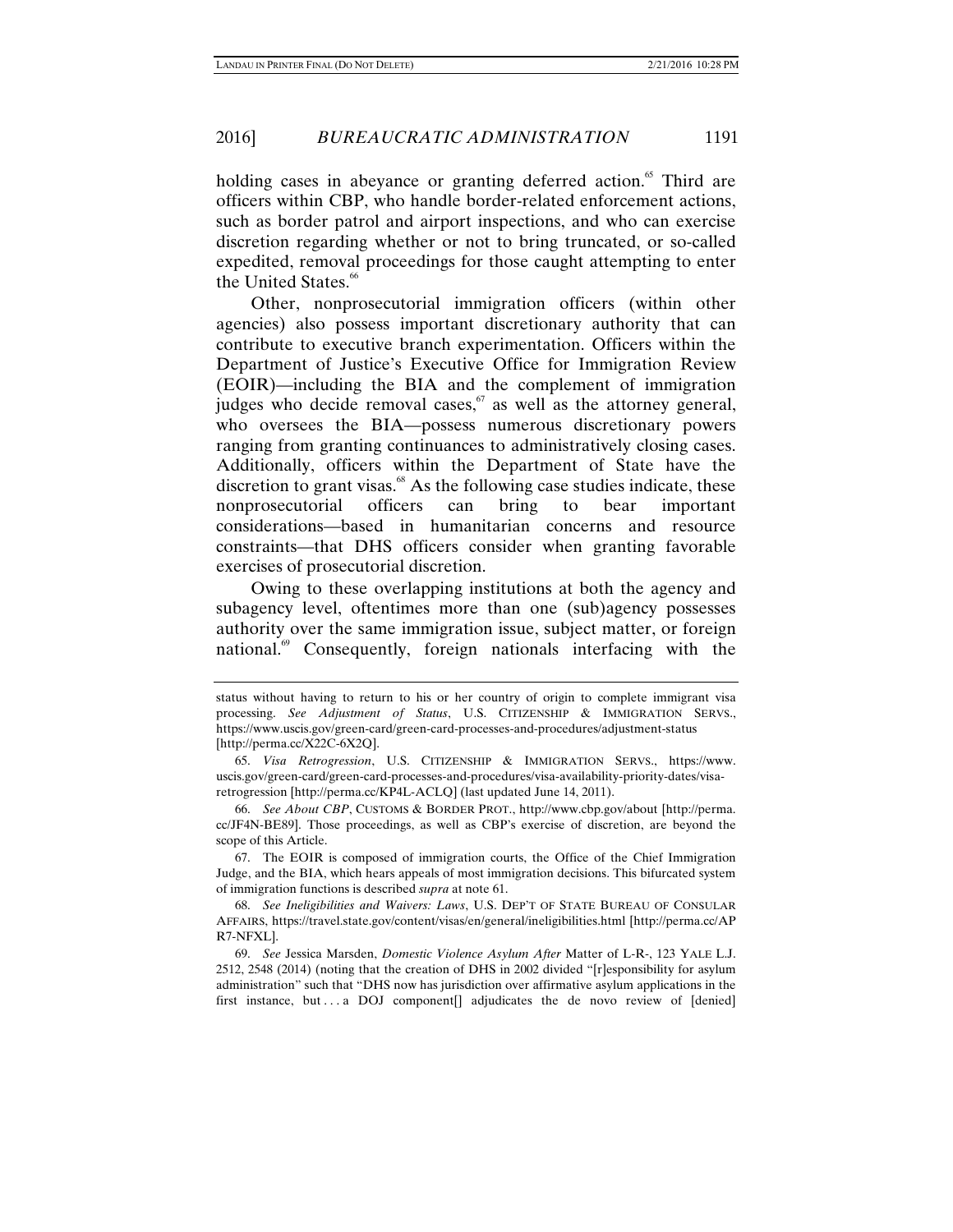holding cases in abeyance or granting deferred action.[65] Third are officers within CBP, who handle border-related enforcement actions, such as border patrol and airport inspections, and who can exercise discretion regarding whether or not to bring truncated, or so-called expedited, removal proceedings for those caught attempting to enter the United States.[66]

Other, nonprosecutorial immigration officers (within other agencies) also possess important discretionary authority that can contribute to executive branch experimentation. Officers within the Department of Justice's Executive Office for Immigration Review (EOIR)—including the BIA and the complement of immigration judges who decide removal cases,[67] as well as the attorney general, who oversees the BIA—possess numerous discretionary powers ranging from granting continuances to administratively closing cases. Additionally, officers within the Department of State have the discretion to grant visas.[68] As the following case studies indicate, these nonprosecutorial officers can bring to bear important considerations—based in humanitarian concerns and resource constraints—that DHS officers consider when granting favorable exercises of prosecutorial discretion.

Owing to these overlapping institutions at both the agency and subagency level, oftentimes more than one (sub)agency possesses authority over the same immigration issue, subject matter, or foreign national.[69] Consequently, foreign nationals interfacing with the

---

status without having to return to his or her country of origin to complete immigrant visa processing. *See Adjustment of Status*, U.S. CITIZENSHIP & IMMIGRATION SERVS., https://www.uscis.gov/green-card/green-card-processes-and-procedures/adjustment-status [http://perma.cc/X22C-6X2Q].

65. *Visa Retrogression*, U.S. CITIZENSHIP & IMMIGRATION SERVS., https://www.uscis.gov/green-card/green-card-processes-and-procedures/visa-availability-priority-dates/visa-retrogression [http://perma.cc/KP4L-ACLQ] (last updated June 14, 2011).

66. *See About CBP*, CUSTOMS & BORDER PROT., http://www.cbp.gov/about [http://perma.cc/JF4N-BE89]. Those proceedings, as well as CBP's exercise of discretion, are beyond the scope of this Article.

67. The EOIR is composed of immigration courts, the Office of the Chief Immigration Judge, and the BIA, which hears appeals of most immigration decisions. This bifurcated system of immigration functions is described *supra* at note 61.

68. *See Ineligibilities and Waivers: Laws*, U.S. DEP'T OF STATE BUREAU OF CONSULAR AFFAIRS, https://travel.state.gov/content/visas/en/general/ineligibilities.html [http://perma.cc/APR7-NFXL].

69. *See* Jessica Marsden, *Domestic Violence Asylum After* Matter of L-R-, 123 YALE L.J. 2512, 2548 (2014) (noting that the creation of DHS in 2002 divided "[r]esponsibility for asylum administration" such that "DHS now has jurisdiction over affirmative asylum applications in the first instance, but . . . a DOJ component[] adjudicates the de novo review of [denied]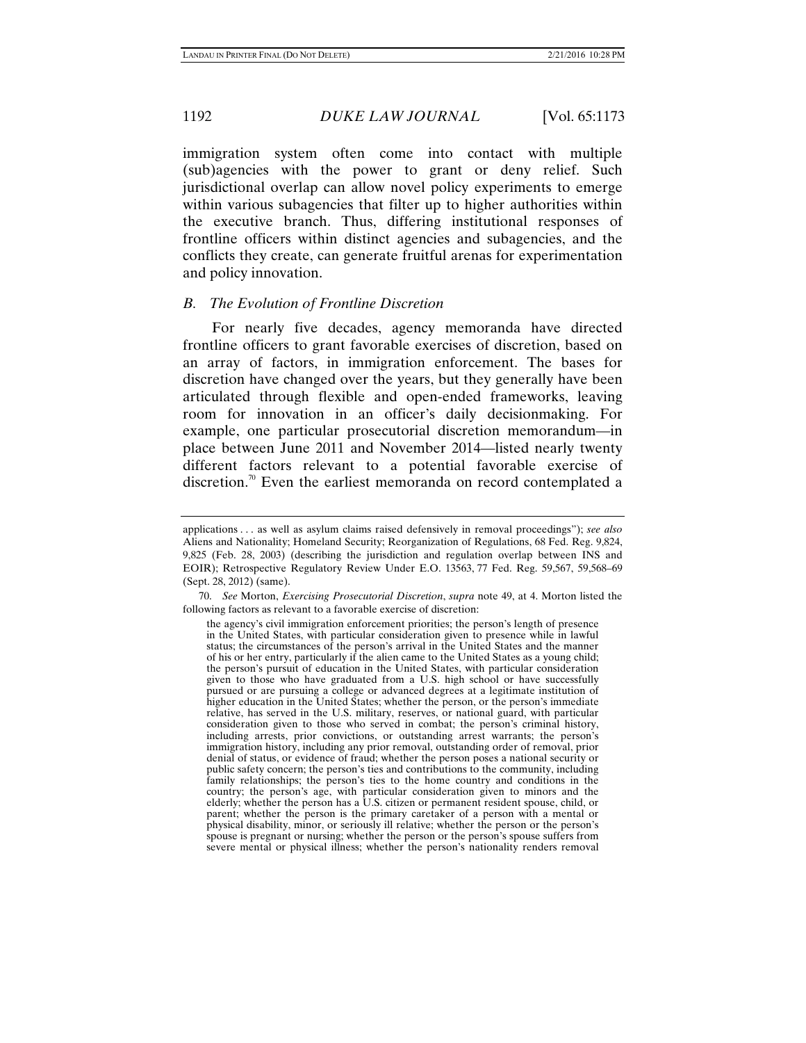immigration system often come into contact with multiple (sub)agencies with the power to grant or deny relief. Such jurisdictional overlap can allow novel policy experiments to emerge within various subagencies that filter up to higher authorities within the executive branch. Thus, differing institutional responses of frontline officers within distinct agencies and subagencies, and the conflicts they create, can generate fruitful arenas for experimentation and policy innovation.

### *B. The Evolution of Frontline Discretion*

For nearly five decades, agency memoranda have directed frontline officers to grant favorable exercises of discretion, based on an array of factors, in immigration enforcement. The bases for discretion have changed over the years, but they generally have been articulated through flexible and open-ended frameworks, leaving room for innovation in an officer's daily decisionmaking. For example, one particular prosecutorial discretion memorandum—in place between June 2011 and November 2014—listed nearly twenty different factors relevant to a potential favorable exercise of discretion.[70] Even the earliest memoranda on record contemplated a

---

applications . . . as well as asylum claims raised defensively in removal proceedings"); *see also* Aliens and Nationality; Homeland Security; Reorganization of Regulations, 68 Fed. Reg. 9,824, 9,825 (Feb. 28, 2003) (describing the jurisdiction and regulation overlap between INS and EOIR); Retrospective Regulatory Review Under E.O. 13563, 77 Fed. Reg. 59,567, 59,568–69 (Sept. 28, 2012) (same).

70. *See* Morton, *Exercising Prosecutorial Discretion*, *supra* note 49, at 4. Morton listed the following factors as relevant to a favorable exercise of discretion:

> the agency's civil immigration enforcement priorities; the person's length of presence in the United States, with particular consideration given to presence while in lawful status; the circumstances of the person's arrival in the United States and the manner of his or her entry, particularly if the alien came to the United States as a young child; the person's pursuit of education in the United States, with particular consideration given to those who have graduated from a U.S. high school or have successfully pursued or are pursuing a college or advanced degrees at a legitimate institution of higher education in the United States; whether the person, or the person's immediate relative, has served in the U.S. military, reserves, or national guard, with particular consideration given to those who served in combat; the person's criminal history, including arrests, prior convictions, or outstanding arrest warrants; the person's immigration history, including any prior removal, outstanding order of removal, prior denial of status, or evidence of fraud; whether the person poses a national security or public safety concern; the person's ties and contributions to the community, including family relationships; the person's ties to the home country and conditions in the country; the person's age, with particular consideration given to minors and the elderly; whether the person has a U.S. citizen or permanent resident spouse, child, or parent; whether the person is the primary caretaker of a person with a mental or physical disability, minor, or seriously ill relative; whether the person or the person's spouse is pregnant or nursing; whether the person or the person's spouse suffers from severe mental or physical illness; whether the person's nationality renders removal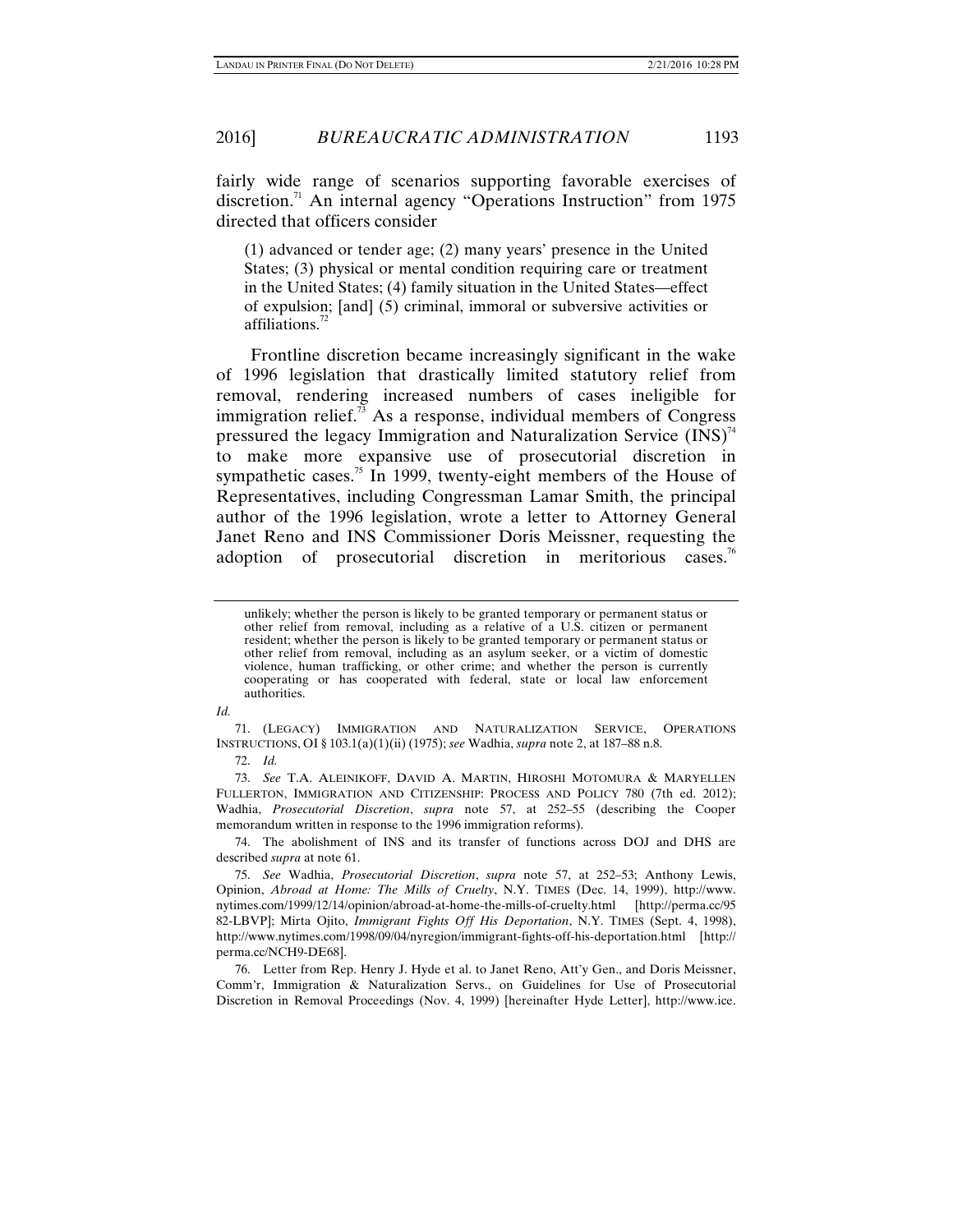fairly wide range of scenarios supporting favorable exercises of discretion.[71] An internal agency "Operations Instruction" from 1975 directed that officers consider

> (1) advanced or tender age; (2) many years' presence in the United States; (3) physical or mental condition requiring care or treatment in the United States; (4) family situation in the United States—effect of expulsion; [and] (5) criminal, immoral or subversive activities or affiliations.[72]

Frontline discretion became increasingly significant in the wake of 1996 legislation that drastically limited statutory relief from removal, rendering increased numbers of cases ineligible for immigration relief.[73] As a response, individual members of Congress pressured the legacy Immigration and Naturalization Service (INS)[74] to make more expansive use of prosecutorial discretion in sympathetic cases.[75] In 1999, twenty-eight members of the House of Representatives, including Congressman Lamar Smith, the principal author of the 1996 legislation, wrote a letter to Attorney General Janet Reno and INS Commissioner Doris Meissner, requesting the adoption of prosecutorial discretion in meritorious cases.[76]

---

> unlikely; whether the person is likely to be granted temporary or permanent status or other relief from removal, including as a relative of a U.S. citizen or permanent resident; whether the person is likely to be granted temporary or permanent status or other relief from removal, including as an asylum seeker, or a victim of domestic violence, human trafficking, or other crime; and whether the person is currently cooperating or has cooperated with federal, state or local law enforcement authorities.

*Id.*

71. (LEGACY) IMMIGRATION AND NATURALIZATION SERVICE, OPERATIONS INSTRUCTIONS, OI § 103.1(a)(1)(ii) (1975); *see* Wadhia, *supra* note 2, at 187–88 n.8.

72. *Id.*

73. *See* T.A. ALEINIKOFF, DAVID A. MARTIN, HIROSHI MOTOMURA & MARYELLEN FULLERTON, IMMIGRATION AND CITIZENSHIP: PROCESS AND POLICY 780 (7th ed. 2012); Wadhia, *Prosecutorial Discretion*, *supra* note 57, at 252–55 (describing the Cooper memorandum written in response to the 1996 immigration reforms).

74. The abolishment of INS and its transfer of functions across DOJ and DHS are described *supra* at note 61.

75. *See* Wadhia, *Prosecutorial Discretion*, *supra* note 57, at 252–53; Anthony Lewis, Opinion, *Abroad at Home: The Mills of Cruelty*, N.Y. TIMES (Dec. 14, 1999), http://www.nytimes.com/1999/12/14/opinion/abroad-at-home-the-mills-of-cruelty.html [http://perma.cc/9582-LBVP]; Mirta Ojito, *Immigrant Fights Off His Deportation*, N.Y. TIMES (Sept. 4, 1998), http://www.nytimes.com/1998/09/04/nyregion/immigrant-fights-off-his-deportation.html [http://perma.cc/NCH9-DE68].

76. Letter from Rep. Henry J. Hyde et al. to Janet Reno, Att'y Gen., and Doris Meissner, Comm'r, Immigration & Naturalization Servs., on Guidelines for Use of Prosecutorial Discretion in Removal Proceedings (Nov. 4, 1999) [hereinafter Hyde Letter], http://www.ice.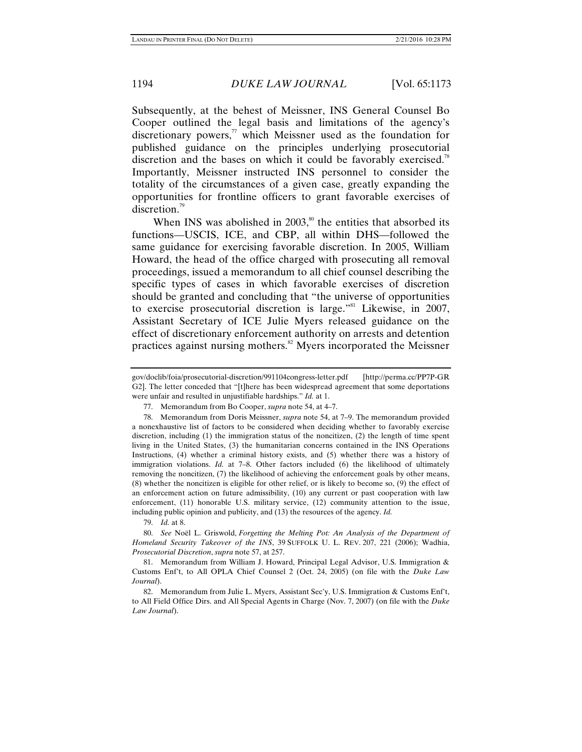Subsequently, at the behest of Meissner, INS General Counsel Bo Cooper outlined the legal basis and limitations of the agency's discretionary powers,[77] which Meissner used as the foundation for published guidance on the principles underlying prosecutorial discretion and the bases on which it could be favorably exercised.[78] Importantly, Meissner instructed INS personnel to consider the totality of the circumstances of a given case, greatly expanding the opportunities for frontline officers to grant favorable exercises of discretion.[79]

When INS was abolished in 2003,[80] the entities that absorbed its functions—USCIS, ICE, and CBP, all within DHS—followed the same guidance for exercising favorable discretion. In 2005, William Howard, the head of the office charged with prosecuting all removal proceedings, issued a memorandum to all chief counsel describing the specific types of cases in which favorable exercises of discretion should be granted and concluding that "the universe of opportunities to exercise prosecutorial discretion is large."[81] Likewise, in 2007, Assistant Secretary of ICE Julie Myers released guidance on the effect of discretionary enforcement authority on arrests and detention practices against nursing mothers.[82] Myers incorporated the Meissner

---

gov/doclib/foia/prosecutorial-discretion/991104congress-letter.pdf [http://perma.cc/PP7P-GRG2]. The letter conceded that "[t]here has been widespread agreement that some deportations were unfair and resulted in unjustifiable hardships." *Id.* at 1.

77. Memorandum from Bo Cooper, *supra* note 54, at 4–7.

78. Memorandum from Doris Meissner, *supra* note 54, at 7–9. The memorandum provided a nonexhaustive list of factors to be considered when deciding whether to favorably exercise discretion, including (1) the immigration status of the noncitizen, (2) the length of time spent living in the United States, (3) the humanitarian concerns contained in the INS Operations Instructions, (4) whether a criminal history exists, and (5) whether there was a history of immigration violations. *Id.* at 7–8. Other factors included (6) the likelihood of ultimately removing the noncitizen, (7) the likelihood of achieving the enforcement goals by other means, (8) whether the noncitizen is eligible for other relief, or is likely to become so, (9) the effect of an enforcement action on future admissibility, (10) any current or past cooperation with law enforcement, (11) honorable U.S. military service, (12) community attention to the issue, including public opinion and publicity, and (13) the resources of the agency. *Id.*

79. *Id.* at 8.

80. *See* Noël L. Griswold, *Forgetting the Melting Pot: An Analysis of the Department of Homeland Security Takeover of the INS*, 39 SUFFOLK U. L. REV. 207, 221 (2006); Wadhia, *Prosecutorial Discretion*, *supra* note 57, at 257.

81. Memorandum from William J. Howard, Principal Legal Advisor, U.S. Immigration & Customs Enf't, to All OPLA Chief Counsel 2 (Oct. 24, 2005) (on file with the *Duke Law Journal*).

82. Memorandum from Julie L. Myers, Assistant Sec'y, U.S. Immigration & Customs Enf't, to All Field Office Dirs. and All Special Agents in Charge (Nov. 7, 2007) (on file with the *Duke Law Journal*).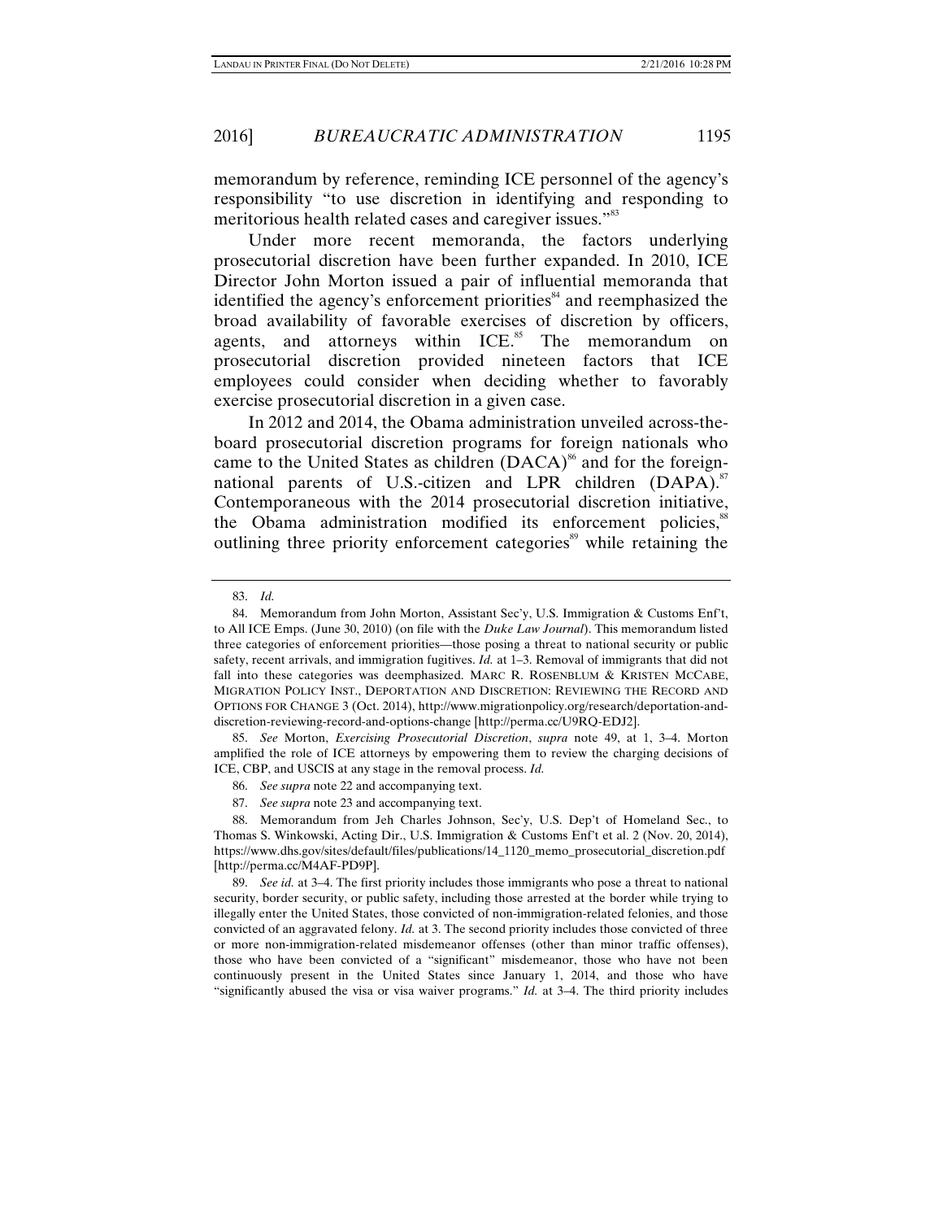memorandum by reference, reminding ICE personnel of the agency's responsibility "to use discretion in identifying and responding to meritorious health related cases and caregiver issues."[83]

Under more recent memoranda, the factors underlying prosecutorial discretion have been further expanded. In 2010, ICE Director John Morton issued a pair of influential memoranda that identified the agency's enforcement priorities[84] and reemphasized the broad availability of favorable exercises of discretion by officers, agents, and attorneys within ICE.[85] The memorandum on prosecutorial discretion provided nineteen factors that ICE employees could consider when deciding whether to favorably exercise prosecutorial discretion in a given case.

In 2012 and 2014, the Obama administration unveiled across-the-board prosecutorial discretion programs for foreign nationals who came to the United States as children (DACA)[86] and for the foreign-national parents of U.S.-citizen and LPR children (DAPA).[87] Contemporaneous with the 2014 prosecutorial discretion initiative, the Obama administration modified its enforcement policies,[88] outlining three priority enforcement categories[89] while retaining the

---

83. *Id.*

84. Memorandum from John Morton, Assistant Sec'y, U.S. Immigration & Customs Enf't, to All ICE Emps. (June 30, 2010) (on file with the *Duke Law Journal*). This memorandum listed three categories of enforcement priorities—those posing a threat to national security or public safety, recent arrivals, and immigration fugitives. *Id.* at 1–3. Removal of immigrants that did not fall into these categories was deemphasized. MARC R. ROSENBLUM & KRISTEN MCCABE, MIGRATION POLICY INST., DEPORTATION AND DISCRETION: REVIEWING THE RECORD AND OPTIONS FOR CHANGE 3 (Oct. 2014), http://www.migrationpolicy.org/research/deportation-and-discretion-reviewing-record-and-options-change [http://perma.cc/U9RQ-EDJ2].

85. *See* Morton, *Exercising Prosecutorial Discretion*, *supra* note 49, at 1, 3–4. Morton amplified the role of ICE attorneys by empowering them to review the charging decisions of ICE, CBP, and USCIS at any stage in the removal process. *Id.*

86. *See supra* note 22 and accompanying text.

87. *See supra* note 23 and accompanying text.

88. Memorandum from Jeh Charles Johnson, Sec'y, U.S. Dep't of Homeland Sec., to Thomas S. Winkowski, Acting Dir., U.S. Immigration & Customs Enf't et al. 2 (Nov. 20, 2014), https://www.dhs.gov/sites/default/files/publications/14_1120_memo_prosecutorial_discretion.pdf [http://perma.cc/M4AF-PD9P].

89. *See id.* at 3–4. The first priority includes those immigrants who pose a threat to national security, border security, or public safety, including those arrested at the border while trying to illegally enter the United States, those convicted of non-immigration-related felonies, and those convicted of an aggravated felony. *Id.* at 3. The second priority includes those convicted of three or more non-immigration-related misdemeanor offenses (other than minor traffic offenses), those who have been convicted of a "significant" misdemeanor, those who have not been continuously present in the United States since January 1, 2014, and those who have "significantly abused the visa or visa waiver programs." *Id.* at 3–4. The third priority includes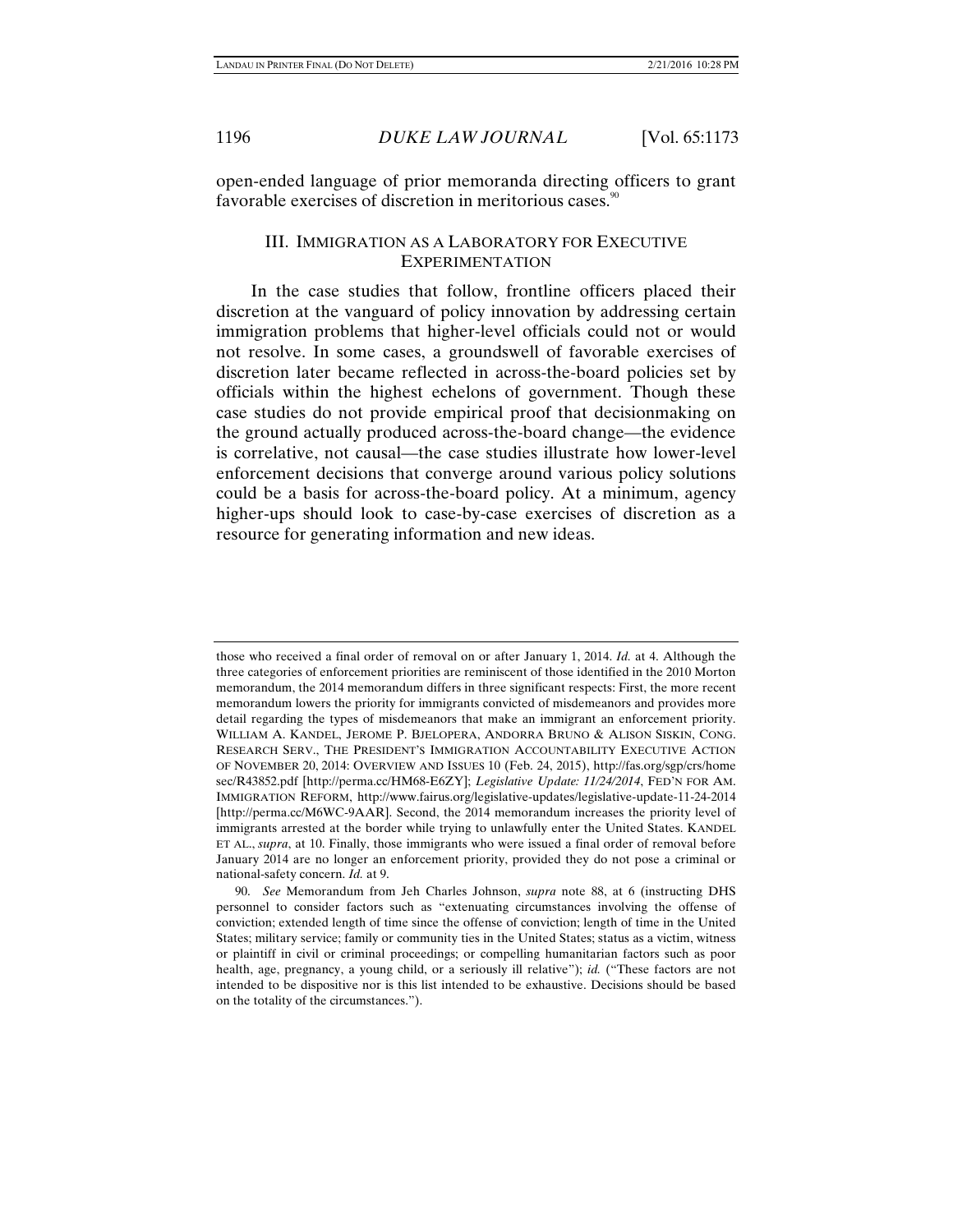open-ended language of prior memoranda directing officers to grant favorable exercises of discretion in meritorious cases.[90]

## III. IMMIGRATION AS A LABORATORY FOR EXECUTIVE EXPERIMENTATION

In the case studies that follow, frontline officers placed their discretion at the vanguard of policy innovation by addressing certain immigration problems that higher-level officials could not or would not resolve. In some cases, a groundswell of favorable exercises of discretion later became reflected in across-the-board policies set by officials within the highest echelons of government. Though these case studies do not provide empirical proof that decisionmaking on the ground actually produced across-the-board change—the evidence is correlative, not causal—the case studies illustrate how lower-level enforcement decisions that converge around various policy solutions could be a basis for across-the-board policy. At a minimum, agency higher-ups should look to case-by-case exercises of discretion as a resource for generating information and new ideas.

---

those who received a final order of removal on or after January 1, 2014. *Id.* at 4. Although the three categories of enforcement priorities are reminiscent of those identified in the 2010 Morton memorandum, the 2014 memorandum differs in three significant respects: First, the more recent memorandum lowers the priority for immigrants convicted of misdemeanors and provides more detail regarding the types of misdemeanors that make an immigrant an enforcement priority. WILLIAM A. KANDEL, JEROME P. BJELOPERA, ANDORRA BRUNO & ALISON SISKIN, CONG. RESEARCH SERV., THE PRESIDENT'S IMMIGRATION ACCOUNTABILITY EXECUTIVE ACTION OF NOVEMBER 20, 2014: OVERVIEW AND ISSUES 10 (Feb. 24, 2015), http://fas.org/sgp/crs/homesec/R43852.pdf [http://perma.cc/HM68-E6ZY]; *Legislative Update: 11/24/2014*, FED'N FOR AM. IMMIGRATION REFORM, http://www.fairus.org/legislative-updates/legislative-update-11-24-2014 [http://perma.cc/M6WC-9AAR]. Second, the 2014 memorandum increases the priority level of immigrants arrested at the border while trying to unlawfully enter the United States. KANDEL ET AL., *supra*, at 10. Finally, those immigrants who were issued a final order of removal before January 2014 are no longer an enforcement priority, provided they do not pose a criminal or national-safety concern. *Id.* at 9.

90. *See* Memorandum from Jeh Charles Johnson, *supra* note 88, at 6 (instructing DHS personnel to consider factors such as "extenuating circumstances involving the offense of conviction; extended length of time since the offense of conviction; length of time in the United States; military service; family or community ties in the United States; status as a victim, witness or plaintiff in civil or criminal proceedings; or compelling humanitarian factors such as poor health, age, pregnancy, a young child, or a seriously ill relative"); *id.* ("These factors are not intended to be dispositive nor is this list intended to be exhaustive. Decisions should be based on the totality of the circumstances.").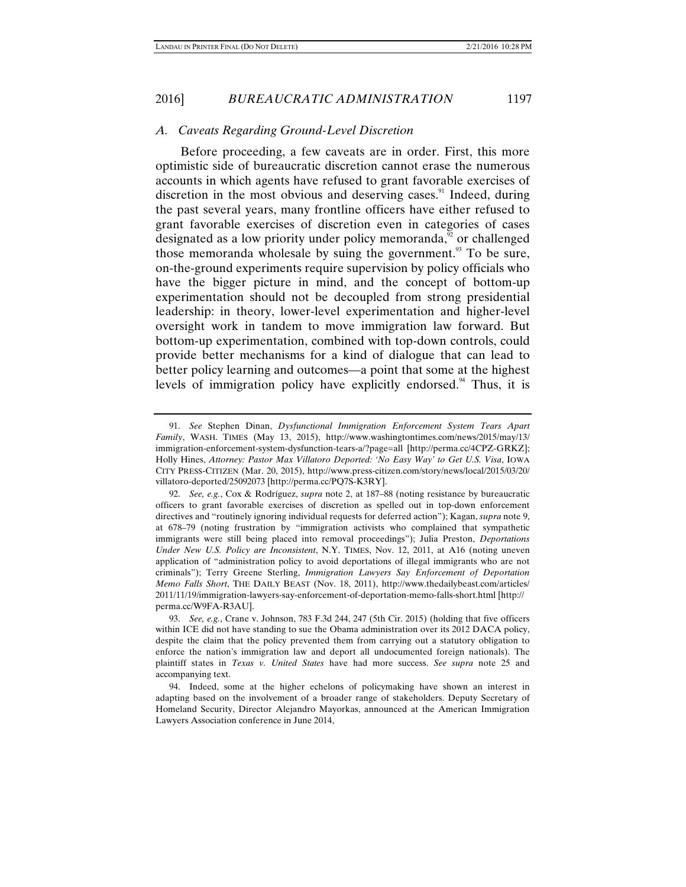### A. Caveats Regarding Ground-Level Discretion

Before proceeding, a few caveats are in order. First, this more optimistic side of bureaucratic discretion cannot erase the numerous accounts in which agents have refused to grant favorable exercises of discretion in the most obvious and deserving cases.[91] Indeed, during the past several years, many frontline officers have either refused to grant favorable exercises of discretion even in categories of cases designated as a low priority under policy memoranda,[92] or challenged those memoranda wholesale by suing the government.[93] To be sure, on-the-ground experiments require supervision by policy officials who have the bigger picture in mind, and the concept of bottom-up experimentation should not be decoupled from strong presidential leadership: in theory, lower-level experimentation and higher-level oversight work in tandem to move immigration law forward. But bottom-up experimentation, combined with top-down controls, could provide better mechanisms for a kind of dialogue that can lead to better policy learning and outcomes—a point that some at the highest levels of immigration policy have explicitly endorsed.[94] Thus, it is

---

91. *See* Stephen Dinan, *Dysfunctional Immigration Enforcement System Tears Apart Family*, WASH. TIMES (May 13, 2015), http://www.washingtontimes.com/news/2015/may/13/immigration-enforcement-system-dysfunction-tears-a/?page=all [http://perma.cc/4CPZ-GRKZ]; Holly Hines, *Attorney: Pastor Max Villatoro Deported: 'No Easy Way' to Get U.S. Visa*, IOWA CITY PRESS-CITIZEN (Mar. 20, 2015), http://www.press-citizen.com/story/news/local/2015/03/20/villatoro-deported/25092073 [http://perma.cc/PQ7S-K3RY].

92. *See, e.g.*, Cox & Rodríguez, *supra* note 2, at 187–88 (noting resistance by bureaucratic officers to grant favorable exercises of discretion as spelled out in top-down enforcement directives and "routinely ignoring individual requests for deferred action"); Kagan, *supra* note 9, at 678–79 (noting frustration by "immigration activists who complained that sympathetic immigrants were still being placed into removal proceedings"); Julia Preston, *Deportations Under New U.S. Policy are Inconsistent*, N.Y. TIMES, Nov. 12, 2011, at A16 (noting uneven application of "administration policy to avoid deportations of illegal immigrants who are not criminals"); Terry Greene Sterling, *Immigration Lawyers Say Enforcement of Deportation Memo Falls Short*, THE DAILY BEAST (Nov. 18, 2011), http://www.thedailybeast.com/articles/2011/11/19/immigration-lawyers-say-enforcement-of-deportation-memo-falls-short.html [http://perma.cc/W9FA-R3AU].

93. *See, e.g.*, Crane v. Johnson, 783 F.3d 244, 247 (5th Cir. 2015) (holding that five officers within ICE did not have standing to sue the Obama administration over its 2012 DACA policy, despite the claim that the policy prevented them from carrying out a statutory obligation to enforce the nation's immigration law and deport all undocumented foreign nationals). The plaintiff states in *Texas v. United States* have had more success. *See supra* note 25 and accompanying text.

94. Indeed, some at the higher echelons of policymaking have shown an interest in adapting based on the involvement of a broader range of stakeholders. Deputy Secretary of Homeland Security, Director Alejandro Mayorkas, announced at the American Immigration Lawyers Association conference in June 2014,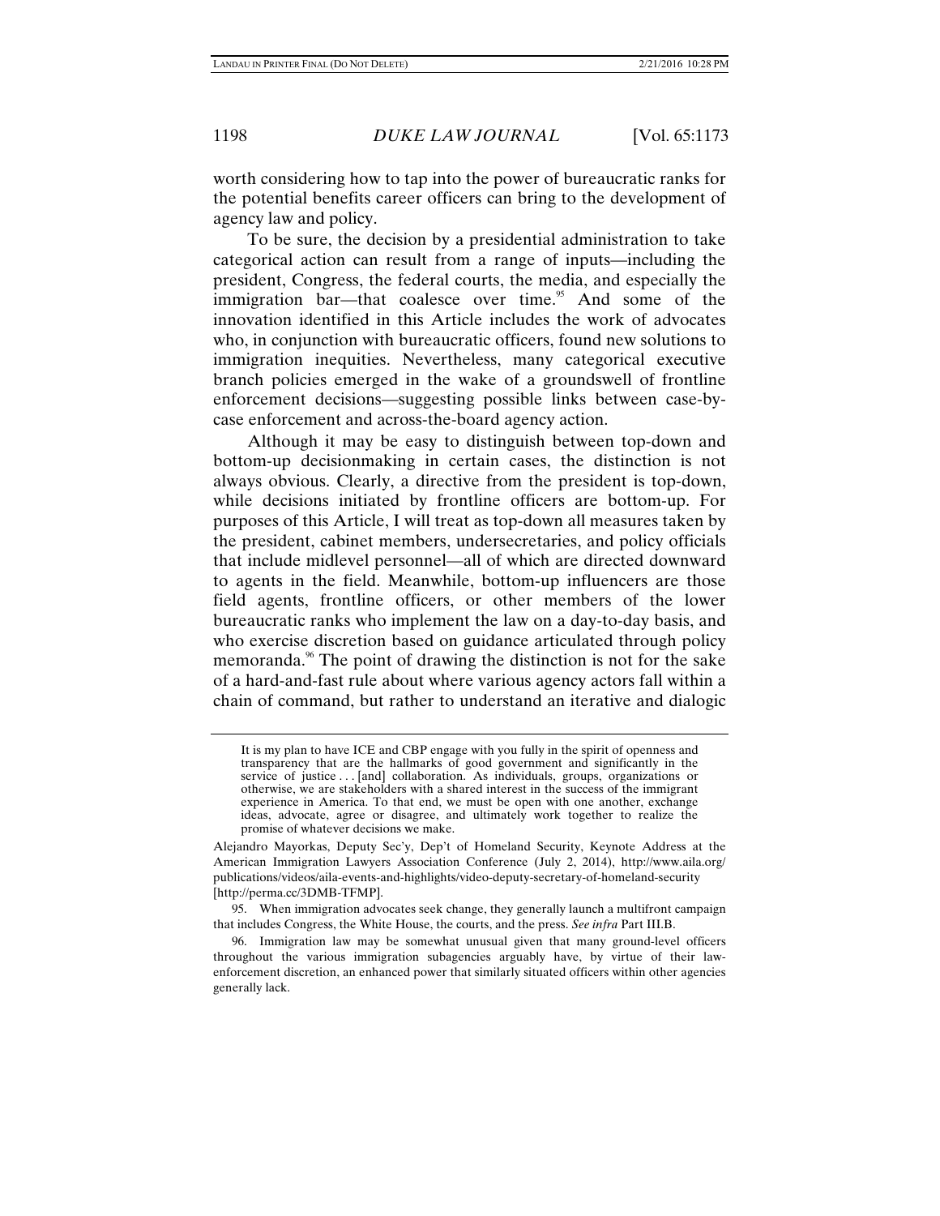worth considering how to tap into the power of bureaucratic ranks for the potential benefits career officers can bring to the development of agency law and policy.

To be sure, the decision by a presidential administration to take categorical action can result from a range of inputs—including the president, Congress, the federal courts, the media, and especially the immigration bar—that coalesce over time.[95] And some of the innovation identified in this Article includes the work of advocates who, in conjunction with bureaucratic officers, found new solutions to immigration inequities. Nevertheless, many categorical executive branch policies emerged in the wake of a groundswell of frontline enforcement decisions—suggesting possible links between case-by-case enforcement and across-the-board agency action.

Although it may be easy to distinguish between top-down and bottom-up decisionmaking in certain cases, the distinction is not always obvious. Clearly, a directive from the president is top-down, while decisions initiated by frontline officers are bottom-up. For purposes of this Article, I will treat as top-down all measures taken by the president, cabinet members, undersecretaries, and policy officials that include midlevel personnel—all of which are directed downward to agents in the field. Meanwhile, bottom-up influencers are those field agents, frontline officers, or other members of the lower bureaucratic ranks who implement the law on a day-to-day basis, and who exercise discretion based on guidance articulated through policy memoranda.[96] The point of drawing the distinction is not for the sake of a hard-and-fast rule about where various agency actors fall within a chain of command, but rather to understand an iterative and dialogic

---

> It is my plan to have ICE and CBP engage with you fully in the spirit of openness and transparency that are the hallmarks of good government and significantly in the service of justice . . . [and] collaboration. As individuals, groups, organizations or otherwise, we are stakeholders with a shared interest in the success of the immigrant experience in America. To that end, we must be open with one another, exchange ideas, advocate, agree or disagree, and ultimately work together to realize the promise of whatever decisions we make.

Alejandro Mayorkas, Deputy Sec'y, Dep't of Homeland Security, Keynote Address at the American Immigration Lawyers Association Conference (July 2, 2014), http://www.aila.org/publications/videos/aila-events-and-highlights/video-deputy-secretary-of-homeland-security [http://perma.cc/3DMB-TFMP].

95. When immigration advocates seek change, they generally launch a multifront campaign that includes Congress, the White House, the courts, and the press. *See infra* Part III.B.

96. Immigration law may be somewhat unusual given that many ground-level officers throughout the various immigration subagencies arguably have, by virtue of their law-enforcement discretion, an enhanced power that similarly situated officers within other agencies generally lack.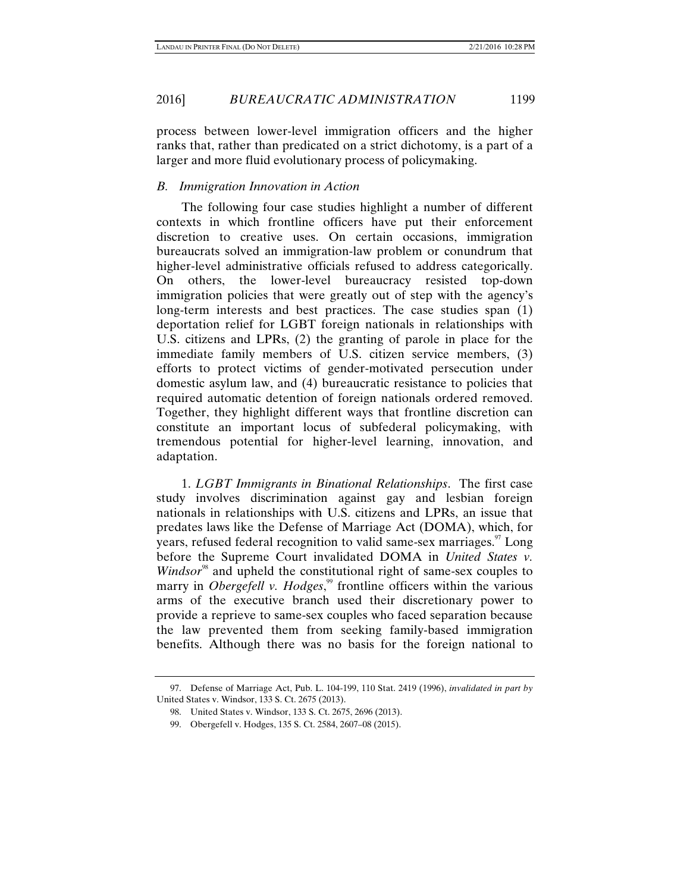process between lower-level immigration officers and the higher ranks that, rather than predicated on a strict dichotomy, is a part of a larger and more fluid evolutionary process of policymaking.

### *B. Immigration Innovation in Action*

The following four case studies highlight a number of different contexts in which frontline officers have put their enforcement discretion to creative uses. On certain occasions, immigration bureaucrats solved an immigration-law problem or conundrum that higher-level administrative officials refused to address categorically. On others, the lower-level bureaucracy resisted top-down immigration policies that were greatly out of step with the agency's long-term interests and best practices. The case studies span (1) deportation relief for LGBT foreign nationals in relationships with U.S. citizens and LPRs, (2) the granting of parole in place for the immediate family members of U.S. citizen service members, (3) efforts to protect victims of gender-motivated persecution under domestic asylum law, and (4) bureaucratic resistance to policies that required automatic detention of foreign nationals ordered removed. Together, they highlight different ways that frontline discretion can constitute an important locus of subfederal policymaking, with tremendous potential for higher-level learning, innovation, and adaptation.

1. *LGBT Immigrants in Binational Relationships*. The first case study involves discrimination against gay and lesbian foreign nationals in relationships with U.S. citizens and LPRs, an issue that predates laws like the Defense of Marriage Act (DOMA), which, for years, refused federal recognition to valid same-sex marriages.[97] Long before the Supreme Court invalidated DOMA in *United States v. Windsor*[98] and upheld the constitutional right of same-sex couples to marry in *Obergefell v. Hodges*,[99] frontline officers within the various arms of the executive branch used their discretionary power to provide a reprieve to same-sex couples who faced separation because the law prevented them from seeking family-based immigration benefits. Although there was no basis for the foreign national to

97. Defense of Marriage Act, Pub. L. 104-199, 110 Stat. 2419 (1996), *invalidated in part by* United States v. Windsor, 133 S. Ct. 2675 (2013).

98. United States v. Windsor, 133 S. Ct. 2675, 2696 (2013).

99. Obergefell v. Hodges, 135 S. Ct. 2584, 2607–08 (2015).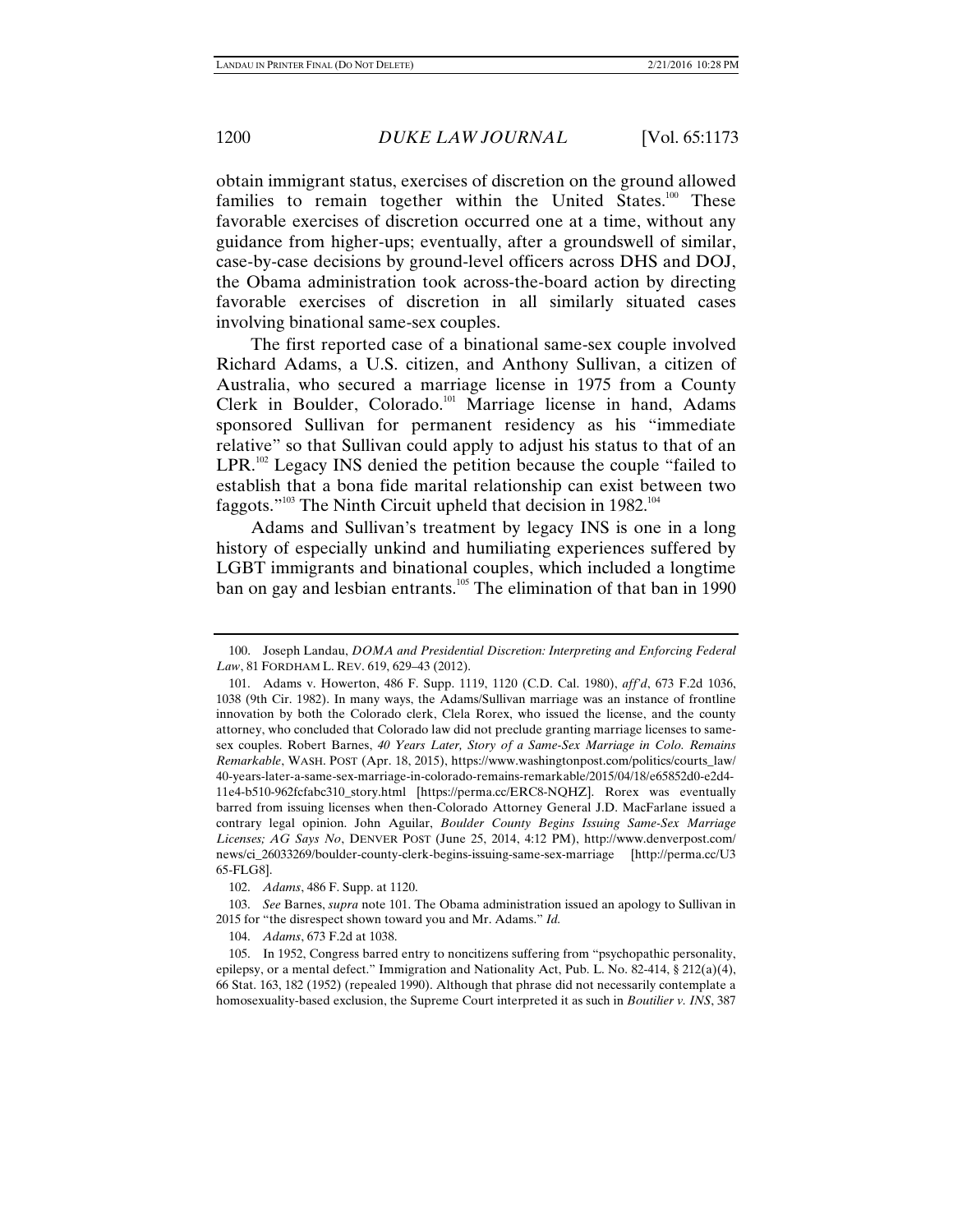obtain immigrant status, exercises of discretion on the ground allowed families to remain together within the United States.[100] These favorable exercises of discretion occurred one at a time, without any guidance from higher-ups; eventually, after a groundswell of similar, case-by-case decisions by ground-level officers across DHS and DOJ, the Obama administration took across-the-board action by directing favorable exercises of discretion in all similarly situated cases involving binational same-sex couples.

The first reported case of a binational same-sex couple involved Richard Adams, a U.S. citizen, and Anthony Sullivan, a citizen of Australia, who secured a marriage license in 1975 from a County Clerk in Boulder, Colorado.[101] Marriage license in hand, Adams sponsored Sullivan for permanent residency as his "immediate relative" so that Sullivan could apply to adjust his status to that of an LPR.[102] Legacy INS denied the petition because the couple "failed to establish that a bona fide marital relationship can exist between two faggots."[103] The Ninth Circuit upheld that decision in 1982.[104]

Adams and Sullivan's treatment by legacy INS is one in a long history of especially unkind and humiliating experiences suffered by LGBT immigrants and binational couples, which included a longtime ban on gay and lesbian entrants.[105] The elimination of that ban in 1990

---

100. Joseph Landau, *DOMA and Presidential Discretion: Interpreting and Enforcing Federal Law*, 81 FORDHAM L. REV. 619, 629–43 (2012).

101. Adams v. Howerton, 486 F. Supp. 1119, 1120 (C.D. Cal. 1980), *aff'd*, 673 F.2d 1036, 1038 (9th Cir. 1982). In many ways, the Adams/Sullivan marriage was an instance of frontline innovation by both the Colorado clerk, Clela Rorex, who issued the license, and the county attorney, who concluded that Colorado law did not preclude granting marriage licenses to same-sex couples. Robert Barnes, *40 Years Later, Story of a Same-Sex Marriage in Colo. Remains Remarkable*, WASH. POST (Apr. 18, 2015), https://www.washingtonpost.com/politics/courts_law/40-years-later-a-same-sex-marriage-in-colorado-remains-remarkable/2015/04/18/e65852d0-e2d4-11e4-b510-962fcfabc310_story.html [https://perma.cc/ERC8-NQHZ]. Rorex was eventually barred from issuing licenses when then-Colorado Attorney General J.D. MacFarlane issued a contrary legal opinion. John Aguilar, *Boulder County Begins Issuing Same-Sex Marriage Licenses; AG Says No*, DENVER POST (June 25, 2014, 4:12 PM), http://www.denverpost.com/news/ci_26033269/boulder-county-clerk-begins-issuing-same-sex-marriage [http://perma.cc/U365-FLG8].

102. *Adams*, 486 F. Supp. at 1120.

103. *See* Barnes, *supra* note 101. The Obama administration issued an apology to Sullivan in 2015 for "the disrespect shown toward you and Mr. Adams." *Id.*

104. *Adams*, 673 F.2d at 1038.

105. In 1952, Congress barred entry to noncitizens suffering from "psychopathic personality, epilepsy, or a mental defect." Immigration and Nationality Act, Pub. L. No. 82-414, § 212(a)(4), 66 Stat. 163, 182 (1952) (repealed 1990). Although that phrase did not necessarily contemplate a homosexuality-based exclusion, the Supreme Court interpreted it as such in *Boutilier v. INS*, 387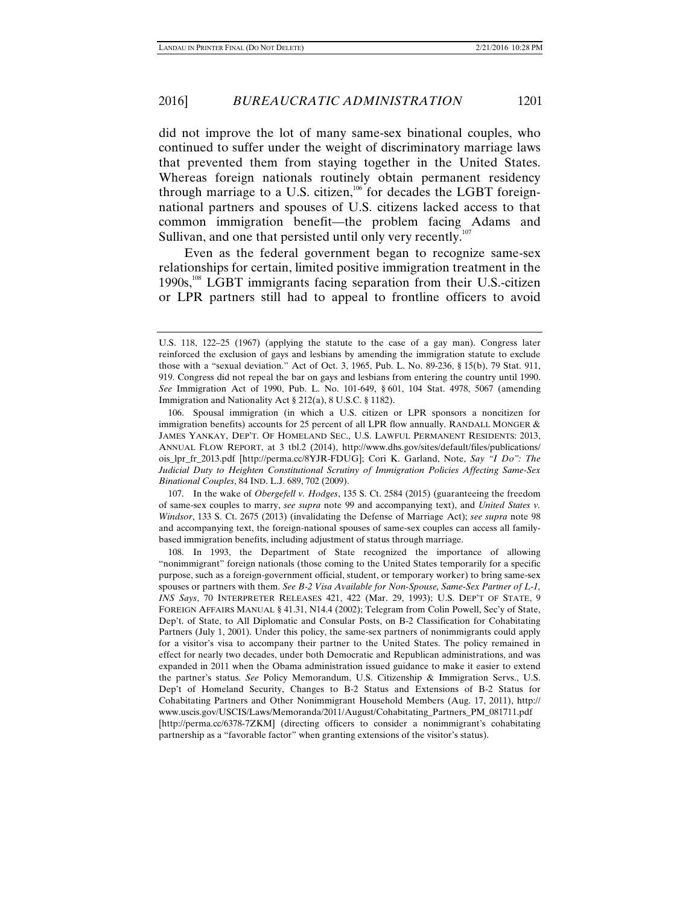did not improve the lot of many same-sex binational couples, who continued to suffer under the weight of discriminatory marriage laws that prevented them from staying together in the United States. Whereas foreign nationals routinely obtain permanent residency through marriage to a U.S. citizen,[106] for decades the LGBT foreign-national partners and spouses of U.S. citizens lacked access to that common immigration benefit—the problem facing Adams and Sullivan, and one that persisted until only very recently.[107]

Even as the federal government began to recognize same-sex relationships for certain, limited positive immigration treatment in the 1990s,[108] LGBT immigrants facing separation from their U.S.-citizen or LPR partners still had to appeal to frontline officers to avoid

---

U.S. 118, 122–25 (1967) (applying the statute to the case of a gay man). Congress later reinforced the exclusion of gays and lesbians by amending the immigration statute to exclude those with a "sexual deviation." Act of Oct. 3, 1965, Pub. L. No. 89-236, § 15(b), 79 Stat. 911, 919. Congress did not repeal the bar on gays and lesbians from entering the country until 1990. *See* Immigration Act of 1990, Pub. L. No. 101-649, § 601, 104 Stat. 4978, 5067 (amending Immigration and Nationality Act § 212(a), 8 U.S.C. § 1182).

106. Spousal immigration (in which a U.S. citizen or LPR sponsors a noncitizen for immigration benefits) accounts for 25 percent of all LPR flow annually. RANDALL MONGER & JAMES YANKAY, DEP'T. OF HOMELAND SEC., U.S. LAWFUL PERMANENT RESIDENTS: 2013, ANNUAL FLOW REPORT, at 3 tbl.2 (2014), http://www.dhs.gov/sites/default/files/publications/ois_lpr_fr_2013.pdf [http://perma.cc/8YJR-FDUG]; Cori K. Garland, Note, *Say "I Do": The Judicial Duty to Heighten Constitutional Scrutiny of Immigration Policies Affecting Same-Sex Binational Couples*, 84 IND. L.J. 689, 702 (2009).

107. In the wake of *Obergefell v. Hodges*, 135 S. Ct. 2584 (2015) (guaranteeing the freedom of same-sex couples to marry, *see supra* note 99 and accompanying text), and *United States v. Windsor*, 133 S. Ct. 2675 (2013) (invalidating the Defense of Marriage Act); *see supra* note 98 and accompanying text, the foreign-national spouses of same-sex couples can access all family-based immigration benefits, including adjustment of status through marriage.

108. In 1993, the Department of State recognized the importance of allowing "nonimmigrant" foreign nationals (those coming to the United States temporarily for a specific purpose, such as a foreign-government official, student, or temporary worker) to bring same-sex spouses or partners with them. *See B-2 Visa Available for Non-Spouse, Same-Sex Partner of L-1, INS Says*, 70 INTERPRETER RELEASES 421, 422 (Mar. 29, 1993); U.S. DEP'T OF STATE, 9 FOREIGN AFFAIRS MANUAL § 41.31, N14.4 (2002); Telegram from Colin Powell, Sec'y of State, Dep't. of State, to All Diplomatic and Consular Posts, on B-2 Classification for Cohabitating Partners (July 1, 2001). Under this policy, the same-sex partners of nonimmigrants could apply for a visitor's visa to accompany their partner to the United States. The policy remained in effect for nearly two decades, under both Democratic and Republican administrations, and was expanded in 2011 when the Obama administration issued guidance to make it easier to extend the partner's status. *See* Policy Memorandum, U.S. Citizenship & Immigration Servs., U.S. Dep't of Homeland Security, Changes to B-2 Status and Extensions of B-2 Status for Cohabitating Partners and Other Nonimmigrant Household Members (Aug. 17, 2011), http://www.uscis.gov/USCIS/Laws/Memoranda/2011/August/Cohabitating_Partners_PM_081711.pdf [http://perma.cc/6378-7ZKM] (directing officers to consider a nonimmigrant's cohabitating partnership as a "favorable factor" when granting extensions of the visitor's status).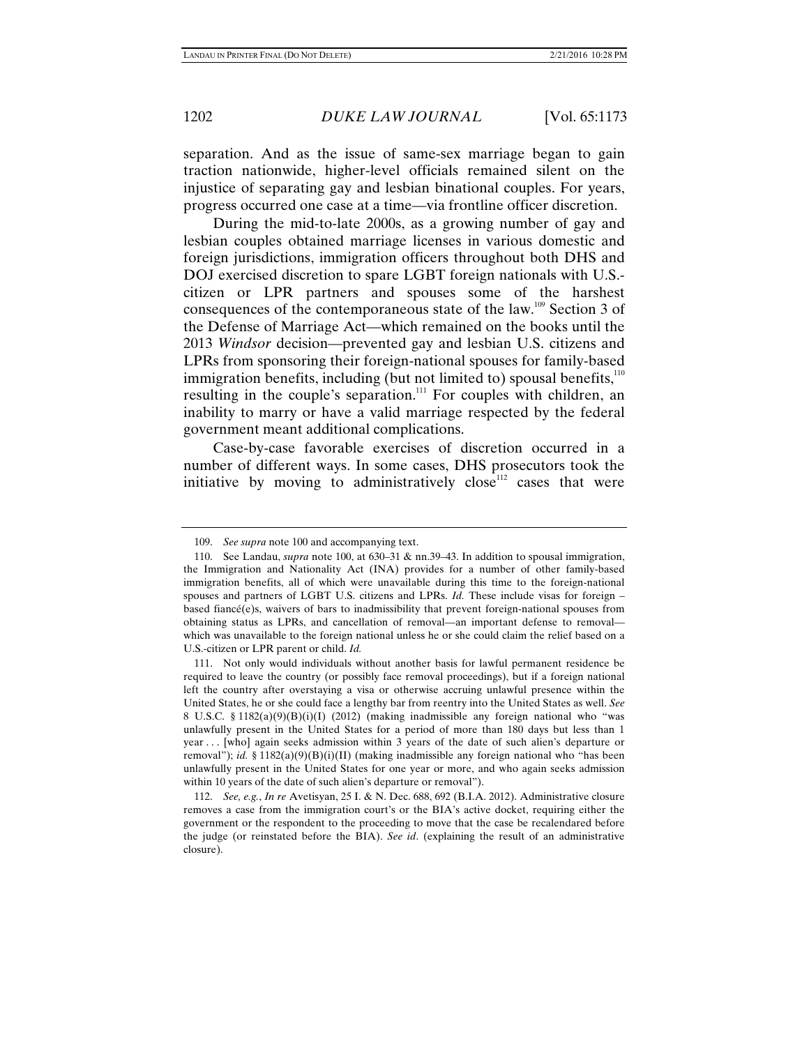separation. And as the issue of same-sex marriage began to gain traction nationwide, higher-level officials remained silent on the injustice of separating gay and lesbian binational couples. For years, progress occurred one case at a time—via frontline officer discretion.

During the mid-to-late 2000s, as a growing number of gay and lesbian couples obtained marriage licenses in various domestic and foreign jurisdictions, immigration officers throughout both DHS and DOJ exercised discretion to spare LGBT foreign nationals with U.S.-citizen or LPR partners and spouses some of the harshest consequences of the contemporaneous state of the law.[109] Section 3 of the Defense of Marriage Act—which remained on the books until the 2013 *Windsor* decision—prevented gay and lesbian U.S. citizens and LPRs from sponsoring their foreign-national spouses for family-based immigration benefits, including (but not limited to) spousal benefits,[110] resulting in the couple's separation.[111] For couples with children, an inability to marry or have a valid marriage respected by the federal government meant additional complications.

Case-by-case favorable exercises of discretion occurred in a number of different ways. In some cases, DHS prosecutors took the initiative by moving to administratively close[112] cases that were

---

109. *See supra* note 100 and accompanying text.

110. See Landau, *supra* note 100, at 630–31 & nn.39–43. In addition to spousal immigration, the Immigration and Nationality Act (INA) provides for a number of other family-based immigration benefits, all of which were unavailable during this time to the foreign-national spouses and partners of LGBT U.S. citizens and LPRs. *Id.* These include visas for foreign – based fiancé(e)s, waivers of bars to inadmissibility that prevent foreign-national spouses from obtaining status as LPRs, and cancellation of removal—an important defense to removal—which was unavailable to the foreign national unless he or she could claim the relief based on a U.S.-citizen or LPR parent or child. *Id.*

111. Not only would individuals without another basis for lawful permanent residence be required to leave the country (or possibly face removal proceedings), but if a foreign national left the country after overstaying a visa or otherwise accruing unlawful presence within the United States, he or she could face a lengthy bar from reentry into the United States as well. *See* 8 U.S.C. § 1182(a)(9)(B)(i)(I) (2012) (making inadmissible any foreign national who "was unlawfully present in the United States for a period of more than 180 days but less than 1 year . . . [who] again seeks admission within 3 years of the date of such alien's departure or removal"); *id.* § 1182(a)(9)(B)(i)(II) (making inadmissible any foreign national who "has been unlawfully present in the United States for one year or more, and who again seeks admission within 10 years of the date of such alien's departure or removal").

112. *See, e.g.*, *In re* Avetisyan, 25 I. & N. Dec. 688, 692 (B.I.A. 2012). Administrative closure removes a case from the immigration court's or the BIA's active docket, requiring either the government or the respondent to the proceeding to move that the case be recalendared before the judge (or reinstated before the BIA). *See id*. (explaining the result of an administrative closure).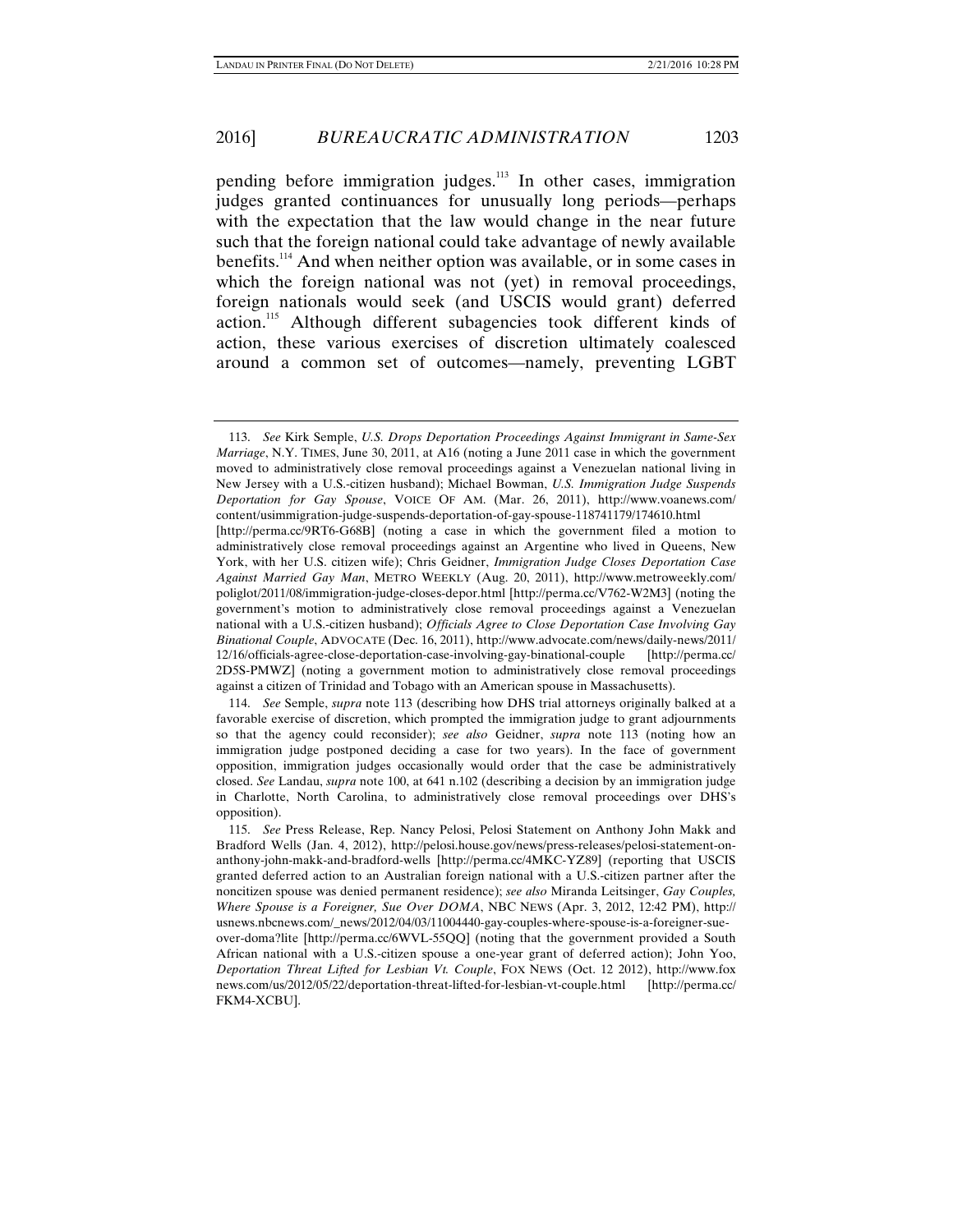pending before immigration judges.[113] In other cases, immigration judges granted continuances for unusually long periods—perhaps with the expectation that the law would change in the near future such that the foreign national could take advantage of newly available benefits.[114] And when neither option was available, or in some cases in which the foreign national was not (yet) in removal proceedings, foreign nationals would seek (and USCIS would grant) deferred action.[115] Although different subagencies took different kinds of action, these various exercises of discretion ultimately coalesced around a common set of outcomes—namely, preventing LGBT

---

113. *See* Kirk Semple, *U.S. Drops Deportation Proceedings Against Immigrant in Same-Sex Marriage*, N.Y. TIMES, June 30, 2011, at A16 (noting a June 2011 case in which the government moved to administratively close removal proceedings against a Venezuelan national living in New Jersey with a U.S.-citizen husband); Michael Bowman, *U.S. Immigration Judge Suspends Deportation for Gay Spouse*, VOICE OF AM. (Mar. 26, 2011), http://www.voanews.com/content/usimmigration-judge-suspends-deportation-of-gay-spouse-118741179/174610.html [http://perma.cc/9RT6-G68B] (noting a case in which the government filed a motion to administratively close removal proceedings against an Argentine who lived in Queens, New York, with her U.S. citizen wife); Chris Geidner, *Immigration Judge Closes Deportation Case Against Married Gay Man*, METRO WEEKLY (Aug. 20, 2011), http://www.metroweekly.com/poliglot/2011/08/immigration-judge-closes-depor.html [http://perma.cc/V762-W2M3] (noting the government's motion to administratively close removal proceedings against a Venezuelan national with a U.S.-citizen husband); *Officials Agree to Close Deportation Case Involving Gay Binational Couple*, ADVOCATE (Dec. 16, 2011), http://www.advocate.com/news/daily-news/2011/12/16/officials-agree-close-deportation-case-involving-gay-binational-couple [http://perma.cc/2D5S-PMWZ] (noting a government motion to administratively close removal proceedings against a citizen of Trinidad and Tobago with an American spouse in Massachusetts).

114. *See* Semple, *supra* note 113 (describing how DHS trial attorneys originally balked at a favorable exercise of discretion, which prompted the immigration judge to grant adjournments so that the agency could reconsider); *see also* Geidner, *supra* note 113 (noting how an immigration judge postponed deciding a case for two years). In the face of government opposition, immigration judges occasionally would order that the case be administratively closed. *See* Landau, *supra* note 100, at 641 n.102 (describing a decision by an immigration judge in Charlotte, North Carolina, to administratively close removal proceedings over DHS's opposition).

115. *See* Press Release, Rep. Nancy Pelosi, Pelosi Statement on Anthony John Makk and Bradford Wells (Jan. 4, 2012), http://pelosi.house.gov/news/press-releases/pelosi-statement-on-anthony-john-makk-and-bradford-wells [http://perma.cc/4MKC-YZ89] (reporting that USCIS granted deferred action to an Australian foreign national with a U.S.-citizen partner after the noncitizen spouse was denied permanent residence); *see also* Miranda Leitsinger, *Gay Couples, Where Spouse is a Foreigner, Sue Over DOMA*, NBC NEWS (Apr. 3, 2012, 12:42 PM), http://usnews.nbcnews.com/_news/2012/04/03/11004440-gay-couples-where-spouse-is-a-foreigner-sue-over-doma?lite [http://perma.cc/6WVL-55QQ] (noting that the government provided a South African national with a U.S.-citizen spouse a one-year grant of deferred action); John Yoo, *Deportation Threat Lifted for Lesbian Vt. Couple*, FOX NEWS (Oct. 12 2012), http://www.foxnews.com/us/2012/05/22/deportation-threat-lifted-for-lesbian-vt-couple.html [http://perma.cc/FKM4-XCBU].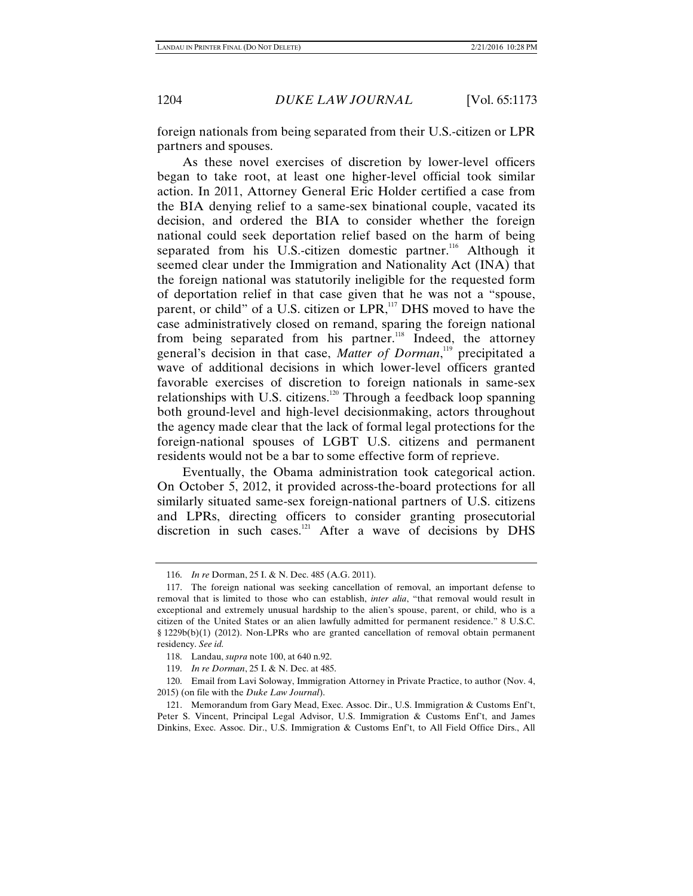foreign nationals from being separated from their U.S.-citizen or LPR partners and spouses.

As these novel exercises of discretion by lower-level officers began to take root, at least one higher-level official took similar action. In 2011, Attorney General Eric Holder certified a case from the BIA denying relief to a same-sex binational couple, vacated its decision, and ordered the BIA to consider whether the foreign national could seek deportation relief based on the harm of being separated from his U.S.-citizen domestic partner.[116] Although it seemed clear under the Immigration and Nationality Act (INA) that the foreign national was statutorily ineligible for the requested form of deportation relief in that case given that he was not a "spouse, parent, or child" of a U.S. citizen or LPR,[117] DHS moved to have the case administratively closed on remand, sparing the foreign national from being separated from his partner.[118] Indeed, the attorney general's decision in that case, *Matter of Dorman*,[119] precipitated a wave of additional decisions in which lower-level officers granted favorable exercises of discretion to foreign nationals in same-sex relationships with U.S. citizens.[120] Through a feedback loop spanning both ground-level and high-level decisionmaking, actors throughout the agency made clear that the lack of formal legal protections for the foreign-national spouses of LGBT U.S. citizens and permanent residents would not be a bar to some effective form of reprieve.

Eventually, the Obama administration took categorical action. On October 5, 2012, it provided across-the-board protections for all similarly situated same-sex foreign-national partners of U.S. citizens and LPRs, directing officers to consider granting prosecutorial discretion in such cases.[121] After a wave of decisions by DHS

---

116. *In re* Dorman, 25 I. & N. Dec. 485 (A.G. 2011).

117. The foreign national was seeking cancellation of removal, an important defense to removal that is limited to those who can establish, *inter alia*, "that removal would result in exceptional and extremely unusual hardship to the alien's spouse, parent, or child, who is a citizen of the United States or an alien lawfully admitted for permanent residence." 8 U.S.C. § 1229b(b)(1) (2012). Non-LPRs who are granted cancellation of removal obtain permanent residency. *See id.*

118. Landau, *supra* note 100, at 640 n.92.

119. *In re Dorman*, 25 I. & N. Dec. at 485.

120. Email from Lavi Soloway, Immigration Attorney in Private Practice, to author (Nov. 4, 2015) (on file with the *Duke Law Journal*).

121. Memorandum from Gary Mead, Exec. Assoc. Dir., U.S. Immigration & Customs Enf't, Peter S. Vincent, Principal Legal Advisor, U.S. Immigration & Customs Enf't, and James Dinkins, Exec. Assoc. Dir., U.S. Immigration & Customs Enf't, to All Field Office Dirs., All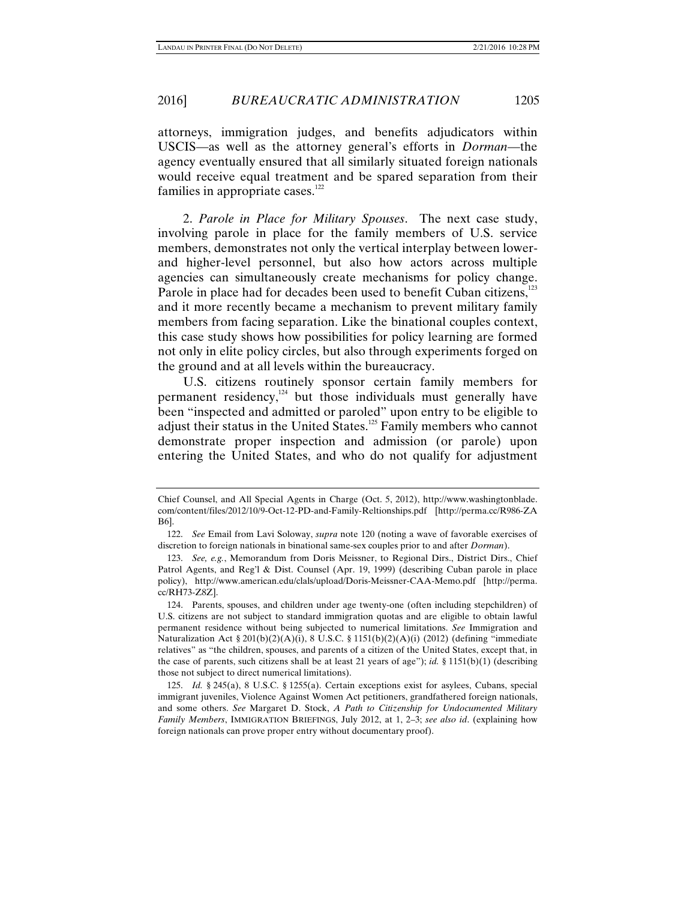attorneys, immigration judges, and benefits adjudicators within USCIS—as well as the attorney general's efforts in *Dorman*—the agency eventually ensured that all similarly situated foreign nationals would receive equal treatment and be spared separation from their families in appropriate cases.[122]

2. *Parole in Place for Military Spouses*. The next case study, involving parole in place for the family members of U.S. service members, demonstrates not only the vertical interplay between lower- and higher-level personnel, but also how actors across multiple agencies can simultaneously create mechanisms for policy change. Parole in place had for decades been used to benefit Cuban citizens,[123] and it more recently became a mechanism to prevent military family members from facing separation. Like the binational couples context, this case study shows how possibilities for policy learning are formed not only in elite policy circles, but also through experiments forged on the ground and at all levels within the bureaucracy.

U.S. citizens routinely sponsor certain family members for permanent residency,[124] but those individuals must generally have been "inspected and admitted or paroled" upon entry to be eligible to adjust their status in the United States.[125] Family members who cannot demonstrate proper inspection and admission (or parole) upon entering the United States, and who do not qualify for adjustment

---

Chief Counsel, and All Special Agents in Charge (Oct. 5, 2012), http://www.washingtonblade.com/content/files/2012/10/9-Oct-12-PD-and-Family-Reltionships.pdf [http://perma.cc/R986-ZAB6].

122. *See* Email from Lavi Soloway, *supra* note 120 (noting a wave of favorable exercises of discretion to foreign nationals in binational same-sex couples prior to and after *Dorman*).

123. *See, e.g.*, Memorandum from Doris Meissner, to Regional Dirs., District Dirs., Chief Patrol Agents, and Reg'l & Dist. Counsel (Apr. 19, 1999) (describing Cuban parole in place policy), http://www.american.edu/clals/upload/Doris-Meissner-CAA-Memo.pdf [http://perma.cc/RH73-Z8Z].

124. Parents, spouses, and children under age twenty-one (often including stepchildren) of U.S. citizens are not subject to standard immigration quotas and are eligible to obtain lawful permanent residence without being subjected to numerical limitations. *See* Immigration and Naturalization Act § 201(b)(2)(A)(i), 8 U.S.C. § 1151(b)(2)(A)(i) (2012) (defining "immediate relatives" as "the children, spouses, and parents of a citizen of the United States, except that, in the case of parents, such citizens shall be at least 21 years of age"); *id.* § 1151(b)(1) (describing those not subject to direct numerical limitations).

125. *Id.* § 245(a), 8 U.S.C. § 1255(a). Certain exceptions exist for asylees, Cubans, special immigrant juveniles, Violence Against Women Act petitioners, grandfathered foreign nationals, and some others. *See* Margaret D. Stock, *A Path to Citizenship for Undocumented Military Family Members*, IMMIGRATION BRIEFINGS, July 2012, at 1, 2–3; *see also id*. (explaining how foreign nationals can prove proper entry without documentary proof).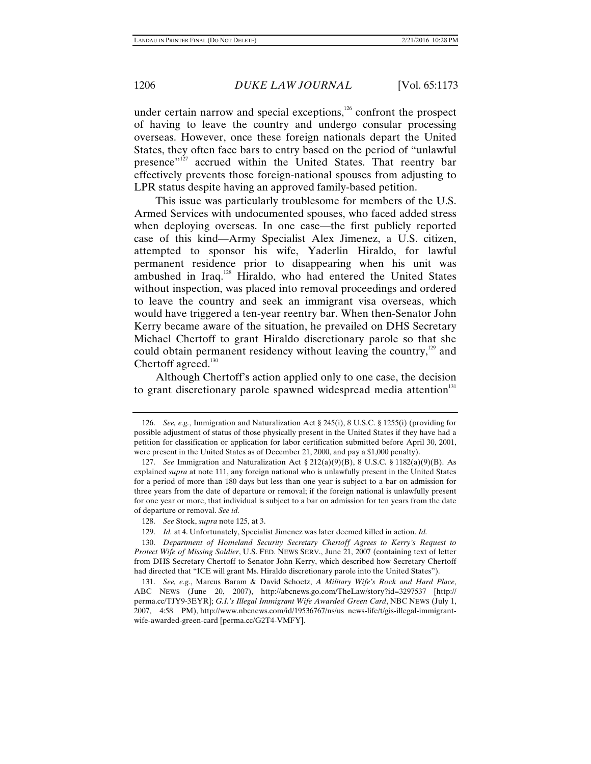under certain narrow and special exceptions,[126] confront the prospect of having to leave the country and undergo consular processing overseas. However, once these foreign nationals depart the United States, they often face bars to entry based on the period of "unlawful presence"[127] accrued within the United States. That reentry bar effectively prevents those foreign-national spouses from adjusting to LPR status despite having an approved family-based petition.

This issue was particularly troublesome for members of the U.S. Armed Services with undocumented spouses, who faced added stress when deploying overseas. In one case—the first publicly reported case of this kind—Army Specialist Alex Jimenez, a U.S. citizen, attempted to sponsor his wife, Yaderlin Hiraldo, for lawful permanent residence prior to disappearing when his unit was ambushed in Iraq.[128] Hiraldo, who had entered the United States without inspection, was placed into removal proceedings and ordered to leave the country and seek an immigrant visa overseas, which would have triggered a ten-year reentry bar. When then-Senator John Kerry became aware of the situation, he prevailed on DHS Secretary Michael Chertoff to grant Hiraldo discretionary parole so that she could obtain permanent residency without leaving the country,[129] and Chertoff agreed.[130]

Although Chertoff's action applied only to one case, the decision to grant discretionary parole spawned widespread media attention[131]

---

126. *See, e.g.*, Immigration and Naturalization Act § 245(i), 8 U.S.C. § 1255(i) (providing for possible adjustment of status of those physically present in the United States if they have had a petition for classification or application for labor certification submitted before April 30, 2001, were present in the United States as of December 21, 2000, and pay a $1,000 penalty).

127. *See* Immigration and Naturalization Act § 212(a)(9)(B), 8 U.S.C. § 1182(a)(9)(B). As explained *supra* at note 111, any foreign national who is unlawfully present in the United States for a period of more than 180 days but less than one year is subject to a bar on admission for three years from the date of departure or removal; if the foreign national is unlawfully present for one year or more, that individual is subject to a bar on admission for ten years from the date of departure or removal. *See id.*

128. *See* Stock, *supra* note 125, at 3.

129. *Id.* at 4. Unfortunately, Specialist Jimenez was later deemed killed in action. *Id.*

130. *Department of Homeland Security Secretary Chertoff Agrees to Kerry's Request to Protect Wife of Missing Soldier*, U.S. FED. NEWS SERV., June 21, 2007 (containing text of letter from DHS Secretary Chertoff to Senator John Kerry, which described how Secretary Chertoff had directed that "ICE will grant Ms. Hiraldo discretionary parole into the United States").

131. *See, e.g.*, Marcus Baram & David Schoetz, *A Military Wife's Rock and Hard Place*, ABC NEWS (June 20, 2007), http://abcnews.go.com/TheLaw/story?id=3297537 [http://perma.cc/TJY9-3EYR]; *G.I.'s Illegal Immigrant Wife Awarded Green Card*, NBC NEWS (July 1, 2007, 4:58 PM), http://www.nbcnews.com/id/19536767/ns/us_news-life/t/gis-illegal-immigrant-wife-awarded-green-card [perma.cc/G2T4-VMFY].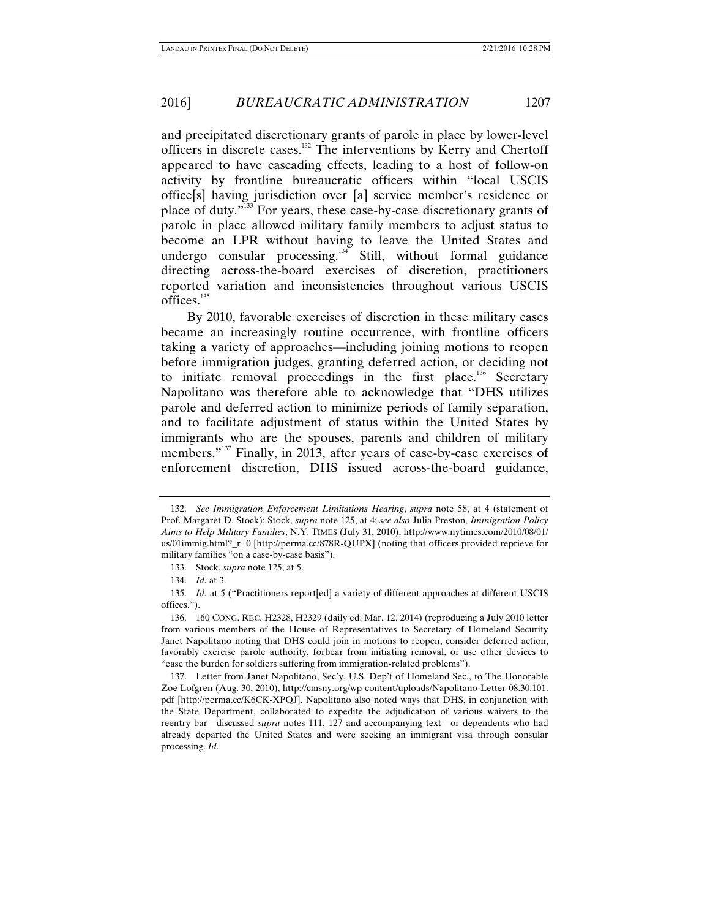and precipitated discretionary grants of parole in place by lower-level officers in discrete cases.[132] The interventions by Kerry and Chertoff appeared to have cascading effects, leading to a host of follow-on activity by frontline bureaucratic officers within "local USCIS office[s] having jurisdiction over [a] service member's residence or place of duty."[133] For years, these case-by-case discretionary grants of parole in place allowed military family members to adjust status to become an LPR without having to leave the United States and undergo consular processing.[134] Still, without formal guidance directing across-the-board exercises of discretion, practitioners reported variation and inconsistencies throughout various USCIS offices.[135]

By 2010, favorable exercises of discretion in these military cases became an increasingly routine occurrence, with frontline officers taking a variety of approaches—including joining motions to reopen before immigration judges, granting deferred action, or deciding not to initiate removal proceedings in the first place.[136] Secretary Napolitano was therefore able to acknowledge that "DHS utilizes parole and deferred action to minimize periods of family separation, and to facilitate adjustment of status within the United States by immigrants who are the spouses, parents and children of military members."[137] Finally, in 2013, after years of case-by-case exercises of enforcement discretion, DHS issued across-the-board guidance,

---

132. *See Immigration Enforcement Limitations Hearing*, *supra* note 58, at 4 (statement of Prof. Margaret D. Stock); Stock, *supra* note 125, at 4; *see also* Julia Preston, *Immigration Policy Aims to Help Military Families*, N.Y. TIMES (July 31, 2010), http://www.nytimes.com/2010/08/01/us/01immig.html?_r=0 [http://perma.cc/878R-QUPX] (noting that officers provided reprieve for military families "on a case-by-case basis").

133. Stock, *supra* note 125, at 5.

134. *Id.* at 3.

135. *Id.* at 5 ("Practitioners report[ed] a variety of different approaches at different USCIS offices.").

136. 160 CONG. REC. H2328, H2329 (daily ed. Mar. 12, 2014) (reproducing a July 2010 letter from various members of the House of Representatives to Secretary of Homeland Security Janet Napolitano noting that DHS could join in motions to reopen, consider deferred action, favorably exercise parole authority, forbear from initiating removal, or use other devices to "ease the burden for soldiers suffering from immigration-related problems").

137. Letter from Janet Napolitano, Sec'y, U.S. Dep't of Homeland Sec., to The Honorable Zoe Lofgren (Aug. 30, 2010), http://cmsny.org/wp-content/uploads/Napolitano-Letter-08.30.101.pdf [http://perma.cc/K6CK-XPQJ]. Napolitano also noted ways that DHS, in conjunction with the State Department, collaborated to expedite the adjudication of various waivers to the reentry bar—discussed *supra* notes 111, 127 and accompanying text—or dependents who had already departed the United States and were seeking an immigrant visa through consular processing. *Id.*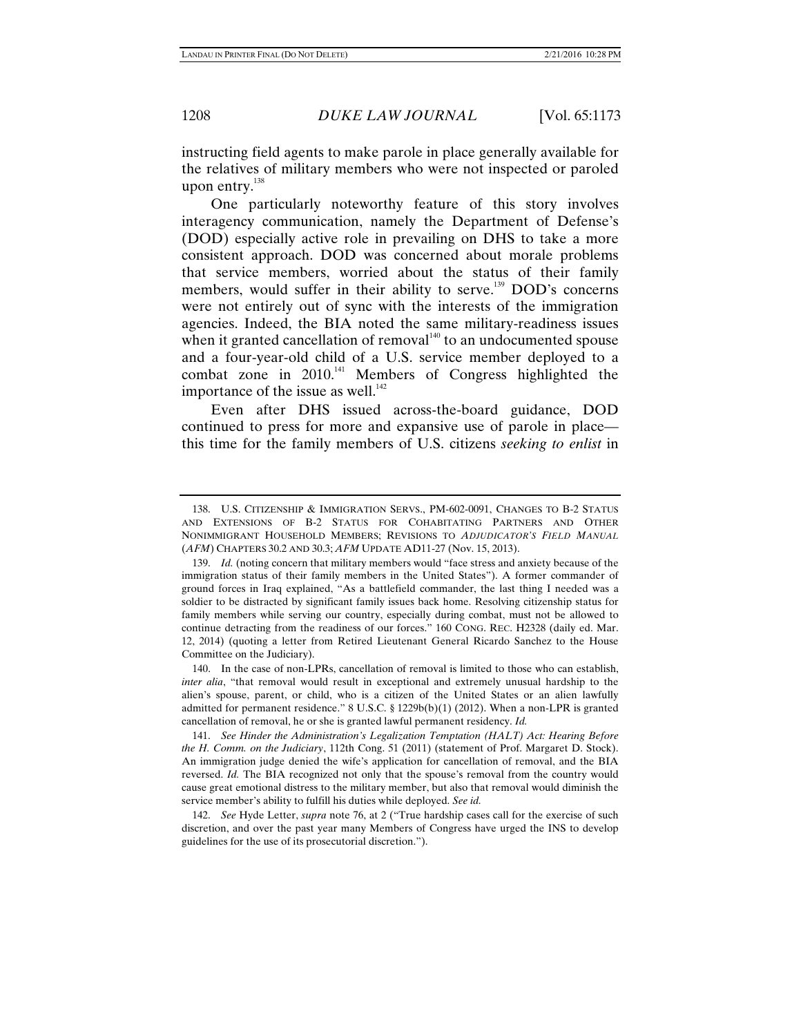instructing field agents to make parole in place generally available for the relatives of military members who were not inspected or paroled upon entry.[138]

One particularly noteworthy feature of this story involves interagency communication, namely the Department of Defense's (DOD) especially active role in prevailing on DHS to take a more consistent approach. DOD was concerned about morale problems that service members, worried about the status of their family members, would suffer in their ability to serve.[139] DOD's concerns were not entirely out of sync with the interests of the immigration agencies. Indeed, the BIA noted the same military-readiness issues when it granted cancellation of removal[140] to an undocumented spouse and a four-year-old child of a U.S. service member deployed to a combat zone in 2010.[141] Members of Congress highlighted the importance of the issue as well.[142]

Even after DHS issued across-the-board guidance, DOD continued to press for more and expansive use of parole in place—this time for the family members of U.S. citizens *seeking to enlist* in

---

138. U.S. CITIZENSHIP & IMMIGRATION SERVS., PM-602-0091, CHANGES TO B-2 STATUS AND EXTENSIONS OF B-2 STATUS FOR COHABITATING PARTNERS AND OTHER NONIMMIGRANT HOUSEHOLD MEMBERS; REVISIONS TO *ADJUDICATOR'S FIELD MANUAL* (*AFM*) CHAPTERS 30.2 AND 30.3; *AFM* UPDATE AD11-27 (Nov. 15, 2013).

139. *Id.* (noting concern that military members would "face stress and anxiety because of the immigration status of their family members in the United States"). A former commander of ground forces in Iraq explained, "As a battlefield commander, the last thing I needed was a soldier to be distracted by significant family issues back home. Resolving citizenship status for family members while serving our country, especially during combat, must not be allowed to continue detracting from the readiness of our forces." 160 CONG. REC. H2328 (daily ed. Mar. 12, 2014) (quoting a letter from Retired Lieutenant General Ricardo Sanchez to the House Committee on the Judiciary).

140. In the case of non-LPRs, cancellation of removal is limited to those who can establish, *inter alia*, "that removal would result in exceptional and extremely unusual hardship to the alien's spouse, parent, or child, who is a citizen of the United States or an alien lawfully admitted for permanent residence." 8 U.S.C. § 1229b(b)(1) (2012). When a non-LPR is granted cancellation of removal, he or she is granted lawful permanent residency. *Id.*

141. *See Hinder the Administration's Legalization Temptation (HALT) Act: Hearing Before the H. Comm. on the Judiciary*, 112th Cong. 51 (2011) (statement of Prof. Margaret D. Stock). An immigration judge denied the wife's application for cancellation of removal, and the BIA reversed. *Id.* The BIA recognized not only that the spouse's removal from the country would cause great emotional distress to the military member, but also that removal would diminish the service member's ability to fulfill his duties while deployed. *See id.*

142. *See* Hyde Letter, *supra* note 76, at 2 ("True hardship cases call for the exercise of such discretion, and over the past year many Members of Congress have urged the INS to develop guidelines for the use of its prosecutorial discretion.").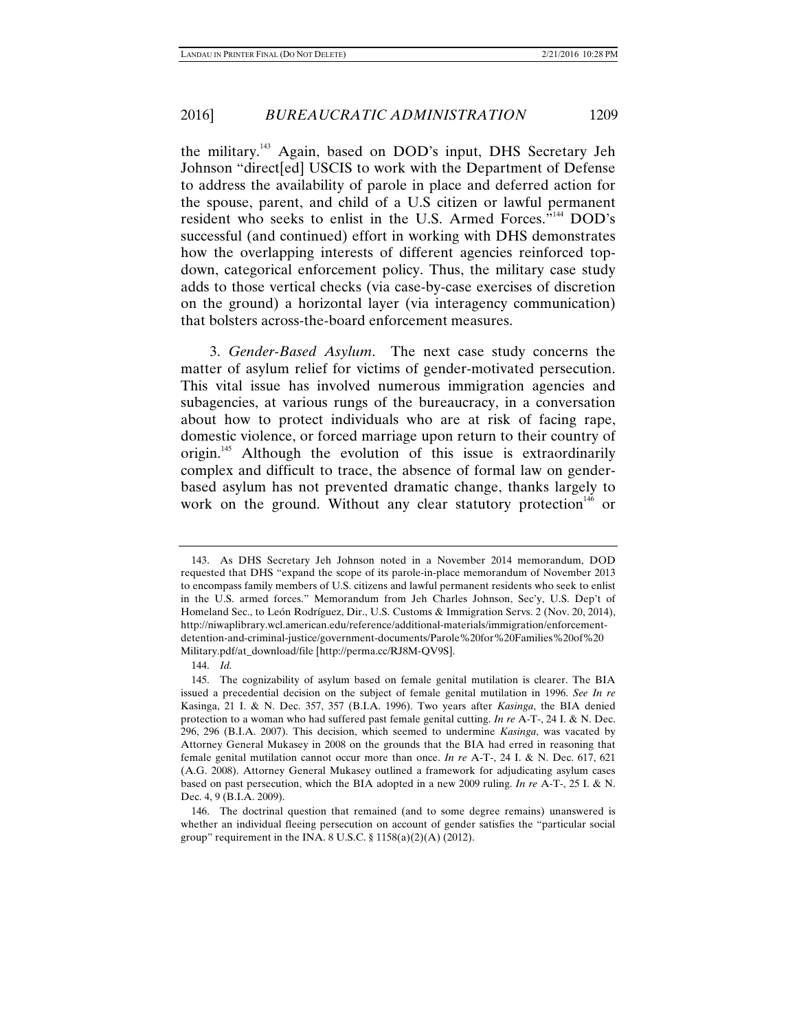the military.[143] Again, based on DOD's input, DHS Secretary Jeh Johnson "direct[ed] USCIS to work with the Department of Defense to address the availability of parole in place and deferred action for the spouse, parent, and child of a U.S citizen or lawful permanent resident who seeks to enlist in the U.S. Armed Forces."[144] DOD's successful (and continued) effort in working with DHS demonstrates how the overlapping interests of different agencies reinforced top-down, categorical enforcement policy. Thus, the military case study adds to those vertical checks (via case-by-case exercises of discretion on the ground) a horizontal layer (via interagency communication) that bolsters across-the-board enforcement measures.

3. *Gender-Based Asylum*. The next case study concerns the matter of asylum relief for victims of gender-motivated persecution. This vital issue has involved numerous immigration agencies and subagencies, at various rungs of the bureaucracy, in a conversation about how to protect individuals who are at risk of facing rape, domestic violence, or forced marriage upon return to their country of origin.[145] Although the evolution of this issue is extraordinarily complex and difficult to trace, the absence of formal law on gender-based asylum has not prevented dramatic change, thanks largely to work on the ground. Without any clear statutory protection[146] or

---

143. As DHS Secretary Jeh Johnson noted in a November 2014 memorandum, DOD requested that DHS "expand the scope of its parole-in-place memorandum of November 2013 to encompass family members of U.S. citizens and lawful permanent residents who seek to enlist in the U.S. armed forces." Memorandum from Jeh Charles Johnson, Sec'y, U.S. Dep't of Homeland Sec., to León Rodríguez, Dir., U.S. Customs & Immigration Servs. 2 (Nov. 20, 2014), http://niwaplibrary.wcl.american.edu/reference/additional-materials/immigration/enforcement-detention-and-criminal-justice/government-documents/Parole%20for%20Families%20of%20Military.pdf/at_download/file [http://perma.cc/RJ8M-QV9S].

144. *Id.*

145. The cognizability of asylum based on female genital mutilation is clearer. The BIA issued a precedential decision on the subject of female genital mutilation in 1996. *See In re* Kasinga, 21 I. & N. Dec. 357, 357 (B.I.A. 1996). Two years after *Kasinga*, the BIA denied protection to a woman who had suffered past female genital cutting. *In re* A-T-, 24 I. & N. Dec. 296, 296 (B.I.A. 2007). This decision, which seemed to undermine *Kasinga*, was vacated by Attorney General Mukasey in 2008 on the grounds that the BIA had erred in reasoning that female genital mutilation cannot occur more than once. *In re* A-T-, 24 I. & N. Dec. 617, 621 (A.G. 2008). Attorney General Mukasey outlined a framework for adjudicating asylum cases based on past persecution, which the BIA adopted in a new 2009 ruling. *In re* A-T-, 25 I. & N. Dec. 4, 9 (B.I.A. 2009).

146. The doctrinal question that remained (and to some degree remains) unanswered is whether an individual fleeing persecution on account of gender satisfies the "particular social group" requirement in the INA. 8 U.S.C. § 1158(a)(2)(A) (2012).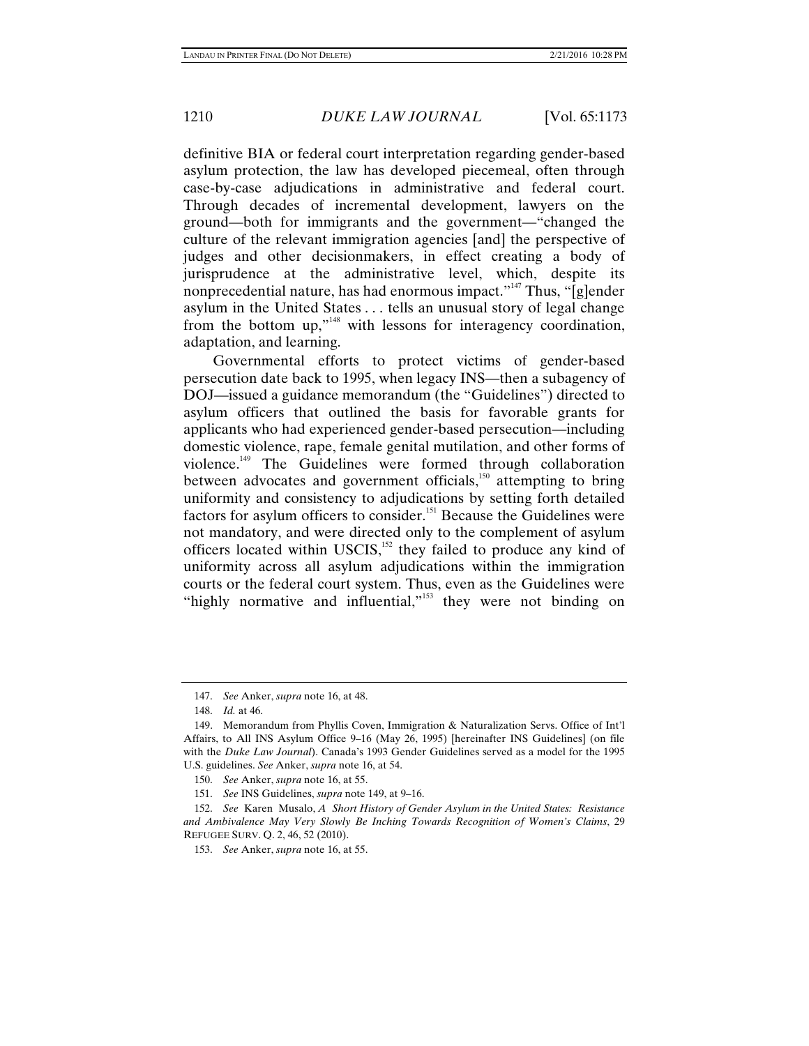definitive BIA or federal court interpretation regarding gender-based asylum protection, the law has developed piecemeal, often through case-by-case adjudications in administrative and federal court. Through decades of incremental development, lawyers on the ground—both for immigrants and the government—"changed the culture of the relevant immigration agencies [and] the perspective of judges and other decisionmakers, in effect creating a body of jurisprudence at the administrative level, which, despite its nonprecedential nature, has had enormous impact."[147] Thus, "[g]ender asylum in the United States . . . tells an unusual story of legal change from the bottom up,"[148] with lessons for interagency coordination, adaptation, and learning.

Governmental efforts to protect victims of gender-based persecution date back to 1995, when legacy INS—then a subagency of DOJ—issued a guidance memorandum (the "Guidelines") directed to asylum officers that outlined the basis for favorable grants for applicants who had experienced gender-based persecution—including domestic violence, rape, female genital mutilation, and other forms of violence.[149] The Guidelines were formed through collaboration between advocates and government officials,[150] attempting to bring uniformity and consistency to adjudications by setting forth detailed factors for asylum officers to consider.[151] Because the Guidelines were not mandatory, and were directed only to the complement of asylum officers located within USCIS,[152] they failed to produce any kind of uniformity across all asylum adjudications within the immigration courts or the federal court system. Thus, even as the Guidelines were "highly normative and influential,"[153] they were not binding on

---

147. *See* Anker, *supra* note 16, at 48.

148. *Id.* at 46.

149. Memorandum from Phyllis Coven, Immigration & Naturalization Servs. Office of Int'l Affairs, to All INS Asylum Office 9–16 (May 26, 1995) [hereinafter INS Guidelines] (on file with the *Duke Law Journal*). Canada's 1993 Gender Guidelines served as a model for the 1995 U.S. guidelines. *See* Anker, *supra* note 16, at 54.

150. *See* Anker, *supra* note 16, at 55.

151. *See* INS Guidelines, *supra* note 149, at 9–16.

152. *See* Karen Musalo, *A Short History of Gender Asylum in the United States: Resistance and Ambivalence May Very Slowly Be Inching Towards Recognition of Women's Claims*, 29 REFUGEE SURV. Q. 2, 46, 52 (2010).

153. *See* Anker, *supra* note 16, at 55.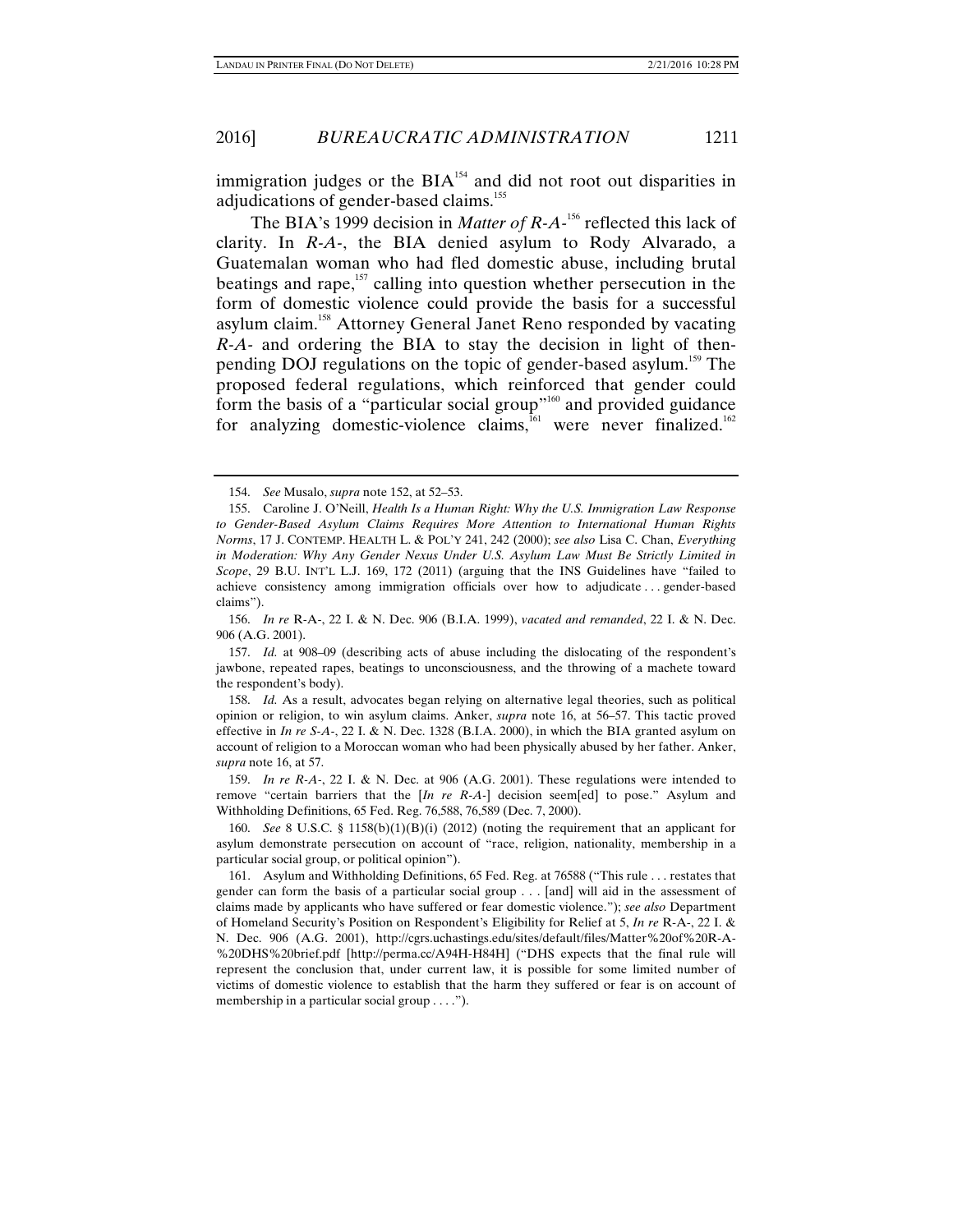immigration judges or the BIA[154] and did not root out disparities in adjudications of gender-based claims.[155]

The BIA's 1999 decision in *Matter of R-A-*[156] reflected this lack of clarity. In *R-A-*, the BIA denied asylum to Rody Alvarado, a Guatemalan woman who had fled domestic abuse, including brutal beatings and rape,[157] calling into question whether persecution in the form of domestic violence could provide the basis for a successful asylum claim.[158] Attorney General Janet Reno responded by vacating *R-A-* and ordering the BIA to stay the decision in light of then-pending DOJ regulations on the topic of gender-based asylum.[159] The proposed federal regulations, which reinforced that gender could form the basis of a "particular social group"[160] and provided guidance for analyzing domestic-violence claims,[161] were never finalized.[162]

---

154. *See* Musalo, *supra* note 152, at 52–53.

155. Caroline J. O'Neill, *Health Is a Human Right: Why the U.S. Immigration Law Response to Gender-Based Asylum Claims Requires More Attention to International Human Rights Norms*, 17 J. CONTEMP. HEALTH L. & POL'Y 241, 242 (2000); *see also* Lisa C. Chan, *Everything in Moderation: Why Any Gender Nexus Under U.S. Asylum Law Must Be Strictly Limited in Scope*, 29 B.U. INT'L L.J. 169, 172 (2011) (arguing that the INS Guidelines have "failed to achieve consistency among immigration officials over how to adjudicate . . . gender-based claims").

156. *In re* R-A-, 22 I. & N. Dec. 906 (B.I.A. 1999), *vacated and remanded*, 22 I. & N. Dec. 906 (A.G. 2001).

157. *Id.* at 908–09 (describing acts of abuse including the dislocating of the respondent's jawbone, repeated rapes, beatings to unconsciousness, and the throwing of a machete toward the respondent's body).

158. *Id.* As a result, advocates began relying on alternative legal theories, such as political opinion or religion, to win asylum claims. Anker, *supra* note 16, at 56–57. This tactic proved effective in *In re S-A-*, 22 I. & N. Dec. 1328 (B.I.A. 2000), in which the BIA granted asylum on account of religion to a Moroccan woman who had been physically abused by her father. Anker, *supra* note 16, at 57.

159. *In re R-A-*, 22 I. & N. Dec. at 906 (A.G. 2001). These regulations were intended to remove "certain barriers that the [*In re R-A-*] decision seem[ed] to pose." Asylum and Withholding Definitions, 65 Fed. Reg. 76,588, 76,589 (Dec. 7, 2000).

160. *See* 8 U.S.C. § 1158(b)(1)(B)(i) (2012) (noting the requirement that an applicant for asylum demonstrate persecution on account of "race, religion, nationality, membership in a particular social group, or political opinion").

161. Asylum and Withholding Definitions, 65 Fed. Reg. at 76588 ("This rule . . . restates that gender can form the basis of a particular social group . . . [and] will aid in the assessment of claims made by applicants who have suffered or fear domestic violence."); *see also* Department of Homeland Security's Position on Respondent's Eligibility for Relief at 5, *In re* R-A-, 22 I. & N. Dec. 906 (A.G. 2001), http://cgrs.uchastings.edu/sites/default/files/Matter%20of%20R-A-%20DHS%20brief.pdf [http://perma.cc/A94H-H84H] ("DHS expects that the final rule will represent the conclusion that, under current law, it is possible for some limited number of victims of domestic violence to establish that the harm they suffered or fear is on account of membership in a particular social group . . . .").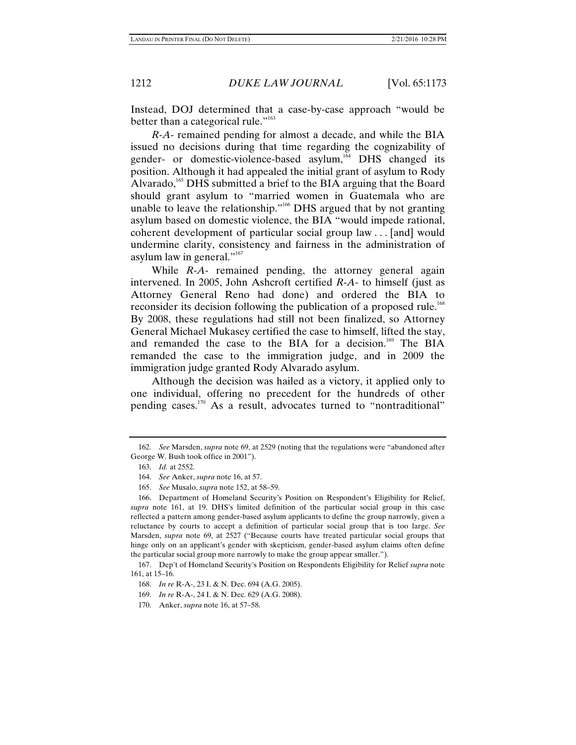Instead, DOJ determined that a case-by-case approach "would be better than a categorical rule."[163]

*R-A-* remained pending for almost a decade, and while the BIA issued no decisions during that time regarding the cognizability of gender- or domestic-violence-based asylum,[164] DHS changed its position. Although it had appealed the initial grant of asylum to Rody Alvarado,[165] DHS submitted a brief to the BIA arguing that the Board should grant asylum to "married women in Guatemala who are unable to leave the relationship."[166] DHS argued that by not granting asylum based on domestic violence, the BIA "would impede rational, coherent development of particular social group law . . . [and] would undermine clarity, consistency and fairness in the administration of asylum law in general."[167]

While *R-A-* remained pending, the attorney general again intervened. In 2005, John Ashcroft certified *R-A-* to himself (just as Attorney General Reno had done) and ordered the BIA to reconsider its decision following the publication of a proposed rule.[168] By 2008, these regulations had still not been finalized, so Attorney General Michael Mukasey certified the case to himself, lifted the stay, and remanded the case to the BIA for a decision.[169] The BIA remanded the case to the immigration judge, and in 2009 the immigration judge granted Rody Alvarado asylum.

Although the decision was hailed as a victory, it applied only to one individual, offering no precedent for the hundreds of other pending cases.[170] As a result, advocates turned to "nontraditional"

---

162. *See* Marsden, *supra* note 69, at 2529 (noting that the regulations were "abandoned after George W. Bush took office in 2001").

163. *Id.* at 2552.

164. *See* Anker, *supra* note 16, at 57.

165. *See* Musalo, *supra* note 152, at 58–59.

166. Department of Homeland Security's Position on Respondent's Eligibility for Relief, *supra* note 161, at 19. DHS's limited definition of the particular social group in this case reflected a pattern among gender-based asylum applicants to define the group narrowly, given a reluctance by courts to accept a definition of particular social group that is too large. *See* Marsden, *supra* note 69, at 2527 ("Because courts have treated particular social groups that hinge only on an applicant's gender with skepticism, gender-based asylum claims often define the particular social group more narrowly to make the group appear smaller.").

167. Dep't of Homeland Security's Position on Respondents Eligibility for Relief *supra* note 161, at 15–16.

168. *In re* R-A-, 23 I. & N. Dec. 694 (A.G. 2005).

169. *In re* R-A-, 24 I. & N. Dec. 629 (A.G. 2008).

170. Anker, *supra* note 16, at 57–58.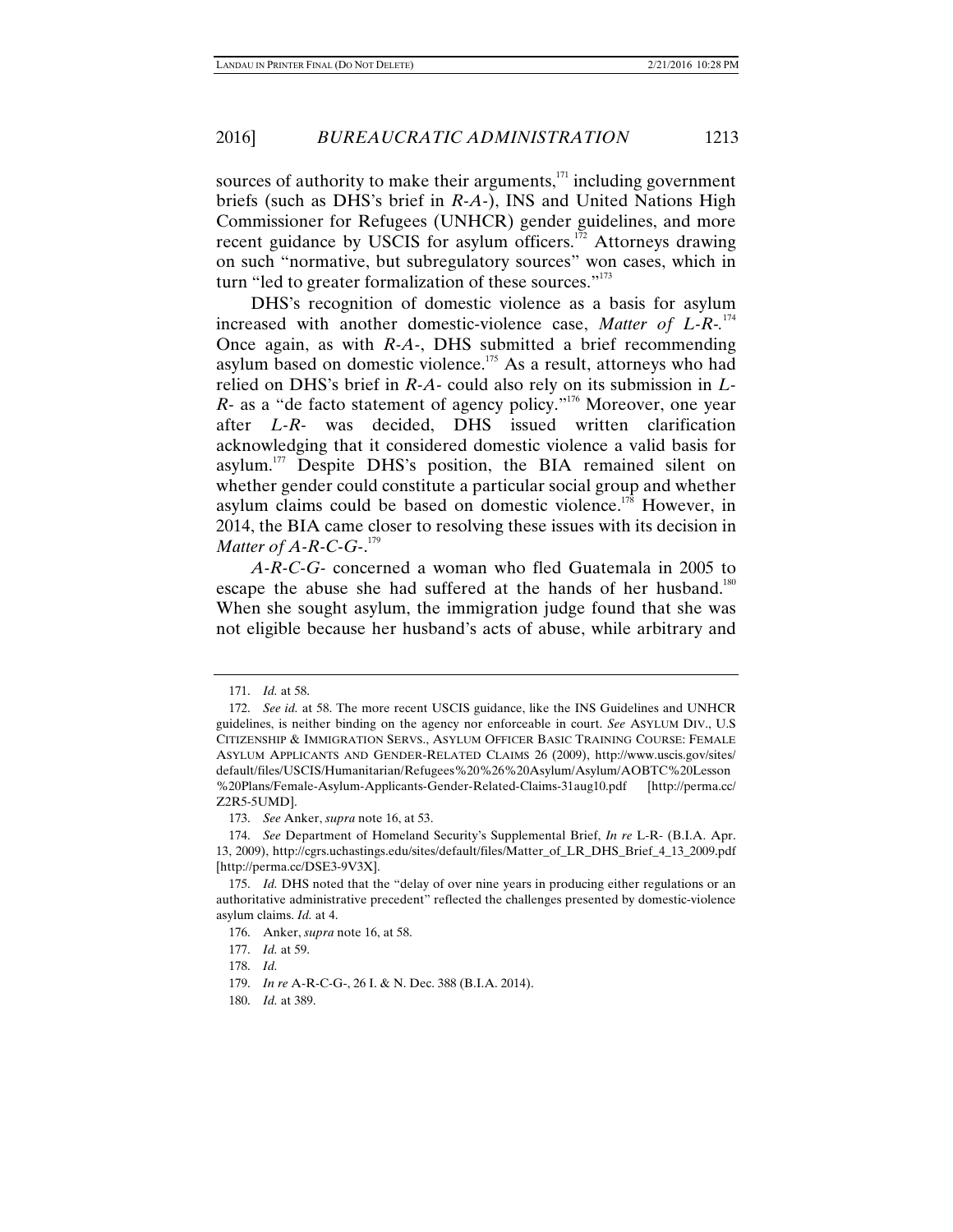sources of authority to make their arguments,[171] including government briefs (such as DHS's brief in *R-A-*), INS and United Nations High Commissioner for Refugees (UNHCR) gender guidelines, and more recent guidance by USCIS for asylum officers.[172] Attorneys drawing on such "normative, but subregulatory sources" won cases, which in turn "led to greater formalization of these sources."[173]

DHS's recognition of domestic violence as a basis for asylum increased with another domestic-violence case, *Matter of L-R-*.[174] Once again, as with *R-A-*, DHS submitted a brief recommending asylum based on domestic violence.[175] As a result, attorneys who had relied on DHS's brief in *R-A-* could also rely on its submission in *L-R-* as a "de facto statement of agency policy."[176] Moreover, one year after *L-R-* was decided, DHS issued written clarification acknowledging that it considered domestic violence a valid basis for asylum.[177] Despite DHS's position, the BIA remained silent on whether gender could constitute a particular social group and whether asylum claims could be based on domestic violence.[178] However, in 2014, the BIA came closer to resolving these issues with its decision in *Matter of A-R-C-G-*.[179]

*A-R-C-G-* concerned a woman who fled Guatemala in 2005 to escape the abuse she had suffered at the hands of her husband.[180] When she sought asylum, the immigration judge found that she was not eligible because her husband's acts of abuse, while arbitrary and

---

171. *Id.* at 58.

172. *See id.* at 58. The more recent USCIS guidance, like the INS Guidelines and UNHCR guidelines, is neither binding on the agency nor enforceable in court. *See* ASYLUM DIV., U.S CITIZENSHIP & IMMIGRATION SERVS., ASYLUM OFFICER BASIC TRAINING COURSE: FEMALE ASYLUM APPLICANTS AND GENDER-RELATED CLAIMS 26 (2009), http://www.uscis.gov/sites/default/files/USCIS/Humanitarian/Refugees%20%26%20Asylum/Asylum/AOBTC%20Lesson%20Plans/Female-Asylum-Applicants-Gender-Related-Claims-31aug10.pdf [http://perma.cc/Z2R5-5UMD].

173. *See* Anker, *supra* note 16, at 53.

174. *See* Department of Homeland Security's Supplemental Brief, *In re* L-R- (B.I.A. Apr. 13, 2009), http://cgrs.uchastings.edu/sites/default/files/Matter_of_LR_DHS_Brief_4_13_2009.pdf [http://perma.cc/DSE3-9V3X].

175. *Id.* DHS noted that the "delay of over nine years in producing either regulations or an authoritative administrative precedent" reflected the challenges presented by domestic-violence asylum claims. *Id.* at 4.

176. Anker, *supra* note 16, at 58.

177. *Id.* at 59.

178. *Id.*

179. *In re* A-R-C-G-, 26 I. & N. Dec. 388 (B.I.A. 2014).

180. *Id.* at 389.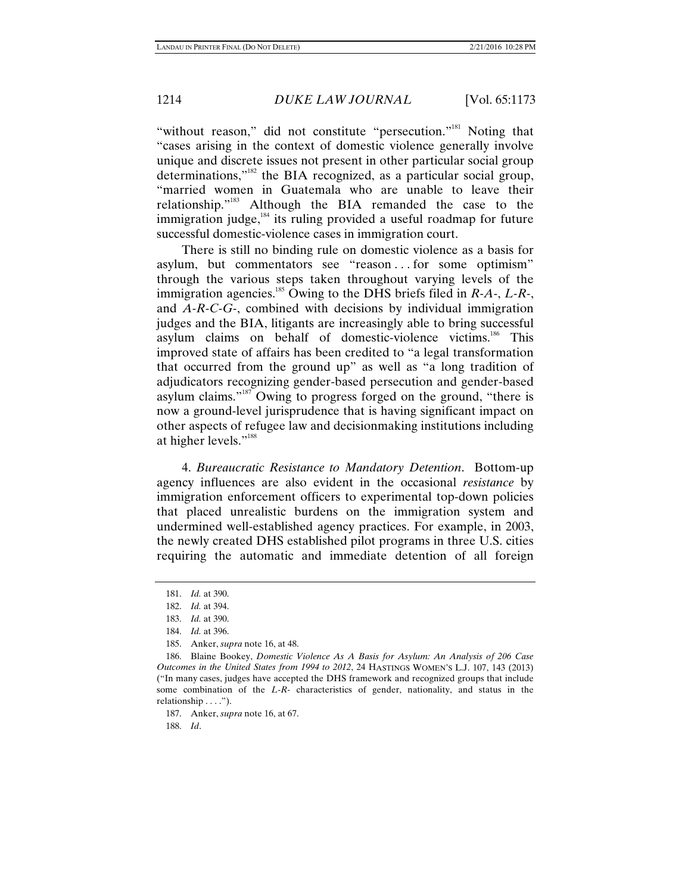"without reason," did not constitute "persecution."[181] Noting that "cases arising in the context of domestic violence generally involve unique and discrete issues not present in other particular social group determinations,"[182] the BIA recognized, as a particular social group, "married women in Guatemala who are unable to leave their relationship."[183] Although the BIA remanded the case to the immigration judge,[184] its ruling provided a useful roadmap for future successful domestic-violence cases in immigration court.

There is still no binding rule on domestic violence as a basis for asylum, but commentators see "reason . . . for some optimism" through the various steps taken throughout varying levels of the immigration agencies.[185] Owing to the DHS briefs filed in *R-A-*, *L-R-*, and *A-R-C-G-*, combined with decisions by individual immigration judges and the BIA, litigants are increasingly able to bring successful asylum claims on behalf of domestic-violence victims.[186] This improved state of affairs has been credited to "a legal transformation that occurred from the ground up" as well as "a long tradition of adjudicators recognizing gender-based persecution and gender-based asylum claims."[187] Owing to progress forged on the ground, "there is now a ground-level jurisprudence that is having significant impact on other aspects of refugee law and decisionmaking institutions including at higher levels."[188]

4. *Bureaucratic Resistance to Mandatory Detention*. Bottom-up agency influences are also evident in the occasional *resistance* by immigration enforcement officers to experimental top-down policies that placed unrealistic burdens on the immigration system and undermined well-established agency practices. For example, in 2003, the newly created DHS established pilot programs in three U.S. cities requiring the automatic and immediate detention of all foreign

---

181. *Id.* at 390.

182. *Id.* at 394.

183. *Id.* at 390.

184. *Id.* at 396.

185. Anker, *supra* note 16, at 48.

186. Blaine Bookey, *Domestic Violence As A Basis for Asylum: An Analysis of 206 Case Outcomes in the United States from 1994 to 2012*, 24 HASTINGS WOMEN'S L.J. 107, 143 (2013) ("In many cases, judges have accepted the DHS framework and recognized groups that include some combination of the *L-R-* characteristics of gender, nationality, and status in the relationship . . . .").

187. Anker, *supra* note 16, at 67.

188. *Id*.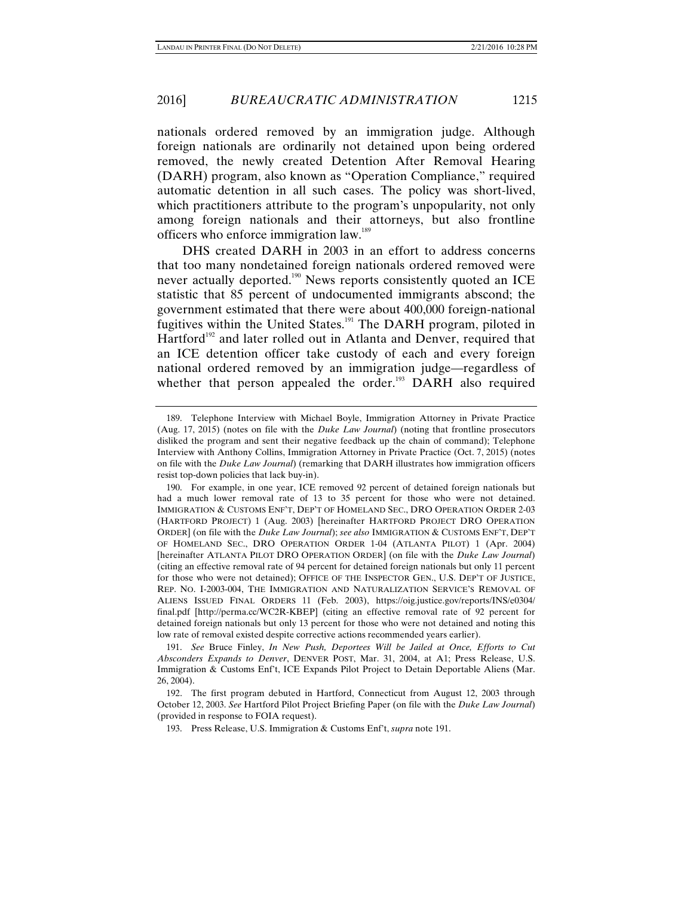nationals ordered removed by an immigration judge. Although foreign nationals are ordinarily not detained upon being ordered removed, the newly created Detention After Removal Hearing (DARH) program, also known as "Operation Compliance," required automatic detention in all such cases. The policy was short-lived, which practitioners attribute to the program's unpopularity, not only among foreign nationals and their attorneys, but also frontline officers who enforce immigration law.[189]

DHS created DARH in 2003 in an effort to address concerns that too many nondetained foreign nationals ordered removed were never actually deported.[190] News reports consistently quoted an ICE statistic that 85 percent of undocumented immigrants abscond; the government estimated that there were about 400,000 foreign-national fugitives within the United States.[191] The DARH program, piloted in Hartford[192] and later rolled out in Atlanta and Denver, required that an ICE detention officer take custody of each and every foreign national ordered removed by an immigration judge—regardless of whether that person appealed the order.[193] DARH also required

---

189. Telephone Interview with Michael Boyle, Immigration Attorney in Private Practice (Aug. 17, 2015) (notes on file with the *Duke Law Journal*) (noting that frontline prosecutors disliked the program and sent their negative feedback up the chain of command); Telephone Interview with Anthony Collins, Immigration Attorney in Private Practice (Oct. 7, 2015) (notes on file with the *Duke Law Journal*) (remarking that DARH illustrates how immigration officers resist top-down policies that lack buy-in).

190. For example, in one year, ICE removed 92 percent of detained foreign nationals but had a much lower removal rate of 13 to 35 percent for those who were not detained. IMMIGRATION & CUSTOMS ENF'T, DEP'T OF HOMELAND SEC., DRO OPERATION ORDER 2-03 (HARTFORD PROJECT) 1 (Aug. 2003) [hereinafter HARTFORD PROJECT DRO OPERATION ORDER] (on file with the *Duke Law Journal*); *see also* IMMIGRATION & CUSTOMS ENF'T, DEP'T OF HOMELAND SEC., DRO OPERATION ORDER 1-04 (ATLANTA PILOT) 1 (Apr. 2004) [hereinafter ATLANTA PILOT DRO OPERATION ORDER] (on file with the *Duke Law Journal*) (citing an effective removal rate of 94 percent for detained foreign nationals but only 11 percent for those who were not detained); OFFICE OF THE INSPECTOR GEN., U.S. DEP'T OF JUSTICE, REP. NO. I-2003-004, THE IMMIGRATION AND NATURALIZATION SERVICE'S REMOVAL OF ALIENS ISSUED FINAL ORDERS 11 (Feb. 2003), https://oig.justice.gov/reports/INS/e0304/final.pdf [http://perma.cc/WC2R-KBEP] (citing an effective removal rate of 92 percent for detained foreign nationals but only 13 percent for those who were not detained and noting this low rate of removal existed despite corrective actions recommended years earlier).

191. *See* Bruce Finley, *In New Push, Deportees Will be Jailed at Once, Efforts to Cut Absconders Expands to Denver*, DENVER POST, Mar. 31, 2004, at A1; Press Release, U.S. Immigration & Customs Enf't, ICE Expands Pilot Project to Detain Deportable Aliens (Mar. 26, 2004).

192. The first program debuted in Hartford, Connecticut from August 12, 2003 through October 12, 2003. *See* Hartford Pilot Project Briefing Paper (on file with the *Duke Law Journal*) (provided in response to FOIA request).

193. Press Release, U.S. Immigration & Customs Enf't, *supra* note 191.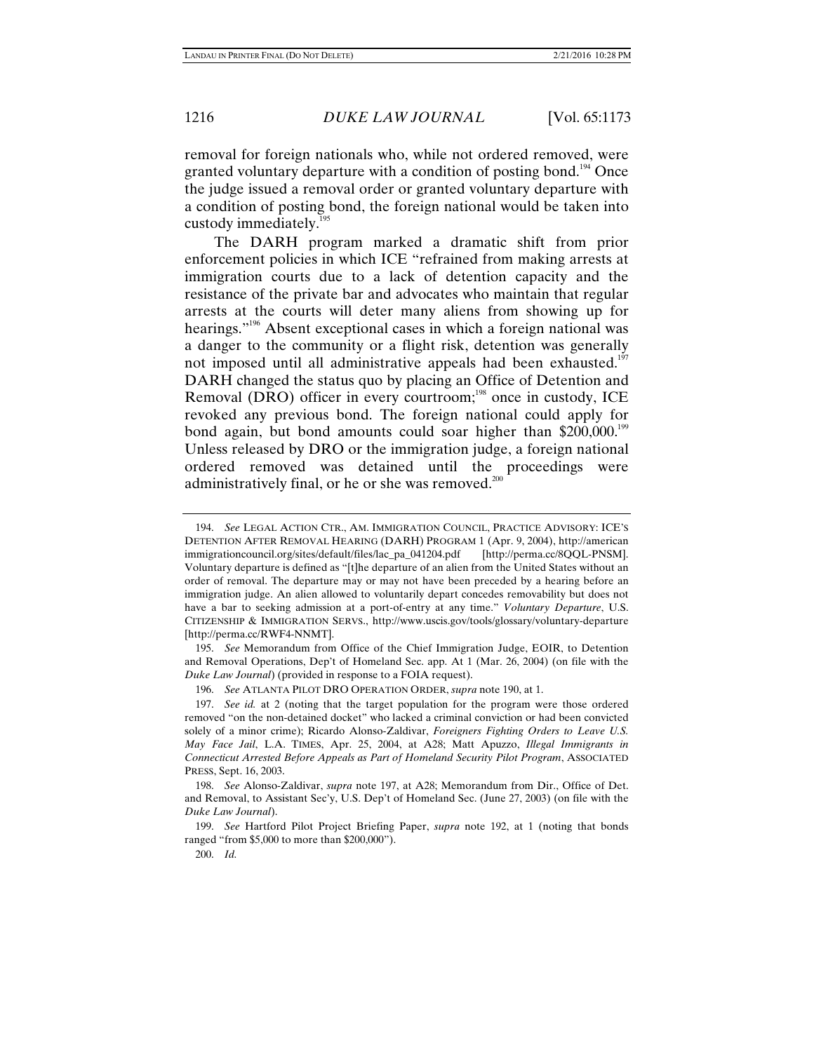removal for foreign nationals who, while not ordered removed, were granted voluntary departure with a condition of posting bond.[194] Once the judge issued a removal order or granted voluntary departure with a condition of posting bond, the foreign national would be taken into custody immediately.[195]

The DARH program marked a dramatic shift from prior enforcement policies in which ICE "refrained from making arrests at immigration courts due to a lack of detention capacity and the resistance of the private bar and advocates who maintain that regular arrests at the courts will deter many aliens from showing up for hearings."[196] Absent exceptional cases in which a foreign national was a danger to the community or a flight risk, detention was generally not imposed until all administrative appeals had been exhausted.[197] DARH changed the status quo by placing an Office of Detention and Removal (DRO) officer in every courtroom;[198] once in custody, ICE revoked any previous bond. The foreign national could apply for bond again, but bond amounts could soar higher than $200,000.[199] Unless released by DRO or the immigration judge, a foreign national ordered removed was detained until the proceedings were administratively final, or he or she was removed.[200]

---

194. *See* LEGAL ACTION CTR., AM. IMMIGRATION COUNCIL, PRACTICE ADVISORY: ICE'S DETENTION AFTER REMOVAL HEARING (DARH) PROGRAM 1 (Apr. 9, 2004), http://americanimmigrationcouncil.org/sites/default/files/lac_pa_041204.pdf [http://perma.cc/8QQL-PNSM]. Voluntary departure is defined as "[t]he departure of an alien from the United States without an order of removal. The departure may or may not have been preceded by a hearing before an immigration judge. An alien allowed to voluntarily depart concedes removability but does not have a bar to seeking admission at a port-of-entry at any time." *Voluntary Departure*, U.S. CITIZENSHIP & IMMIGRATION SERVS., http://www.uscis.gov/tools/glossary/voluntary-departure [http://perma.cc/RWF4-NNMT].

195. *See* Memorandum from Office of the Chief Immigration Judge, EOIR, to Detention and Removal Operations, Dep't of Homeland Sec. app. At 1 (Mar. 26, 2004) (on file with the *Duke Law Journal*) (provided in response to a FOIA request).

196. *See* ATLANTA PILOT DRO OPERATION ORDER, *supra* note 190, at 1.

197. *See id.* at 2 (noting that the target population for the program were those ordered removed "on the non-detained docket" who lacked a criminal conviction or had been convicted solely of a minor crime); Ricardo Alonso-Zaldivar, *Foreigners Fighting Orders to Leave U.S. May Face Jail*, L.A. TIMES, Apr. 25, 2004, at A28; Matt Apuzzo, *Illegal Immigrants in Connecticut Arrested Before Appeals as Part of Homeland Security Pilot Program*, ASSOCIATED PRESS, Sept. 16, 2003.

198. *See* Alonso-Zaldivar, *supra* note 197, at A28; Memorandum from Dir., Office of Det. and Removal, to Assistant Sec'y, U.S. Dep't of Homeland Sec. (June 27, 2003) (on file with the *Duke Law Journal*).

199. *See* Hartford Pilot Project Briefing Paper, *supra* note 192, at 1 (noting that bonds ranged "from $5,000 to more than $200,000").

200. *Id.*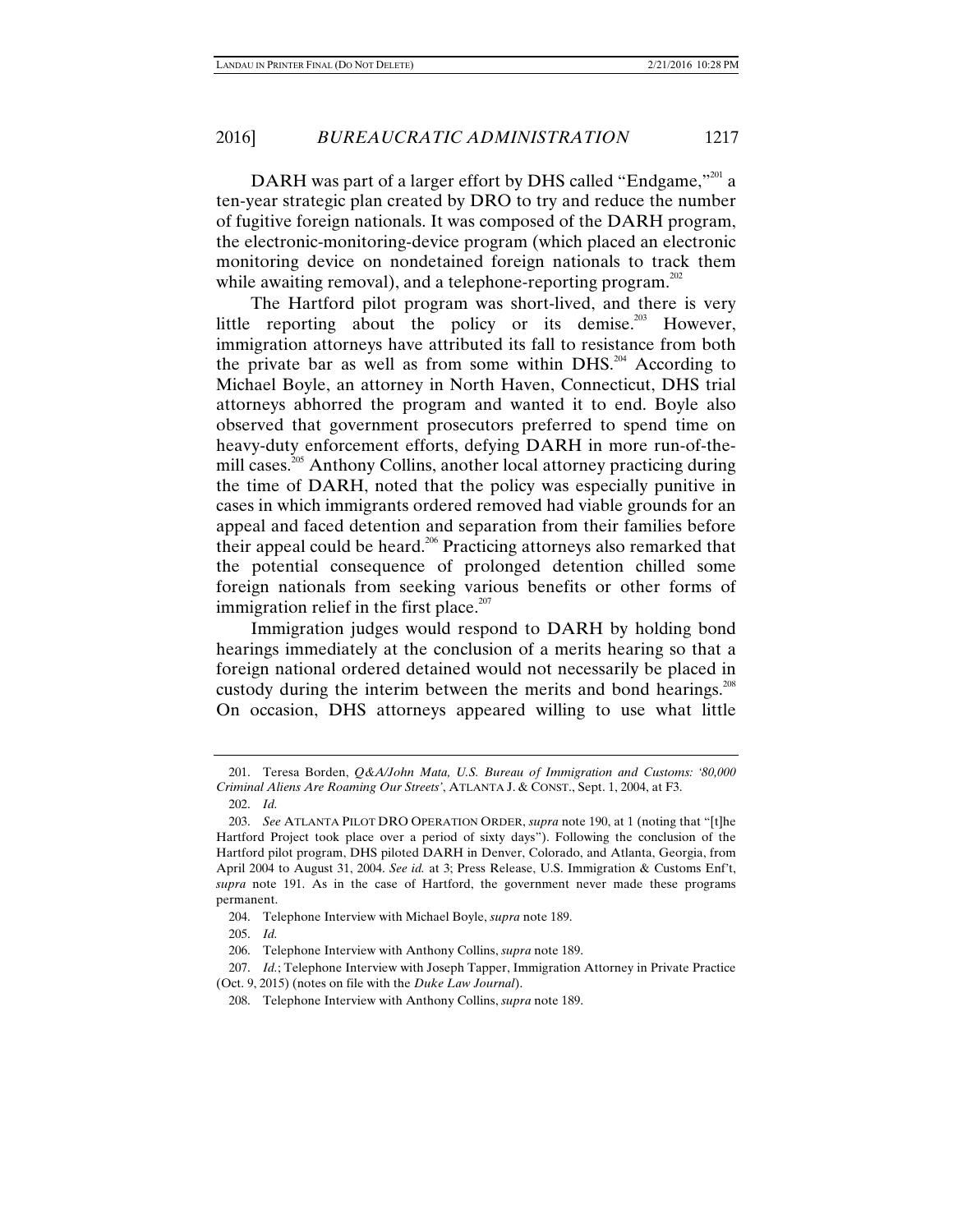DARH was part of a larger effort by DHS called "Endgame,"[201] a ten-year strategic plan created by DRO to try and reduce the number of fugitive foreign nationals. It was composed of the DARH program, the electronic-monitoring-device program (which placed an electronic monitoring device on nondetained foreign nationals to track them while awaiting removal), and a telephone-reporting program.[202]

The Hartford pilot program was short-lived, and there is very little reporting about the policy or its demise.[203] However, immigration attorneys have attributed its fall to resistance from both the private bar as well as from some within DHS.[204] According to Michael Boyle, an attorney in North Haven, Connecticut, DHS trial attorneys abhorred the program and wanted it to end. Boyle also observed that government prosecutors preferred to spend time on heavy-duty enforcement efforts, defying DARH in more run-of-the-mill cases.[205] Anthony Collins, another local attorney practicing during the time of DARH, noted that the policy was especially punitive in cases in which immigrants ordered removed had viable grounds for an appeal and faced detention and separation from their families before their appeal could be heard.[206] Practicing attorneys also remarked that the potential consequence of prolonged detention chilled some foreign nationals from seeking various benefits or other forms of immigration relief in the first place.[207]

Immigration judges would respond to DARH by holding bond hearings immediately at the conclusion of a merits hearing so that a foreign national ordered detained would not necessarily be placed in custody during the interim between the merits and bond hearings.[208] On occasion, DHS attorneys appeared willing to use what little

---

201. Teresa Borden, *Q&A/John Mata, U.S. Bureau of Immigration and Customs: '80,000 Criminal Aliens Are Roaming Our Streets'*, ATLANTA J. & CONST., Sept. 1, 2004, at F3.

202. *Id.*

203. *See* ATLANTA PILOT DRO OPERATION ORDER, *supra* note 190, at 1 (noting that "[t]he Hartford Project took place over a period of sixty days"). Following the conclusion of the Hartford pilot program, DHS piloted DARH in Denver, Colorado, and Atlanta, Georgia, from April 2004 to August 31, 2004. *See id.* at 3; Press Release, U.S. Immigration & Customs Enf't, *supra* note 191. As in the case of Hartford, the government never made these programs permanent.

204. Telephone Interview with Michael Boyle, *supra* note 189.

205. *Id.*

206. Telephone Interview with Anthony Collins, *supra* note 189.

207. *Id.*; Telephone Interview with Joseph Tapper, Immigration Attorney in Private Practice (Oct. 9, 2015) (notes on file with the *Duke Law Journal*).

208. Telephone Interview with Anthony Collins, *supra* note 189.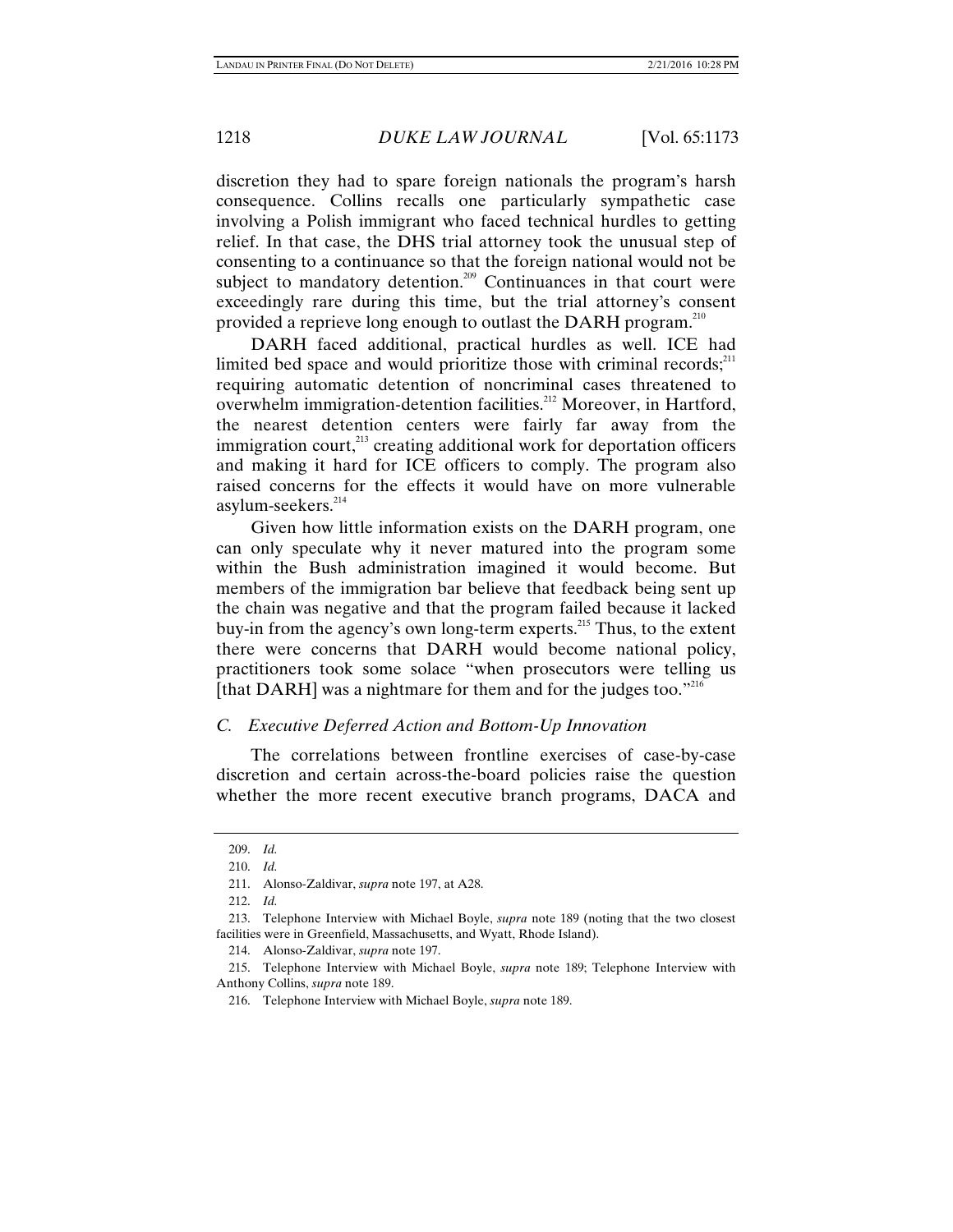discretion they had to spare foreign nationals the program's harsh consequence. Collins recalls one particularly sympathetic case involving a Polish immigrant who faced technical hurdles to getting relief. In that case, the DHS trial attorney took the unusual step of consenting to a continuance so that the foreign national would not be subject to mandatory detention.[209] Continuances in that court were exceedingly rare during this time, but the trial attorney's consent provided a reprieve long enough to outlast the DARH program.[210]

DARH faced additional, practical hurdles as well. ICE had limited bed space and would prioritize those with criminal records;[211] requiring automatic detention of noncriminal cases threatened to overwhelm immigration-detention facilities.[212] Moreover, in Hartford, the nearest detention centers were fairly far away from the immigration court,[213] creating additional work for deportation officers and making it hard for ICE officers to comply. The program also raised concerns for the effects it would have on more vulnerable asylum-seekers.[214]

Given how little information exists on the DARH program, one can only speculate why it never matured into the program some within the Bush administration imagined it would become. But members of the immigration bar believe that feedback being sent up the chain was negative and that the program failed because it lacked buy-in from the agency's own long-term experts.[215] Thus, to the extent there were concerns that DARH would become national policy, practitioners took some solace "when prosecutors were telling us [that DARH] was a nightmare for them and for the judges too."[216]

### *C. Executive Deferred Action and Bottom-Up Innovation*

The correlations between frontline exercises of case-by-case discretion and certain across-the-board policies raise the question whether the more recent executive branch programs, DACA and

---

209. *Id.*

210. *Id.*

211. Alonso-Zaldivar, *supra* note 197, at A28.

212. *Id.*

213. Telephone Interview with Michael Boyle, *supra* note 189 (noting that the two closest facilities were in Greenfield, Massachusetts, and Wyatt, Rhode Island).

214. Alonso-Zaldivar, *supra* note 197.

215. Telephone Interview with Michael Boyle, *supra* note 189; Telephone Interview with Anthony Collins, *supra* note 189.

216. Telephone Interview with Michael Boyle, *supra* note 189.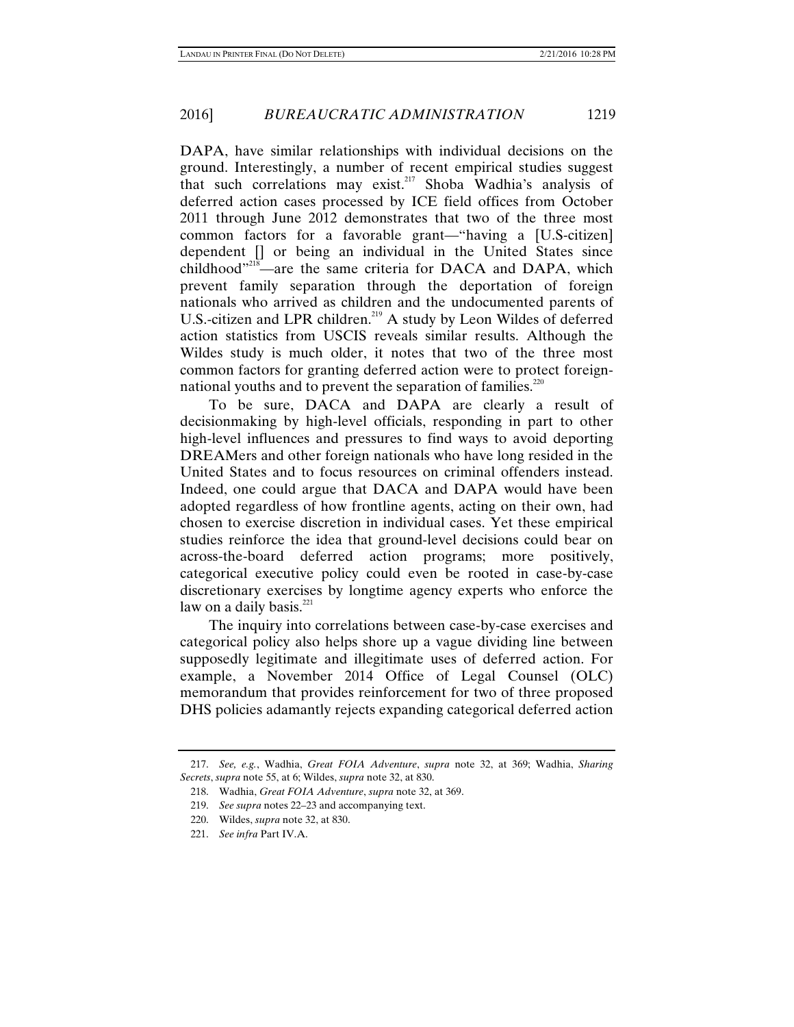DAPA, have similar relationships with individual decisions on the ground. Interestingly, a number of recent empirical studies suggest that such correlations may exist.[217] Shoba Wadhia's analysis of deferred action cases processed by ICE field offices from October 2011 through June 2012 demonstrates that two of the three most common factors for a favorable grant—"having a [U.S-citizen] dependent [] or being an individual in the United States since childhood"[218]—are the same criteria for DACA and DAPA, which prevent family separation through the deportation of foreign nationals who arrived as children and the undocumented parents of U.S.-citizen and LPR children.[219] A study by Leon Wildes of deferred action statistics from USCIS reveals similar results. Although the Wildes study is much older, it notes that two of the three most common factors for granting deferred action were to protect foreign-national youths and to prevent the separation of families.[220]

To be sure, DACA and DAPA are clearly a result of decisionmaking by high-level officials, responding in part to other high-level influences and pressures to find ways to avoid deporting DREAMers and other foreign nationals who have long resided in the United States and to focus resources on criminal offenders instead. Indeed, one could argue that DACA and DAPA would have been adopted regardless of how frontline agents, acting on their own, had chosen to exercise discretion in individual cases. Yet these empirical studies reinforce the idea that ground-level decisions could bear on across-the-board deferred action programs; more positively, categorical executive policy could even be rooted in case-by-case discretionary exercises by longtime agency experts who enforce the law on a daily basis.[221]

The inquiry into correlations between case-by-case exercises and categorical policy also helps shore up a vague dividing line between supposedly legitimate and illegitimate uses of deferred action. For example, a November 2014 Office of Legal Counsel (OLC) memorandum that provides reinforcement for two of three proposed DHS policies adamantly rejects expanding categorical deferred action

---

217. *See, e.g.*, Wadhia, *Great FOIA Adventure*, *supra* note 32, at 369; Wadhia, *Sharing Secrets*, *supra* note 55, at 6; Wildes, *supra* note 32, at 830.

218. Wadhia, *Great FOIA Adventure*, *supra* note 32, at 369.

219. *See supra* notes 22–23 and accompanying text.

220. Wildes, *supra* note 32, at 830.

221. *See infra* Part IV.A.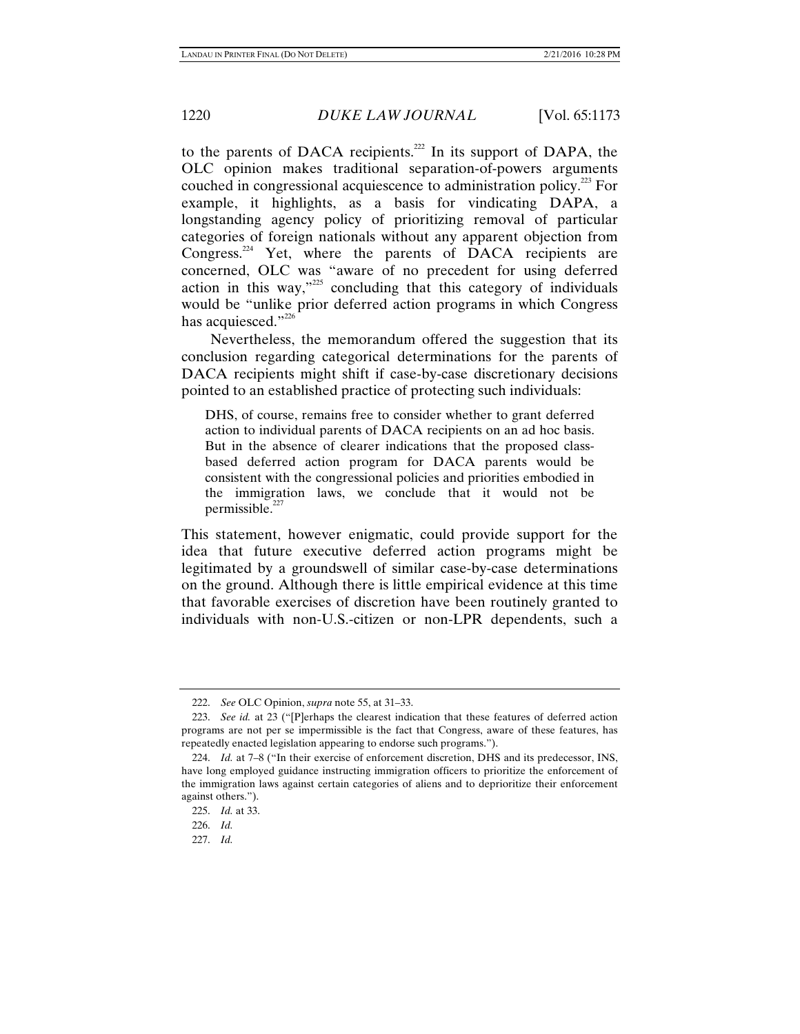to the parents of DACA recipients.[222] In its support of DAPA, the OLC opinion makes traditional separation-of-powers arguments couched in congressional acquiescence to administration policy.[223] For example, it highlights, as a basis for vindicating DAPA, a longstanding agency policy of prioritizing removal of particular categories of foreign nationals without any apparent objection from Congress.[224] Yet, where the parents of DACA recipients are concerned, OLC was "aware of no precedent for using deferred action in this way,"[225] concluding that this category of individuals would be "unlike prior deferred action programs in which Congress has acquiesced."[226]

Nevertheless, the memorandum offered the suggestion that its conclusion regarding categorical determinations for the parents of DACA recipients might shift if case-by-case discretionary decisions pointed to an established practice of protecting such individuals:

> DHS, of course, remains free to consider whether to grant deferred action to individual parents of DACA recipients on an ad hoc basis. But in the absence of clearer indications that the proposed class-based deferred action program for DACA parents would be consistent with the congressional policies and priorities embodied in the immigration laws, we conclude that it would not be permissible.[227]

This statement, however enigmatic, could provide support for the idea that future executive deferred action programs might be legitimated by a groundswell of similar case-by-case determinations on the ground. Although there is little empirical evidence at this time that favorable exercises of discretion have been routinely granted to individuals with non-U.S.-citizen or non-LPR dependents, such a

---

222. *See* OLC Opinion, *supra* note 55, at 31–33.

223. *See id.* at 23 ("[P]erhaps the clearest indication that these features of deferred action programs are not per se impermissible is the fact that Congress, aware of these features, has repeatedly enacted legislation appearing to endorse such programs.").

224. *Id.* at 7–8 ("In their exercise of enforcement discretion, DHS and its predecessor, INS, have long employed guidance instructing immigration officers to prioritize the enforcement of the immigration laws against certain categories of aliens and to deprioritize their enforcement against others.").

225. *Id.* at 33.

226. *Id.*

227. *Id.*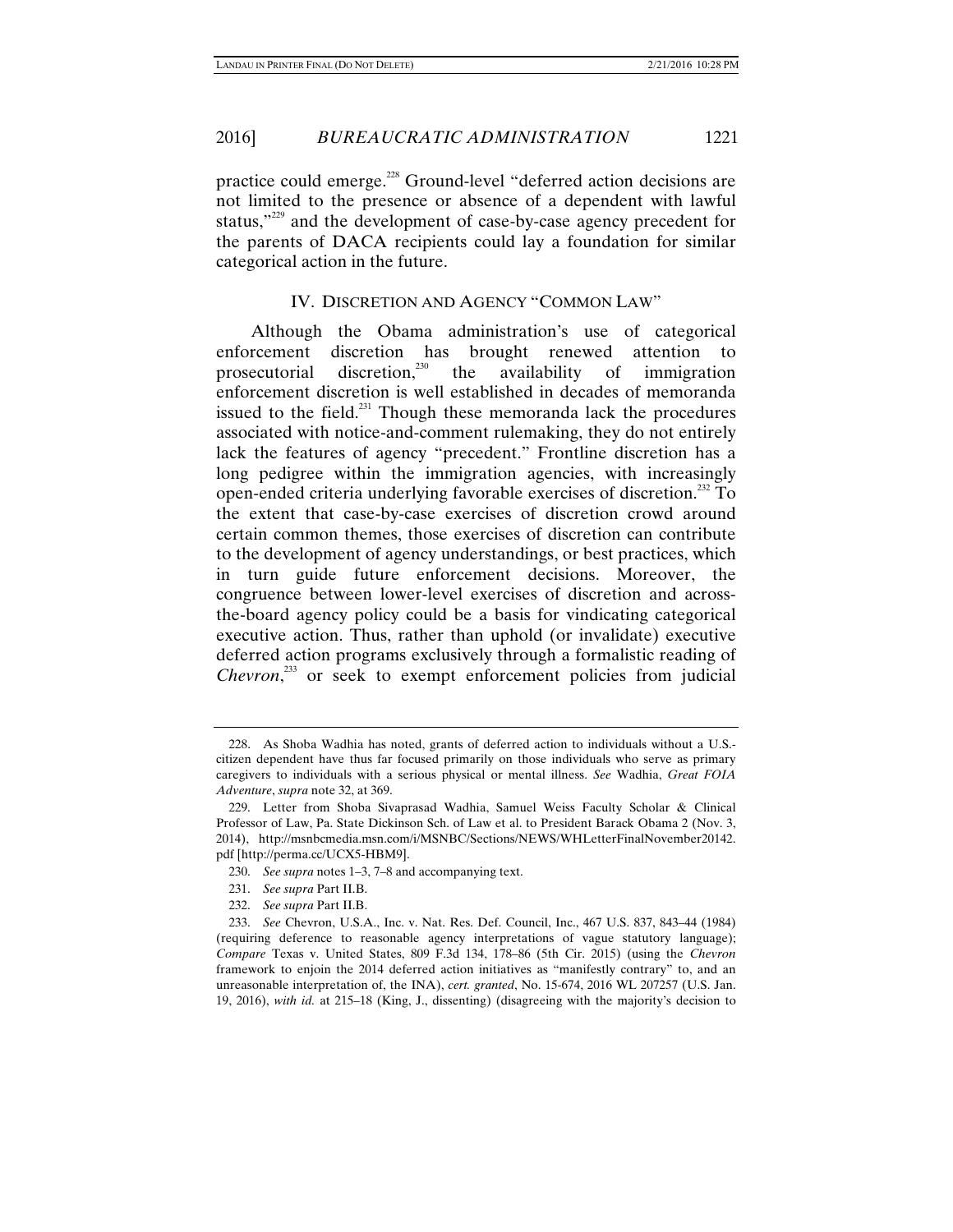practice could emerge.[228] Ground-level "deferred action decisions are not limited to the presence or absence of a dependent with lawful status,"[229] and the development of case-by-case agency precedent for the parents of DACA recipients could lay a foundation for similar categorical action in the future.

## IV. DISCRETION AND AGENCY "COMMON LAW"

Although the Obama administration's use of categorical enforcement discretion has brought renewed attention to prosecutorial discretion,[230] the availability of immigration enforcement discretion is well established in decades of memoranda issued to the field.[231] Though these memoranda lack the procedures associated with notice-and-comment rulemaking, they do not entirely lack the features of agency "precedent." Frontline discretion has a long pedigree within the immigration agencies, with increasingly open-ended criteria underlying favorable exercises of discretion.[232] To the extent that case-by-case exercises of discretion crowd around certain common themes, those exercises of discretion can contribute to the development of agency understandings, or best practices, which in turn guide future enforcement decisions. Moreover, the congruence between lower-level exercises of discretion and across-the-board agency policy could be a basis for vindicating categorical executive action. Thus, rather than uphold (or invalidate) executive deferred action programs exclusively through a formalistic reading of *Chevron*,[233] or seek to exempt enforcement policies from judicial

---

228. As Shoba Wadhia has noted, grants of deferred action to individuals without a U.S.-citizen dependent have thus far focused primarily on those individuals who serve as primary caregivers to individuals with a serious physical or mental illness. *See* Wadhia, *Great FOIA Adventure*, *supra* note 32, at 369.

229. Letter from Shoba Sivaprasad Wadhia, Samuel Weiss Faculty Scholar & Clinical Professor of Law, Pa. State Dickinson Sch. of Law et al. to President Barack Obama 2 (Nov. 3, 2014), http://msnbcmedia.msn.com/i/MSNBC/Sections/NEWS/WHLetterFinalNovember20142.pdf [http://perma.cc/UCX5-HBM9].

230. *See supra* notes 1–3, 7–8 and accompanying text.

231. *See supra* Part II.B.

232. *See supra* Part II.B.

233. *See* Chevron, U.S.A., Inc. v. Nat. Res. Def. Council, Inc., 467 U.S. 837, 843–44 (1984) (requiring deference to reasonable agency interpretations of vague statutory language); *Compare* Texas v. United States, 809 F.3d 134, 178–86 (5th Cir. 2015) (using the *Chevron* framework to enjoin the 2014 deferred action initiatives as "manifestly contrary" to, and an unreasonable interpretation of, the INA), *cert. granted*, No. 15-674, 2016 WL 207257 (U.S. Jan. 19, 2016), *with id.* at 215–18 (King, J., dissenting) (disagreeing with the majority's decision to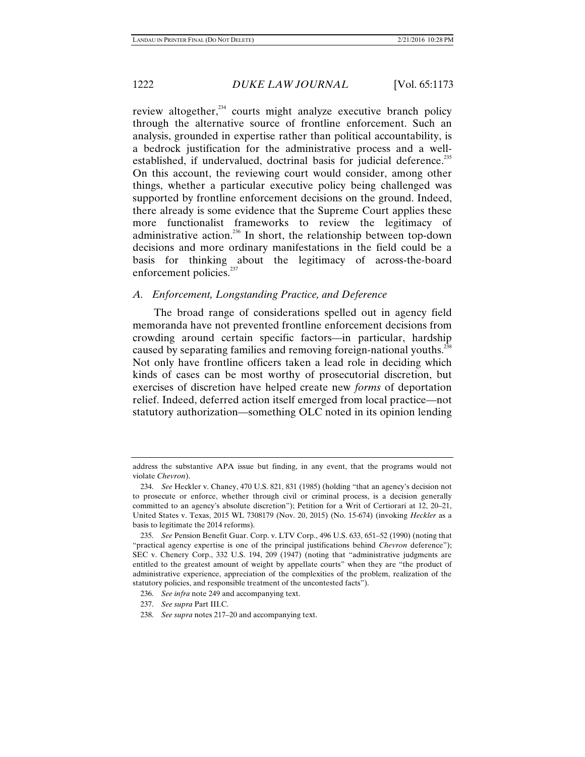review altogether,[234] courts might analyze executive branch policy through the alternative source of frontline enforcement. Such an analysis, grounded in expertise rather than political accountability, is a bedrock justification for the administrative process and a well-established, if undervalued, doctrinal basis for judicial deference.[235] On this account, the reviewing court would consider, among other things, whether a particular executive policy being challenged was supported by frontline enforcement decisions on the ground. Indeed, there already is some evidence that the Supreme Court applies these more functionalist frameworks to review the legitimacy of administrative action.[236] In short, the relationship between top-down decisions and more ordinary manifestations in the field could be a basis for thinking about the legitimacy of across-the-board enforcement policies.[237]

### *A. Enforcement, Longstanding Practice, and Deference*

The broad range of considerations spelled out in agency field memoranda have not prevented frontline enforcement decisions from crowding around certain specific factors—in particular, hardship caused by separating families and removing foreign-national youths.[238] Not only have frontline officers taken a lead role in deciding which kinds of cases can be most worthy of prosecutorial discretion, but exercises of discretion have helped create new *forms* of deportation relief. Indeed, deferred action itself emerged from local practice—not statutory authorization—something OLC noted in its opinion lending

---

address the substantive APA issue but finding, in any event, that the programs would not violate *Chevron*).

234. *See* Heckler v. Chaney, 470 U.S. 821, 831 (1985) (holding "that an agency's decision not to prosecute or enforce, whether through civil or criminal process, is a decision generally committed to an agency's absolute discretion"); Petition for a Writ of Certiorari at 12, 20–21, United States v. Texas, 2015 WL 7308179 (Nov. 20, 2015) (No. 15-674) (invoking *Heckler* as a basis to legitimate the 2014 reforms).

235. *See* Pension Benefit Guar. Corp. v. LTV Corp., 496 U.S. 633, 651–52 (1990) (noting that "practical agency expertise is one of the principal justifications behind *Chevron* deference"); SEC v. Chenery Corp., 332 U.S. 194, 209 (1947) (noting that "administrative judgments are entitled to the greatest amount of weight by appellate courts" when they are "the product of administrative experience, appreciation of the complexities of the problem, realization of the statutory policies, and responsible treatment of the uncontested facts").

236. *See infra* note 249 and accompanying text.

237. *See supra* Part III.C.

238. *See supra* notes 217–20 and accompanying text.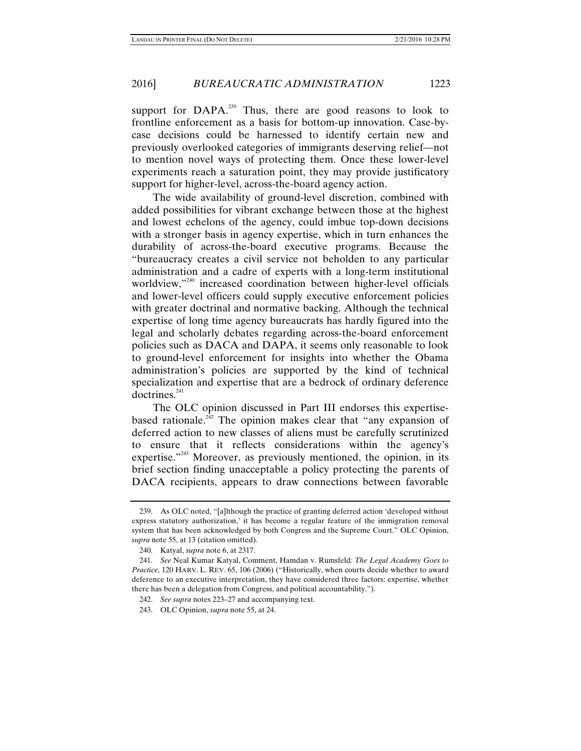support for DAPA.[239] Thus, there are good reasons to look to frontline enforcement as a basis for bottom-up innovation. Case-by-case decisions could be harnessed to identify certain new and previously overlooked categories of immigrants deserving relief—not to mention novel ways of protecting them. Once these lower-level experiments reach a saturation point, they may provide justificatory support for higher-level, across-the-board agency action.

The wide availability of ground-level discretion, combined with added possibilities for vibrant exchange between those at the highest and lowest echelons of the agency, could imbue top-down decisions with a stronger basis in agency expertise, which in turn enhances the durability of across-the-board executive programs. Because the "bureaucracy creates a civil service not beholden to any particular administration and a cadre of experts with a long-term institutional worldview,"[240] increased coordination between higher-level officials and lower-level officers could supply executive enforcement policies with greater doctrinal and normative backing. Although the technical expertise of long time agency bureaucrats has hardly figured into the legal and scholarly debates regarding across-the-board enforcement policies such as DACA and DAPA, it seems only reasonable to look to ground-level enforcement for insights into whether the Obama administration's policies are supported by the kind of technical specialization and expertise that are a bedrock of ordinary deference doctrines.[241]

The OLC opinion discussed in Part III endorses this expertise-based rationale.[242] The opinion makes clear that "any expansion of deferred action to new classes of aliens must be carefully scrutinized to ensure that it reflects considerations within the agency's expertise."[243] Moreover, as previously mentioned, the opinion, in its brief section finding unacceptable a policy protecting the parents of DACA recipients, appears to draw connections between favorable

---

239. As OLC noted, "[a]lthough the practice of granting deferred action 'developed without express statutory authorization,' it has become a regular feature of the immigration removal system that has been acknowledged by both Congress and the Supreme Court." OLC Opinion, *supra* note 55, at 13 (citation omitted).

240. Katyal, *supra* note 6, at 2317.

241. *See* Neal Kumar Katyal, Comment, *Hamdan v. Rumsfeld: The Legal Academy Goes to Practice*, 120 HARV. L. REV. 65, 106 (2006) ("Historically, when courts decide whether to award deference to an executive interpretation, they have considered three factors: expertise, whether there has been a delegation from Congress, and political accountability.").

242. *See supra* notes 223–27 and accompanying text.

243. OLC Opinion, *supra* note 55, at 24.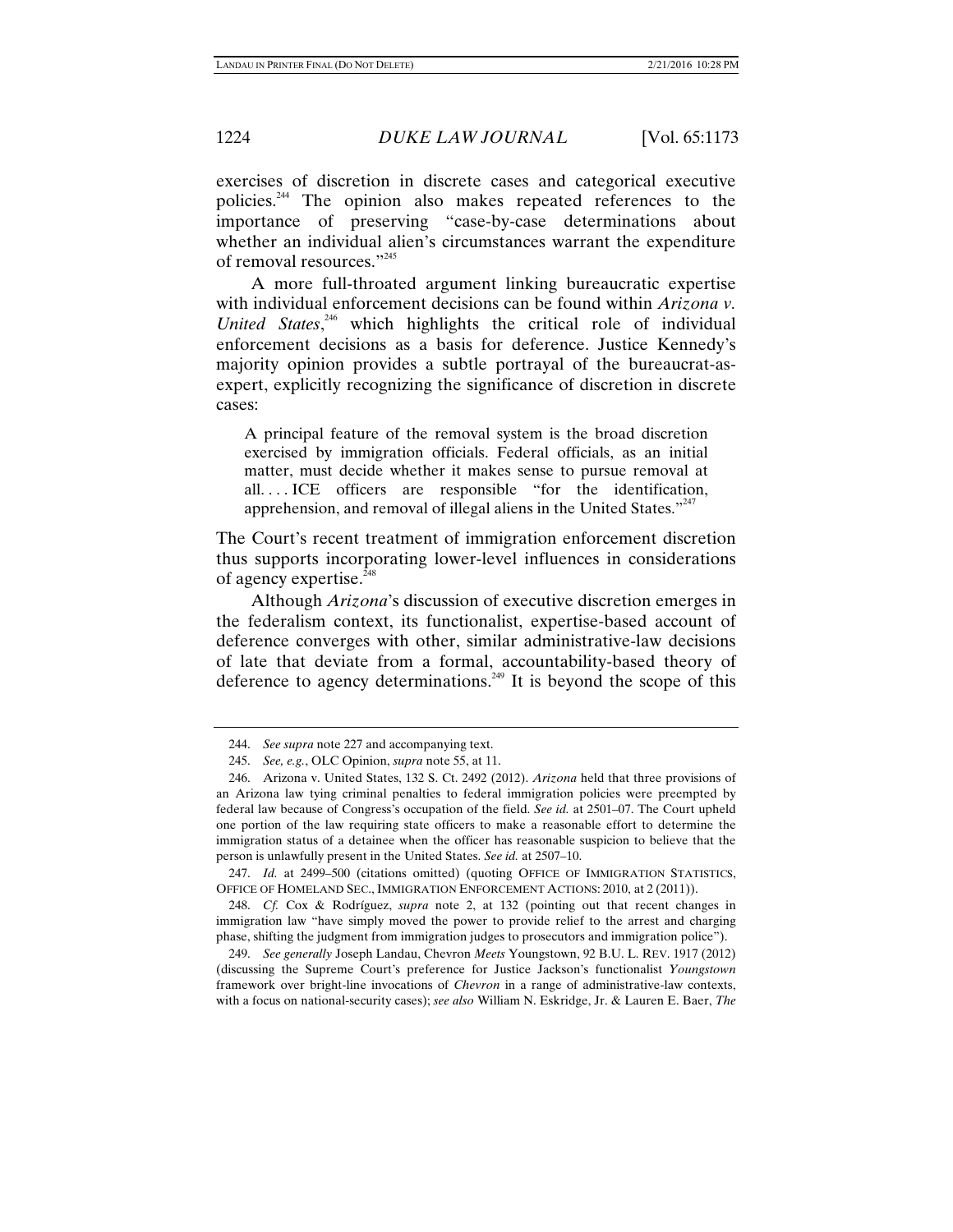exercises of discretion in discrete cases and categorical executive policies.[244] The opinion also makes repeated references to the importance of preserving "case-by-case determinations about whether an individual alien's circumstances warrant the expenditure of removal resources."[245]

A more full-throated argument linking bureaucratic expertise with individual enforcement decisions can be found within *Arizona v. United States*,[246] which highlights the critical role of individual enforcement decisions as a basis for deference. Justice Kennedy's majority opinion provides a subtle portrayal of the bureaucrat-as-expert, explicitly recognizing the significance of discretion in discrete cases:

> A principal feature of the removal system is the broad discretion exercised by immigration officials. Federal officials, as an initial matter, must decide whether it makes sense to pursue removal at all. . . . ICE officers are responsible "for the identification, apprehension, and removal of illegal aliens in the United States."[247]

The Court's recent treatment of immigration enforcement discretion thus supports incorporating lower-level influences in considerations of agency expertise.[248]

Although *Arizona*'s discussion of executive discretion emerges in the federalism context, its functionalist, expertise-based account of deference converges with other, similar administrative-law decisions of late that deviate from a formal, accountability-based theory of deference to agency determinations.[249] It is beyond the scope of this

---

244. *See supra* note 227 and accompanying text.

245. *See, e.g.*, OLC Opinion, *supra* note 55, at 11.

246. Arizona v. United States, 132 S. Ct. 2492 (2012). *Arizona* held that three provisions of an Arizona law tying criminal penalties to federal immigration policies were preempted by federal law because of Congress's occupation of the field. *See id.* at 2501–07. The Court upheld one portion of the law requiring state officers to make a reasonable effort to determine the immigration status of a detainee when the officer has reasonable suspicion to believe that the person is unlawfully present in the United States. *See id.* at 2507–10.

247. *Id.* at 2499–500 (citations omitted) (quoting OFFICE OF IMMIGRATION STATISTICS, OFFICE OF HOMELAND SEC., IMMIGRATION ENFORCEMENT ACTIONS: 2010, at 2 (2011)).

248. *Cf.* Cox & Rodríguez, *supra* note 2, at 132 (pointing out that recent changes in immigration law "have simply moved the power to provide relief to the arrest and charging phase, shifting the judgment from immigration judges to prosecutors and immigration police").

249. *See generally* Joseph Landau, Chevron *Meets* Youngstown, 92 B.U. L. REV. 1917 (2012) (discussing the Supreme Court's preference for Justice Jackson's functionalist *Youngstown* framework over bright-line invocations of *Chevron* in a range of administrative-law contexts, with a focus on national-security cases); *see also* William N. Eskridge, Jr. & Lauren E. Baer, *The*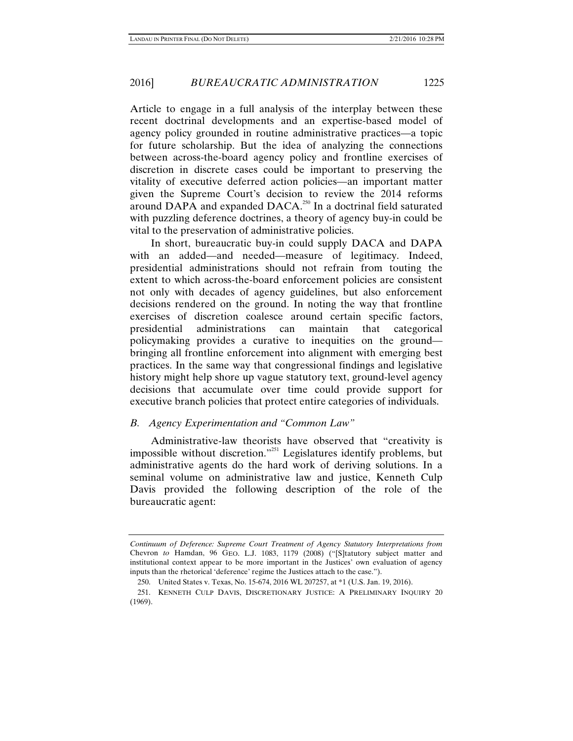Article to engage in a full analysis of the interplay between these recent doctrinal developments and an expertise-based model of agency policy grounded in routine administrative practices—a topic for future scholarship. But the idea of analyzing the connections between across-the-board agency policy and frontline exercises of discretion in discrete cases could be important to preserving the vitality of executive deferred action policies—an important matter given the Supreme Court's decision to review the 2014 reforms around DAPA and expanded DACA.[250] In a doctrinal field saturated with puzzling deference doctrines, a theory of agency buy-in could be vital to the preservation of administrative policies.

In short, bureaucratic buy-in could supply DACA and DAPA with an added—and needed—measure of legitimacy. Indeed, presidential administrations should not refrain from touting the extent to which across-the-board enforcement policies are consistent not only with decades of agency guidelines, but also enforcement decisions rendered on the ground. In noting the way that frontline exercises of discretion coalesce around certain specific factors, presidential administrations can maintain that categorical policymaking provides a curative to inequities on the ground—bringing all frontline enforcement into alignment with emerging best practices. In the same way that congressional findings and legislative history might help shore up vague statutory text, ground-level agency decisions that accumulate over time could provide support for executive branch policies that protect entire categories of individuals.

### *B. Agency Experimentation and "Common Law"*

Administrative-law theorists have observed that "creativity is impossible without discretion."[251] Legislatures identify problems, but administrative agents do the hard work of deriving solutions. In a seminal volume on administrative law and justice, Kenneth Culp Davis provided the following description of the role of the bureaucratic agent:

---

*Continuum of Deference: Supreme Court Treatment of Agency Statutory Interpretations from* Chevron *to* Hamdan, 96 GEO. L.J. 1083, 1179 (2008) ("[S]tatutory subject matter and institutional context appear to be more important in the Justices' own evaluation of agency inputs than the rhetorical 'deference' regime the Justices attach to the case.").

250. United States v. Texas, No. 15-674, 2016 WL 207257, at *1 (U.S. Jan. 19, 2016).

251. KENNETH CULP DAVIS, DISCRETIONARY JUSTICE: A PRELIMINARY INQUIRY 20 (1969).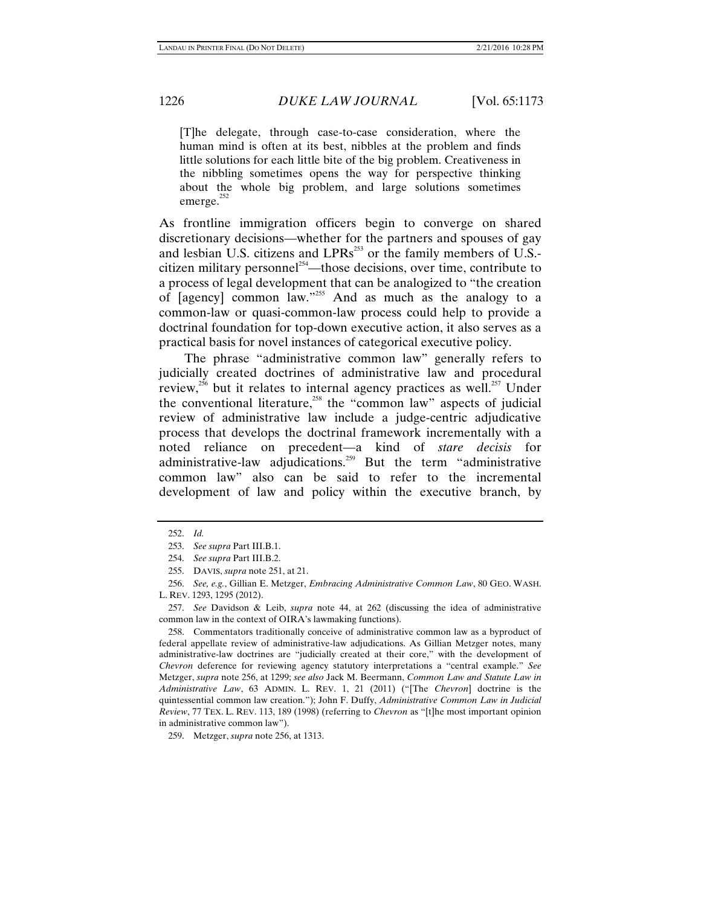> [T]he delegate, through case-to-case consideration, where the human mind is often at its best, nibbles at the problem and finds little solutions for each little bite of the big problem. Creativeness in the nibbling sometimes opens the way for perspective thinking about the whole big problem, and large solutions sometimes emerge.[252]

As frontline immigration officers begin to converge on shared discretionary decisions—whether for the partners and spouses of gay and lesbian U.S. citizens and LPRs[253] or the family members of U.S.-citizen military personnel[254]—those decisions, over time, contribute to a process of legal development that can be analogized to "the creation of [agency] common law."[255] And as much as the analogy to a common-law or quasi-common-law process could help to provide a doctrinal foundation for top-down executive action, it also serves as a practical basis for novel instances of categorical executive policy.

The phrase "administrative common law" generally refers to judicially created doctrines of administrative law and procedural review,[256] but it relates to internal agency practices as well.[257] Under the conventional literature,[258] the "common law" aspects of judicial review of administrative law include a judge-centric adjudicative process that develops the doctrinal framework incrementally with a noted reliance on precedent—a kind of *stare decisis* for administrative-law adjudications.[259] But the term "administrative common law" also can be said to refer to the incremental development of law and policy within the executive branch, by

---

252. *Id.*

253. *See supra* Part III.B.1.

254. *See supra* Part III.B.2.

255. DAVIS, *supra* note 251, at 21.

256. *See, e.g.*, Gillian E. Metzger, *Embracing Administrative Common Law*, 80 GEO. WASH. L. REV. 1293, 1295 (2012).

257. *See* Davidson & Leib, *supra* note 44, at 262 (discussing the idea of administrative common law in the context of OIRA's lawmaking functions).

258. Commentators traditionally conceive of administrative common law as a byproduct of federal appellate review of administrative-law adjudications. As Gillian Metzger notes, many administrative-law doctrines are "judicially created at their core," with the development of *Chevron* deference for reviewing agency statutory interpretations a "central example." *See* Metzger, *supra* note 256, at 1299; *see also* Jack M. Beermann, *Common Law and Statute Law in Administrative Law*, 63 ADMIN. L. REV. 1, 21 (2011) ("[The *Chevron*] doctrine is the quintessential common law creation."); John F. Duffy, *Administrative Common Law in Judicial Review*, 77 TEX. L. REV. 113, 189 (1998) (referring to *Chevron* as "[t]he most important opinion in administrative common law").

259. Metzger, *supra* note 256, at 1313.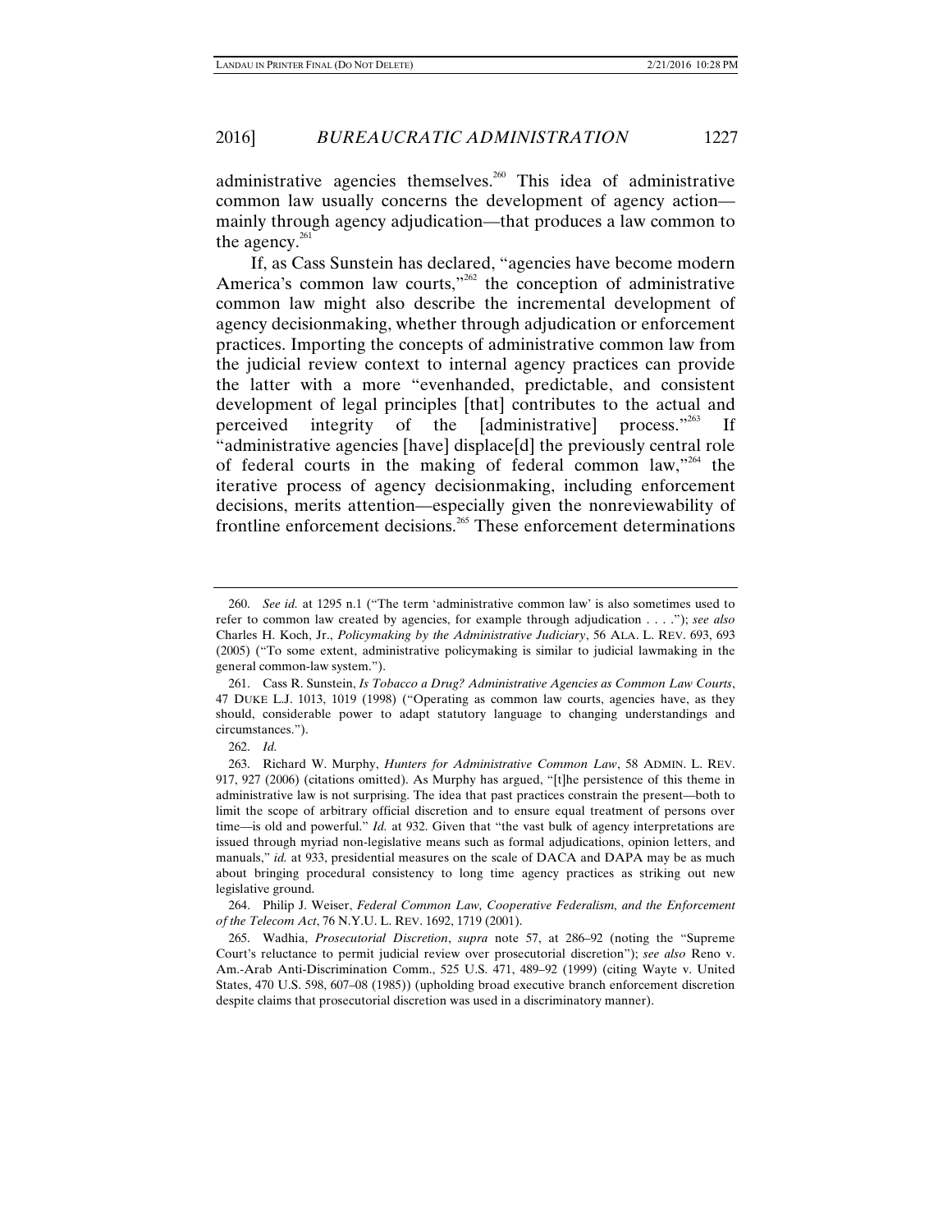administrative agencies themselves.[260] This idea of administrative common law usually concerns the development of agency action—mainly through agency adjudication—that produces a law common to the agency.[261]

If, as Cass Sunstein has declared, "agencies have become modern America's common law courts,"[262] the conception of administrative common law might also describe the incremental development of agency decisionmaking, whether through adjudication or enforcement practices. Importing the concepts of administrative common law from the judicial review context to internal agency practices can provide the latter with a more "evenhanded, predictable, and consistent development of legal principles [that] contributes to the actual and perceived integrity of the [administrative] process."[263] If "administrative agencies [have] displace[d] the previously central role of federal courts in the making of federal common law,"[264] the iterative process of agency decisionmaking, including enforcement decisions, merits attention—especially given the nonreviewability of frontline enforcement decisions.[265] These enforcement determinations

---

260. *See id.* at 1295 n.1 ("The term 'administrative common law' is also sometimes used to refer to common law created by agencies, for example through adjudication . . . ."); *see also* Charles H. Koch, Jr., *Policymaking by the Administrative Judiciary*, 56 ALA. L. REV. 693, 693 (2005) ("To some extent, administrative policymaking is similar to judicial lawmaking in the general common-law system.").

261. Cass R. Sunstein, *Is Tobacco a Drug? Administrative Agencies as Common Law Courts*, 47 DUKE L.J. 1013, 1019 (1998) ("Operating as common law courts, agencies have, as they should, considerable power to adapt statutory language to changing understandings and circumstances.").

262. *Id.*

263. Richard W. Murphy, *Hunters for Administrative Common Law*, 58 ADMIN. L. REV. 917, 927 (2006) (citations omitted). As Murphy has argued, "[t]he persistence of this theme in administrative law is not surprising. The idea that past practices constrain the present—both to limit the scope of arbitrary official discretion and to ensure equal treatment of persons over time—is old and powerful." *Id.* at 932. Given that "the vast bulk of agency interpretations are issued through myriad non-legislative means such as formal adjudications, opinion letters, and manuals," *id.* at 933, presidential measures on the scale of DACA and DAPA may be as much about bringing procedural consistency to long time agency practices as striking out new legislative ground.

264. Philip J. Weiser, *Federal Common Law, Cooperative Federalism, and the Enforcement of the Telecom Act*, 76 N.Y.U. L. REV. 1692, 1719 (2001).

265. Wadhia, *Prosecutorial Discretion*, *supra* note 57, at 286–92 (noting the "Supreme Court's reluctance to permit judicial review over prosecutorial discretion"); *see also* Reno v. Am.-Arab Anti-Discrimination Comm., 525 U.S. 471, 489–92 (1999) (citing Wayte v. United States, 470 U.S. 598, 607–08 (1985)) (upholding broad executive branch enforcement discretion despite claims that prosecutorial discretion was used in a discriminatory manner).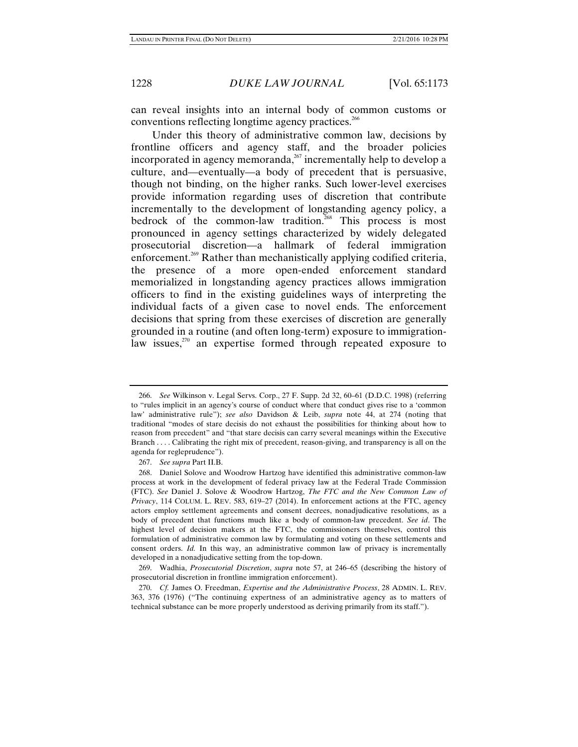can reveal insights into an internal body of common customs or conventions reflecting longtime agency practices.[266]

Under this theory of administrative common law, decisions by frontline officers and agency staff, and the broader policies incorporated in agency memoranda,[267] incrementally help to develop a culture, and—eventually—a body of precedent that is persuasive, though not binding, on the higher ranks. Such lower-level exercises provide information regarding uses of discretion that contribute incrementally to the development of longstanding agency policy, a bedrock of the common-law tradition.[268] This process is most pronounced in agency settings characterized by widely delegated prosecutorial discretion—a hallmark of federal immigration enforcement.[269] Rather than mechanistically applying codified criteria, the presence of a more open-ended enforcement standard memorialized in longstanding agency practices allows immigration officers to find in the existing guidelines ways of interpreting the individual facts of a given case to novel ends. The enforcement decisions that spring from these exercises of discretion are generally grounded in a routine (and often long-term) exposure to immigration-law issues,[270] an expertise formed through repeated exposure to

---

266. *See* Wilkinson v. Legal Servs. Corp., 27 F. Supp. 2d 32, 60–61 (D.D.C. 1998) (referring to "rules implicit in an agency's course of conduct where that conduct gives rise to a 'common law' administrative rule"); *see also* Davidson & Leib, *supra* note 44, at 274 (noting that traditional "modes of stare decisis do not exhaust the possibilities for thinking about how to reason from precedent" and "that stare decisis can carry several meanings within the Executive Branch . . . . Calibrating the right mix of precedent, reason-giving, and transparency is all on the agenda for regleprudence").

267. *See supra* Part II.B.

268. Daniel Solove and Woodrow Hartzog have identified this administrative common-law process at work in the development of federal privacy law at the Federal Trade Commission (FTC). *See* Daniel J. Solove & Woodrow Hartzog, *The FTC and the New Common Law of Privacy*, 114 COLUM. L. REV. 583, 619–27 (2014). In enforcement actions at the FTC, agency actors employ settlement agreements and consent decrees, nonadjudicative resolutions, as a body of precedent that functions much like a body of common-law precedent. *See id*. The highest level of decision makers at the FTC, the commissioners themselves, control this formulation of administrative common law by formulating and voting on these settlements and consent orders. *Id.* In this way, an administrative common law of privacy is incrementally developed in a nonadjudicative setting from the top-down.

269. Wadhia, *Prosecutorial Discretion*, *supra* note 57, at 246–65 (describing the history of prosecutorial discretion in frontline immigration enforcement).

270. *Cf.* James O. Freedman, *Expertise and the Administrative Process*, 28 ADMIN. L. REV. 363, 376 (1976) ("The continuing expertness of an administrative agency as to matters of technical substance can be more properly understood as deriving primarily from its staff.").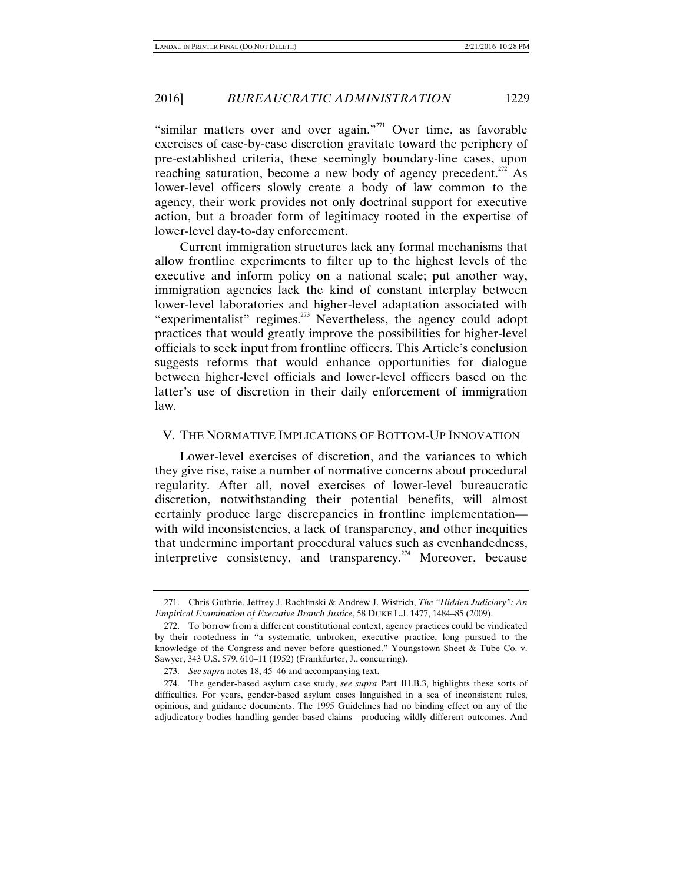"similar matters over and over again."[271] Over time, as favorable exercises of case-by-case discretion gravitate toward the periphery of pre-established criteria, these seemingly boundary-line cases, upon reaching saturation, become a new body of agency precedent.[272] As lower-level officers slowly create a body of law common to the agency, their work provides not only doctrinal support for executive action, but a broader form of legitimacy rooted in the expertise of lower-level day-to-day enforcement.

Current immigration structures lack any formal mechanisms that allow frontline experiments to filter up to the highest levels of the executive and inform policy on a national scale; put another way, immigration agencies lack the kind of constant interplay between lower-level laboratories and higher-level adaptation associated with "experimentalist" regimes.[273] Nevertheless, the agency could adopt practices that would greatly improve the possibilities for higher-level officials to seek input from frontline officers. This Article's conclusion suggests reforms that would enhance opportunities for dialogue between higher-level officials and lower-level officers based on the latter's use of discretion in their daily enforcement of immigration law.

## V. THE NORMATIVE IMPLICATIONS OF BOTTOM-UP INNOVATION

Lower-level exercises of discretion, and the variances to which they give rise, raise a number of normative concerns about procedural regularity. After all, novel exercises of lower-level bureaucratic discretion, notwithstanding their potential benefits, will almost certainly produce large discrepancies in frontline implementation—with wild inconsistencies, a lack of transparency, and other inequities that undermine important procedural values such as evenhandedness, interpretive consistency, and transparency.[274] Moreover, because

---

271. Chris Guthrie, Jeffrey J. Rachlinski & Andrew J. Wistrich, *The "Hidden Judiciary": An Empirical Examination of Executive Branch Justice*, 58 DUKE L.J. 1477, 1484–85 (2009).

272. To borrow from a different constitutional context, agency practices could be vindicated by their rootedness in "a systematic, unbroken, executive practice, long pursued to the knowledge of the Congress and never before questioned." Youngstown Sheet & Tube Co. v. Sawyer, 343 U.S. 579, 610–11 (1952) (Frankfurter, J., concurring).

273. *See supra* notes 18, 45–46 and accompanying text.

274. The gender-based asylum case study, *see supra* Part III.B.3, highlights these sorts of difficulties. For years, gender-based asylum cases languished in a sea of inconsistent rules, opinions, and guidance documents. The 1995 Guidelines had no binding effect on any of the adjudicatory bodies handling gender-based claims—producing wildly different outcomes. And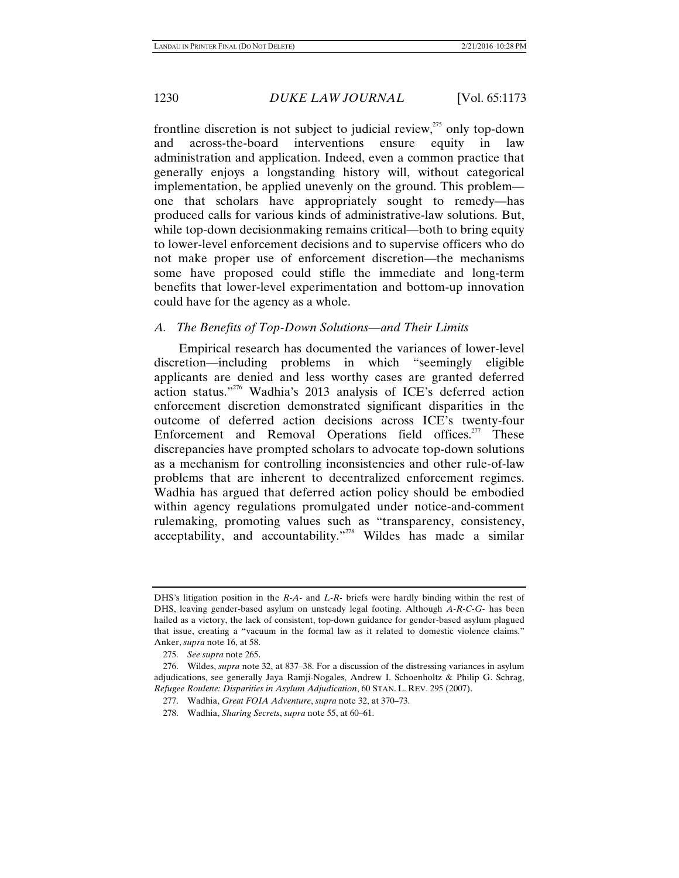frontline discretion is not subject to judicial review,[275] only top-down and across-the-board interventions ensure equity in law administration and application. Indeed, even a common practice that generally enjoys a longstanding history will, without categorical implementation, be applied unevenly on the ground. This problem—one that scholars have appropriately sought to remedy—has produced calls for various kinds of administrative-law solutions. But, while top-down decisionmaking remains critical—both to bring equity to lower-level enforcement decisions and to supervise officers who do not make proper use of enforcement discretion—the mechanisms some have proposed could stifle the immediate and long-term benefits that lower-level experimentation and bottom-up innovation could have for the agency as a whole.

### *A. The Benefits of Top-Down Solutions—and Their Limits*

Empirical research has documented the variances of lower-level discretion—including problems in which "seemingly eligible applicants are denied and less worthy cases are granted deferred action status."[276] Wadhia's 2013 analysis of ICE's deferred action enforcement discretion demonstrated significant disparities in the outcome of deferred action decisions across ICE's twenty-four Enforcement and Removal Operations field offices.[277] These discrepancies have prompted scholars to advocate top-down solutions as a mechanism for controlling inconsistencies and other rule-of-law problems that are inherent to decentralized enforcement regimes. Wadhia has argued that deferred action policy should be embodied within agency regulations promulgated under notice-and-comment rulemaking, promoting values such as "transparency, consistency, acceptability, and accountability."[278] Wildes has made a similar

---

DHS's litigation position in the *R-A-* and *L-R-* briefs were hardly binding within the rest of DHS, leaving gender-based asylum on unsteady legal footing. Although *A-R-C-G-* has been hailed as a victory, the lack of consistent, top-down guidance for gender-based asylum plagued that issue, creating a "vacuum in the formal law as it related to domestic violence claims." Anker, *supra* note 16, at 58.

275. *See supra* note 265.

276. Wildes, *supra* note 32, at 837–38. For a discussion of the distressing variances in asylum adjudications, see generally Jaya Ramji-Nogales, Andrew I. Schoenholtz & Philip G. Schrag, *Refugee Roulette: Disparities in Asylum Adjudication*, 60 STAN. L. REV. 295 (2007).

277. Wadhia, *Great FOIA Adventure*, *supra* note 32, at 370–73.

278. Wadhia, *Sharing Secrets*, *supra* note 55, at 60–61.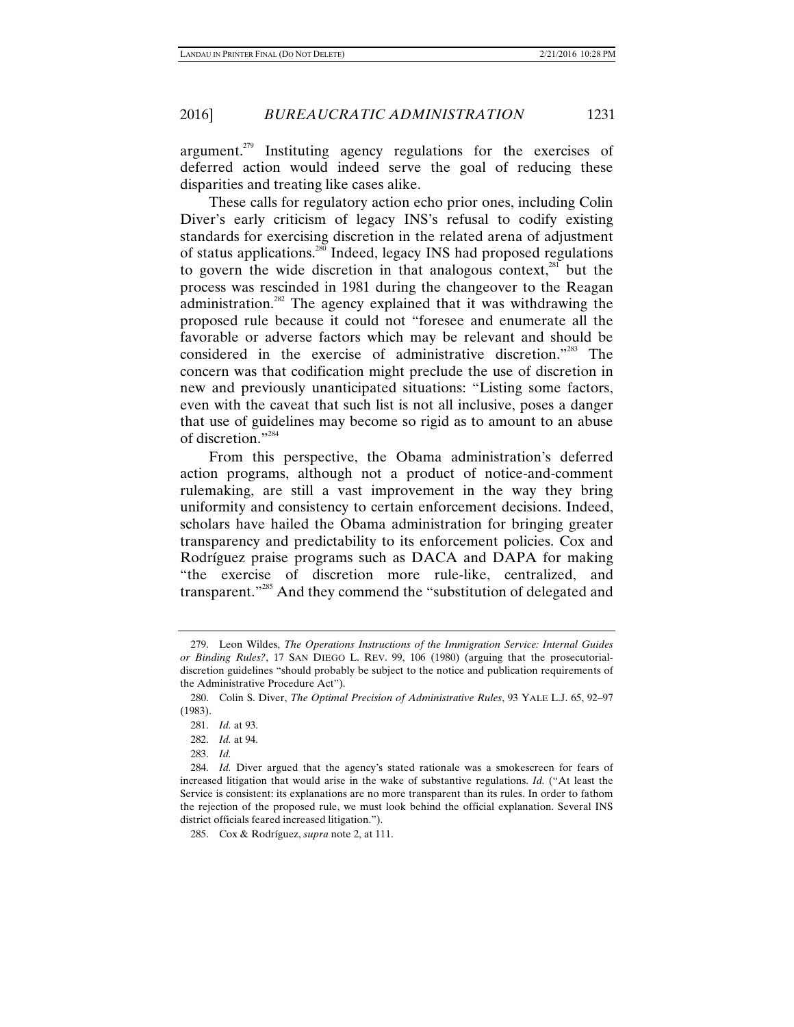argument.[279] Instituting agency regulations for the exercises of deferred action would indeed serve the goal of reducing these disparities and treating like cases alike.

These calls for regulatory action echo prior ones, including Colin Diver's early criticism of legacy INS's refusal to codify existing standards for exercising discretion in the related arena of adjustment of status applications.[280] Indeed, legacy INS had proposed regulations to govern the wide discretion in that analogous context,[281] but the process was rescinded in 1981 during the changeover to the Reagan administration.[282] The agency explained that it was withdrawing the proposed rule because it could not "foresee and enumerate all the favorable or adverse factors which may be relevant and should be considered in the exercise of administrative discretion."[283] The concern was that codification might preclude the use of discretion in new and previously unanticipated situations: "Listing some factors, even with the caveat that such list is not all inclusive, poses a danger that use of guidelines may become so rigid as to amount to an abuse of discretion."[284]

From this perspective, the Obama administration's deferred action programs, although not a product of notice-and-comment rulemaking, are still a vast improvement in the way they bring uniformity and consistency to certain enforcement decisions. Indeed, scholars have hailed the Obama administration for bringing greater transparency and predictability to its enforcement policies. Cox and Rodríguez praise programs such as DACA and DAPA for making "the exercise of discretion more rule-like, centralized, and transparent."[285] And they commend the "substitution of delegated and

---

279. Leon Wildes, *The Operations Instructions of the Immigration Service: Internal Guides or Binding Rules?*, 17 SAN DIEGO L. REV. 99, 106 (1980) (arguing that the prosecutorial-discretion guidelines "should probably be subject to the notice and publication requirements of the Administrative Procedure Act").

280. Colin S. Diver, *The Optimal Precision of Administrative Rules*, 93 YALE L.J. 65, 92–97 (1983).

281. *Id.* at 93.

282. *Id.* at 94.

283. *Id.*

284. *Id.* Diver argued that the agency's stated rationale was a smokescreen for fears of increased litigation that would arise in the wake of substantive regulations. *Id.* ("At least the Service is consistent: its explanations are no more transparent than its rules. In order to fathom the rejection of the proposed rule, we must look behind the official explanation. Several INS district officials feared increased litigation.").

285. Cox & Rodríguez, *supra* note 2, at 111.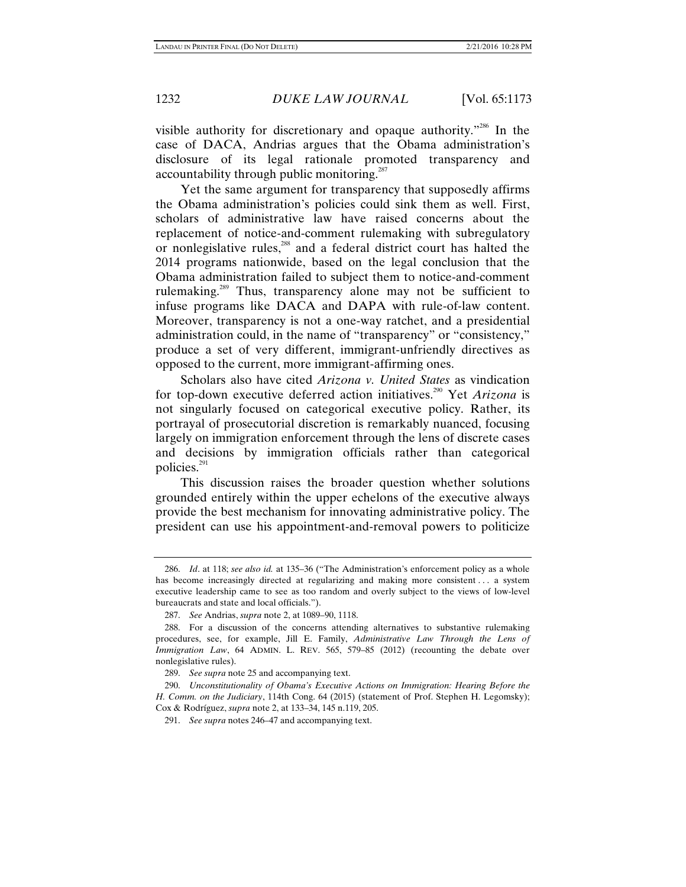visible authority for discretionary and opaque authority."[286] In the case of DACA, Andrias argues that the Obama administration's disclosure of its legal rationale promoted transparency and accountability through public monitoring.[287]

Yet the same argument for transparency that supposedly affirms the Obama administration's policies could sink them as well. First, scholars of administrative law have raised concerns about the replacement of notice-and-comment rulemaking with subregulatory or nonlegislative rules,[288] and a federal district court has halted the 2014 programs nationwide, based on the legal conclusion that the Obama administration failed to subject them to notice-and-comment rulemaking.[289] Thus, transparency alone may not be sufficient to infuse programs like DACA and DAPA with rule-of-law content. Moreover, transparency is not a one-way ratchet, and a presidential administration could, in the name of "transparency" or "consistency," produce a set of very different, immigrant-unfriendly directives as opposed to the current, more immigrant-affirming ones.

Scholars also have cited *Arizona v. United States* as vindication for top-down executive deferred action initiatives.[290] Yet *Arizona* is not singularly focused on categorical executive policy. Rather, its portrayal of prosecutorial discretion is remarkably nuanced, focusing largely on immigration enforcement through the lens of discrete cases and decisions by immigration officials rather than categorical policies.[291]

This discussion raises the broader question whether solutions grounded entirely within the upper echelons of the executive always provide the best mechanism for innovating administrative policy. The president can use his appointment-and-removal powers to politicize

---

286. *Id*. at 118; *see also id.* at 135–36 ("The Administration's enforcement policy as a whole has become increasingly directed at regularizing and making more consistent . . . a system executive leadership came to see as too random and overly subject to the views of low-level bureaucrats and state and local officials.").

287. *See* Andrias, *supra* note 2, at 1089–90, 1118.

288. For a discussion of the concerns attending alternatives to substantive rulemaking procedures, see, for example, Jill E. Family, *Administrative Law Through the Lens of Immigration Law*, 64 ADMIN. L. REV. 565, 579–85 (2012) (recounting the debate over nonlegislative rules).

289. *See supra* note 25 and accompanying text.

290. *Unconstitutionality of Obama's Executive Actions on Immigration: Hearing Before the H. Comm. on the Judiciary*, 114th Cong. 64 (2015) (statement of Prof. Stephen H. Legomsky); Cox & Rodríguez, *supra* note 2, at 133–34, 145 n.119, 205.

291. *See supra* notes 246–47 and accompanying text.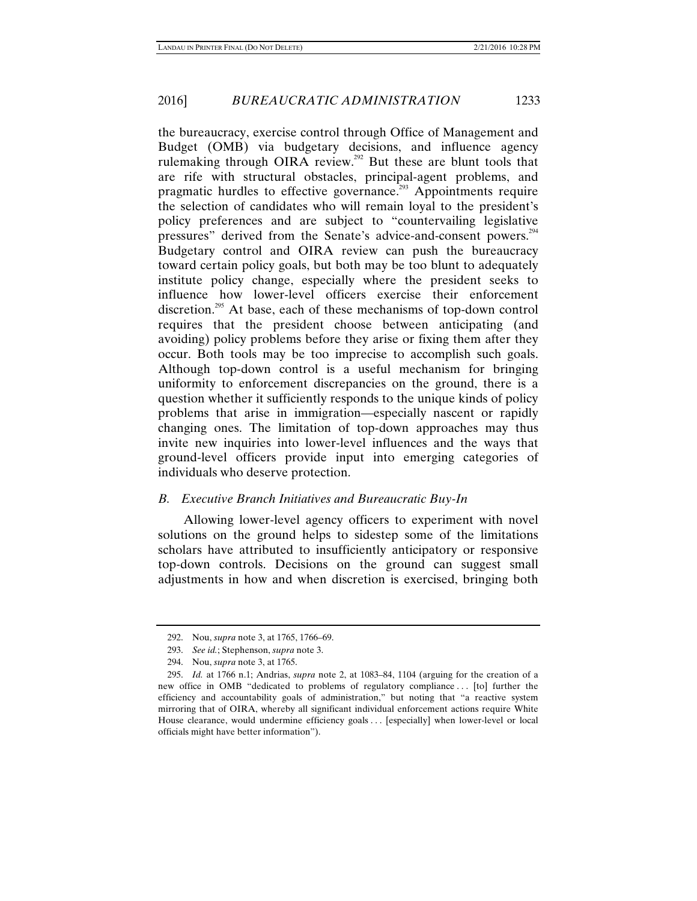the bureaucracy, exercise control through Office of Management and Budget (OMB) via budgetary decisions, and influence agency rulemaking through OIRA review.[292] But these are blunt tools that are rife with structural obstacles, principal-agent problems, and pragmatic hurdles to effective governance.[293] Appointments require the selection of candidates who will remain loyal to the president's policy preferences and are subject to "countervailing legislative pressures" derived from the Senate's advice-and-consent powers.[294] Budgetary control and OIRA review can push the bureaucracy toward certain policy goals, but both may be too blunt to adequately institute policy change, especially where the president seeks to influence how lower-level officers exercise their enforcement discretion.[295] At base, each of these mechanisms of top-down control requires that the president choose between anticipating (and avoiding) policy problems before they arise or fixing them after they occur. Both tools may be too imprecise to accomplish such goals. Although top-down control is a useful mechanism for bringing uniformity to enforcement discrepancies on the ground, there is a question whether it sufficiently responds to the unique kinds of policy problems that arise in immigration—especially nascent or rapidly changing ones. The limitation of top-down approaches may thus invite new inquiries into lower-level influences and the ways that ground-level officers provide input into emerging categories of individuals who deserve protection.

### *B. Executive Branch Initiatives and Bureaucratic Buy-In*

Allowing lower-level agency officers to experiment with novel solutions on the ground helps to sidestep some of the limitations scholars have attributed to insufficiently anticipatory or responsive top-down controls. Decisions on the ground can suggest small adjustments in how and when discretion is exercised, bringing both

---

292. Nou, *supra* note 3, at 1765, 1766–69.

293. *See id.*; Stephenson, *supra* note 3.

294. Nou, *supra* note 3, at 1765.

295. *Id.* at 1766 n.1; Andrias, *supra* note 2, at 1083–84, 1104 (arguing for the creation of a new office in OMB "dedicated to problems of regulatory compliance . . . [to] further the efficiency and accountability goals of administration," but noting that "a reactive system mirroring that of OIRA, whereby all significant individual enforcement actions require White House clearance, would undermine efficiency goals . . . [especially] when lower-level or local officials might have better information").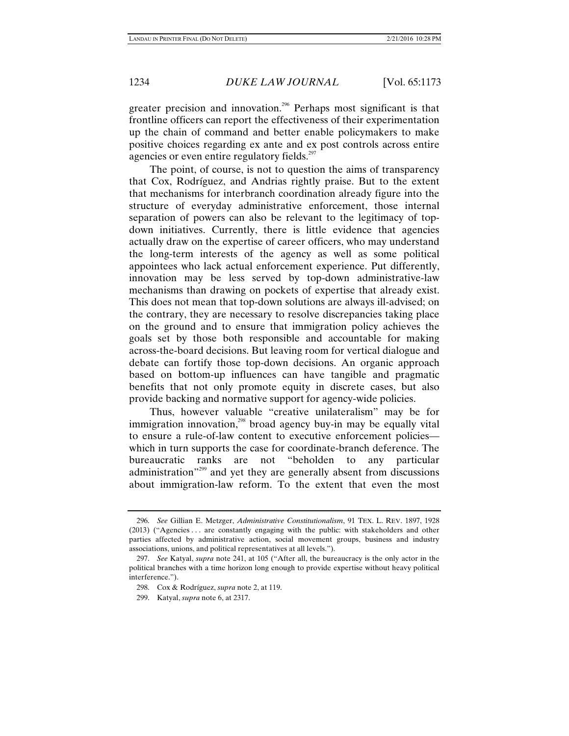greater precision and innovation.[296] Perhaps most significant is that frontline officers can report the effectiveness of their experimentation up the chain of command and better enable policymakers to make positive choices regarding ex ante and ex post controls across entire agencies or even entire regulatory fields.[297]

The point, of course, is not to question the aims of transparency that Cox, Rodríguez, and Andrias rightly praise. But to the extent that mechanisms for interbranch coordination already figure into the structure of everyday administrative enforcement, those internal separation of powers can also be relevant to the legitimacy of top-down initiatives. Currently, there is little evidence that agencies actually draw on the expertise of career officers, who may understand the long-term interests of the agency as well as some political appointees who lack actual enforcement experience. Put differently, innovation may be less served by top-down administrative-law mechanisms than drawing on pockets of expertise that already exist. This does not mean that top-down solutions are always ill-advised; on the contrary, they are necessary to resolve discrepancies taking place on the ground and to ensure that immigration policy achieves the goals set by those both responsible and accountable for making across-the-board decisions. But leaving room for vertical dialogue and debate can fortify those top-down decisions. An organic approach based on bottom-up influences can have tangible and pragmatic benefits that not only promote equity in discrete cases, but also provide backing and normative support for agency-wide policies.

Thus, however valuable "creative unilateralism" may be for immigration innovation,[298] broad agency buy-in may be equally vital to ensure a rule-of-law content to executive enforcement policies—which in turn supports the case for coordinate-branch deference. The bureaucratic ranks are not "beholden to any particular administration"[299] and yet they are generally absent from discussions about immigration-law reform. To the extent that even the most

296. *See* Gillian E. Metzger, *Administrative Constitutionalism*, 91 TEX. L. REV. 1897, 1928 (2013) ("Agencies . . . are constantly engaging with the public: with stakeholders and other parties affected by administrative action, social movement groups, business and industry associations, unions, and political representatives at all levels.").

297. *See* Katyal, *supra* note 241, at 105 ("After all, the bureaucracy is the only actor in the political branches with a time horizon long enough to provide expertise without heavy political interference.").

298. Cox & Rodríguez, *supra* note 2, at 119.

299. Katyal, *supra* note 6, at 2317.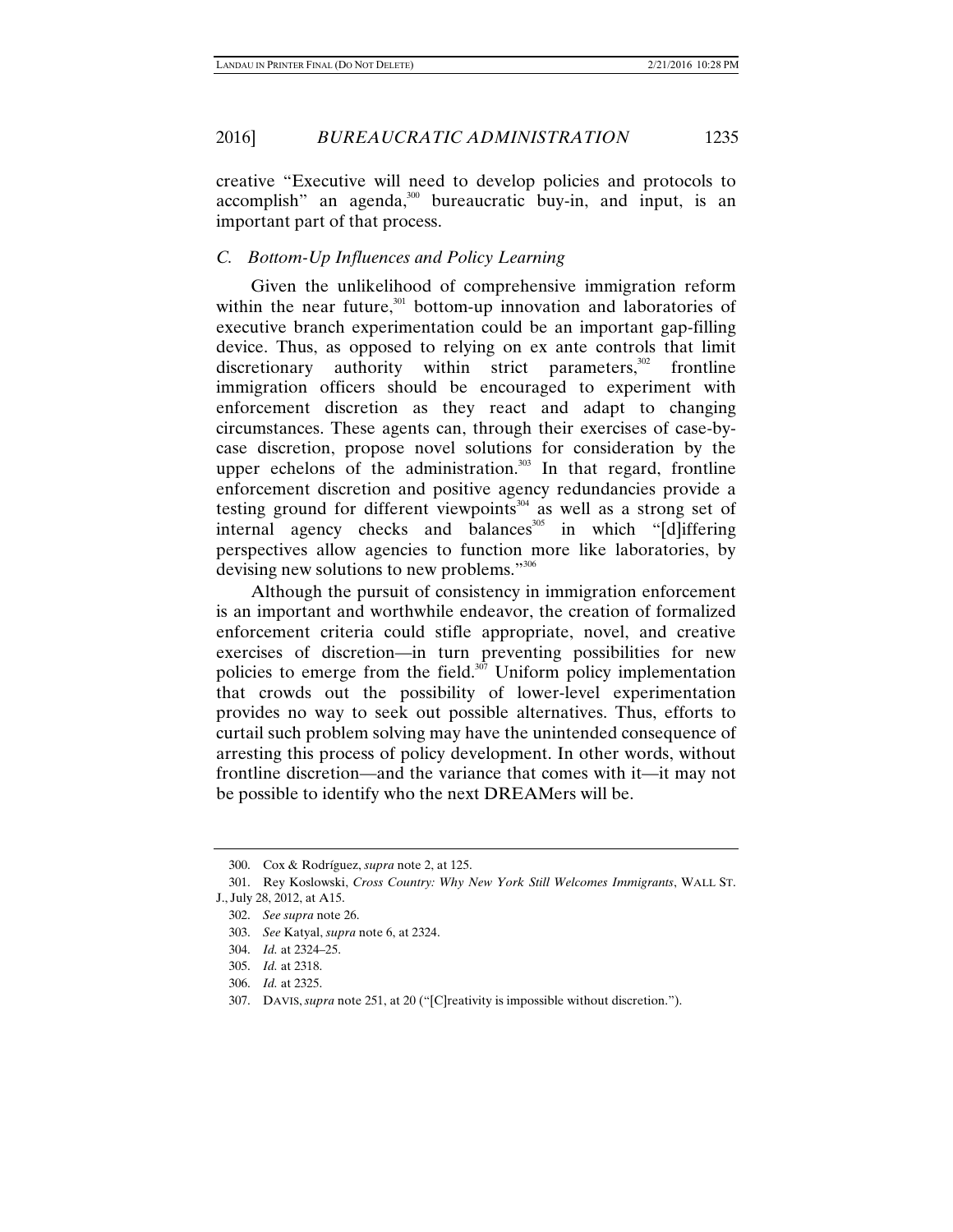creative "Executive will need to develop policies and protocols to accomplish" an agenda,[300] bureaucratic buy-in, and input, is an important part of that process.

### *C. Bottom-Up Influences and Policy Learning*

Given the unlikelihood of comprehensive immigration reform within the near future,[301] bottom-up innovation and laboratories of executive branch experimentation could be an important gap-filling device. Thus, as opposed to relying on ex ante controls that limit discretionary authority within strict parameters,[302] frontline immigration officers should be encouraged to experiment with enforcement discretion as they react and adapt to changing circumstances. These agents can, through their exercises of case-by-case discretion, propose novel solutions for consideration by the upper echelons of the administration.[303] In that regard, frontline enforcement discretion and positive agency redundancies provide a testing ground for different viewpoints[304] as well as a strong set of internal agency checks and balances[305] in which "[d]iffering perspectives allow agencies to function more like laboratories, by devising new solutions to new problems."[306]

Although the pursuit of consistency in immigration enforcement is an important and worthwhile endeavor, the creation of formalized enforcement criteria could stifle appropriate, novel, and creative exercises of discretion—in turn preventing possibilities for new policies to emerge from the field.[307] Uniform policy implementation that crowds out the possibility of lower-level experimentation provides no way to seek out possible alternatives. Thus, efforts to curtail such problem solving may have the unintended consequence of arresting this process of policy development. In other words, without frontline discretion—and the variance that comes with it—it may not be possible to identify who the next DREAMers will be.

---

300. Cox & Rodríguez, *supra* note 2, at 125.

301. Rey Koslowski, *Cross Country: Why New York Still Welcomes Immigrants*, WALL ST. J., July 28, 2012, at A15.

302. *See supra* note 26.

303. *See* Katyal, *supra* note 6, at 2324.

304. *Id.* at 2324–25.

305. *Id.* at 2318.

306. *Id.* at 2325.

307. DAVIS, *supra* note 251, at 20 ("[C]reativity is impossible without discretion.").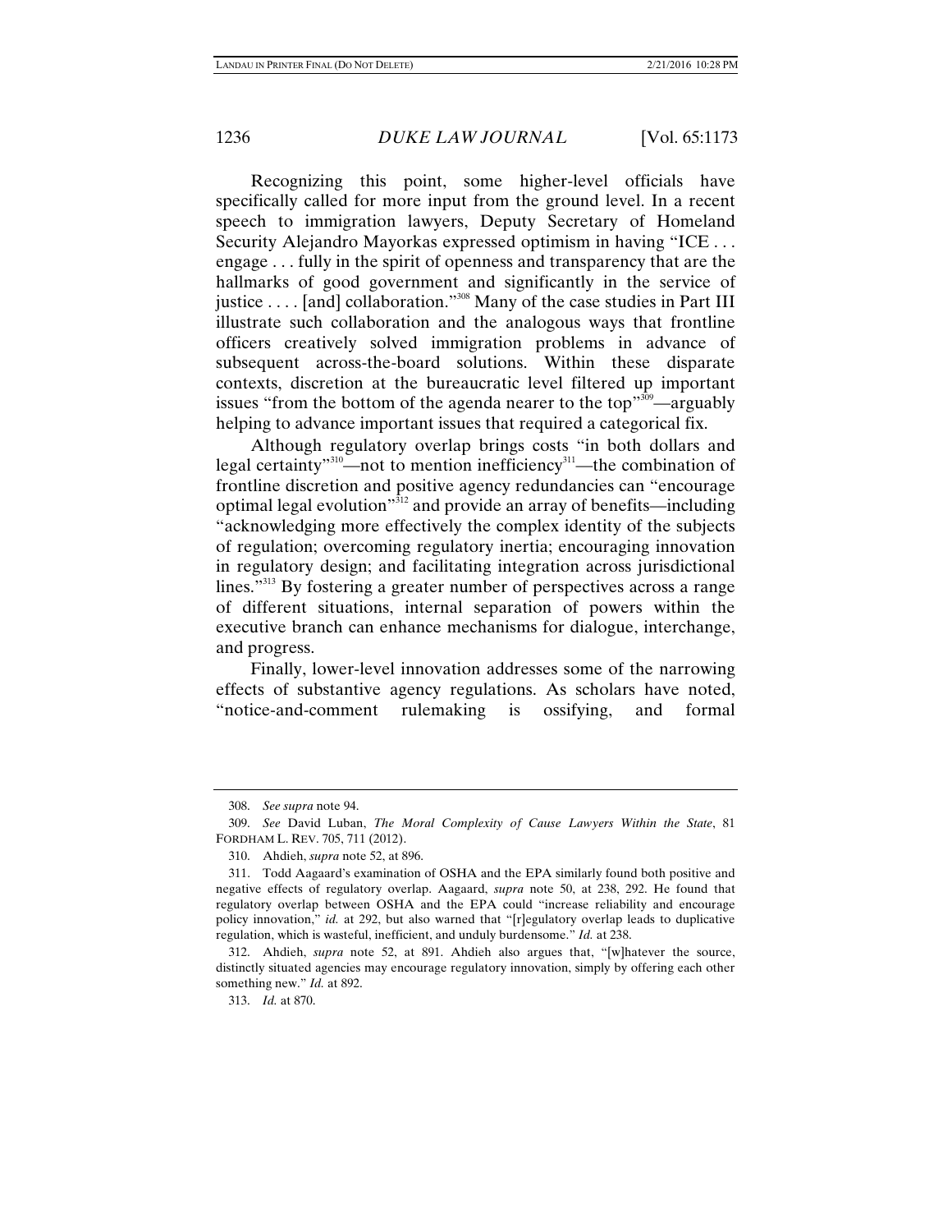Recognizing this point, some higher-level officials have specifically called for more input from the ground level. In a recent speech to immigration lawyers, Deputy Secretary of Homeland Security Alejandro Mayorkas expressed optimism in having "ICE . . . engage . . . fully in the spirit of openness and transparency that are the hallmarks of good government and significantly in the service of justice . . . . [and] collaboration."[308] Many of the case studies in Part III illustrate such collaboration and the analogous ways that frontline officers creatively solved immigration problems in advance of subsequent across-the-board solutions. Within these disparate contexts, discretion at the bureaucratic level filtered up important issues "from the bottom of the agenda nearer to the top"[309]—arguably helping to advance important issues that required a categorical fix.

Although regulatory overlap brings costs "in both dollars and legal certainty"[310]—not to mention inefficiency[311]—the combination of frontline discretion and positive agency redundancies can "encourage optimal legal evolution"[312] and provide an array of benefits—including "acknowledging more effectively the complex identity of the subjects of regulation; overcoming regulatory inertia; encouraging innovation in regulatory design; and facilitating integration across jurisdictional lines."[313] By fostering a greater number of perspectives across a range of different situations, internal separation of powers within the executive branch can enhance mechanisms for dialogue, interchange, and progress.

Finally, lower-level innovation addresses some of the narrowing effects of substantive agency regulations. As scholars have noted, "notice-and-comment rulemaking is ossifying, and formal

---

308. *See supra* note 94.

309. *See* David Luban, *The Moral Complexity of Cause Lawyers Within the State*, 81 FORDHAM L. REV. 705, 711 (2012).

310. Ahdieh, *supra* note 52, at 896.

311. Todd Aagaard's examination of OSHA and the EPA similarly found both positive and negative effects of regulatory overlap. Aagaard, *supra* note 50, at 238, 292. He found that regulatory overlap between OSHA and the EPA could "increase reliability and encourage policy innovation," *id.* at 292, but also warned that "[r]egulatory overlap leads to duplicative regulation, which is wasteful, inefficient, and unduly burdensome." *Id.* at 238.

312. Ahdieh, *supra* note 52, at 891. Ahdieh also argues that, "[w]hatever the source, distinctly situated agencies may encourage regulatory innovation, simply by offering each other something new." *Id.* at 892.

313. *Id.* at 870.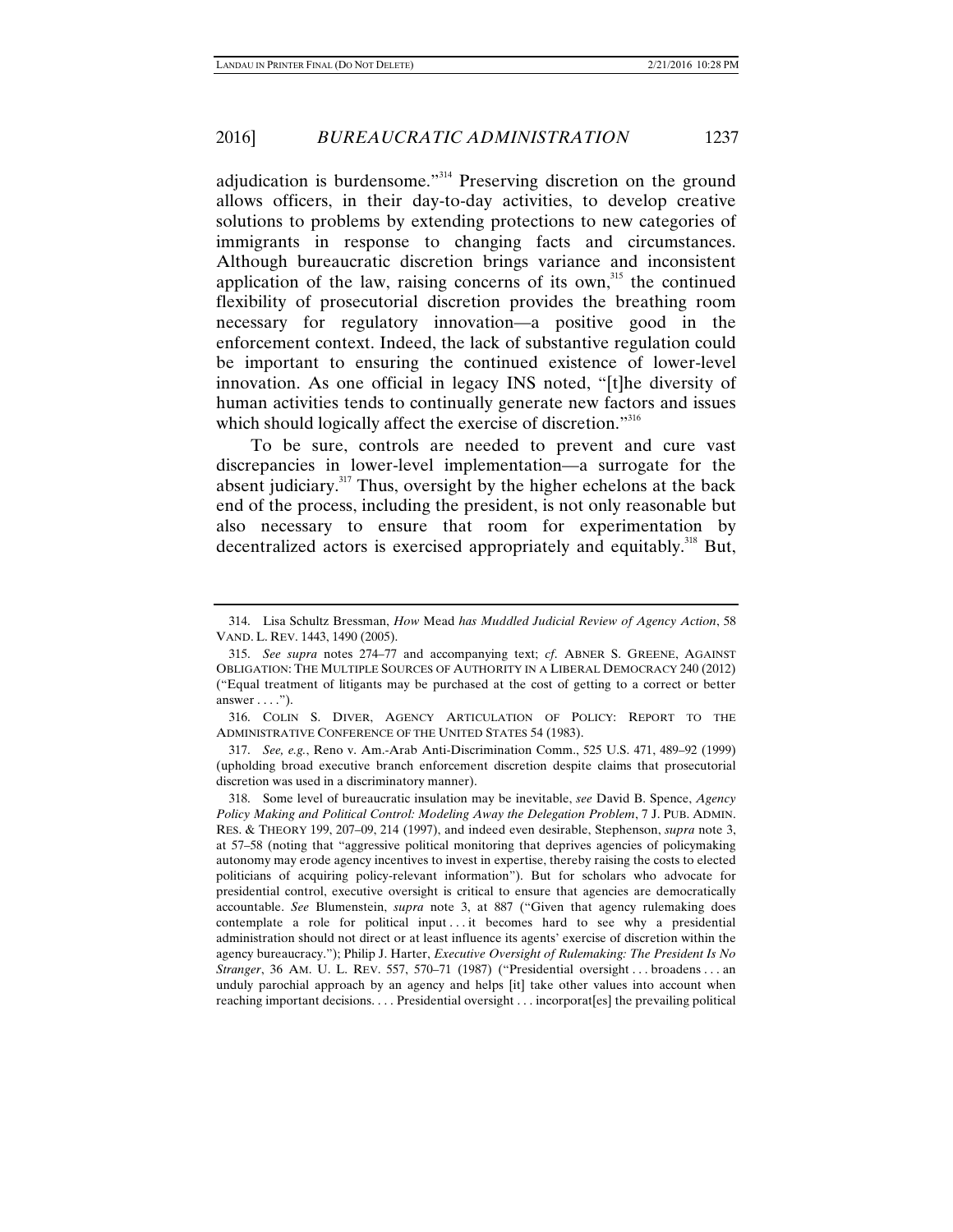adjudication is burdensome."[314] Preserving discretion on the ground allows officers, in their day-to-day activities, to develop creative solutions to problems by extending protections to new categories of immigrants in response to changing facts and circumstances. Although bureaucratic discretion brings variance and inconsistent application of the law, raising concerns of its own,[315] the continued flexibility of prosecutorial discretion provides the breathing room necessary for regulatory innovation—a positive good in the enforcement context. Indeed, the lack of substantive regulation could be important to ensuring the continued existence of lower-level innovation. As one official in legacy INS noted, "[t]he diversity of human activities tends to continually generate new factors and issues which should logically affect the exercise of discretion."[316]

To be sure, controls are needed to prevent and cure vast discrepancies in lower-level implementation—a surrogate for the absent judiciary.[317] Thus, oversight by the higher echelons at the back end of the process, including the president, is not only reasonable but also necessary to ensure that room for experimentation by decentralized actors is exercised appropriately and equitably.[318] But,

---

314. Lisa Schultz Bressman, *How* Mead *has Muddled Judicial Review of Agency Action*, 58 VAND. L. REV. 1443, 1490 (2005).

315. *See supra* notes 274–77 and accompanying text; *cf.* ABNER S. GREENE, AGAINST OBLIGATION: THE MULTIPLE SOURCES OF AUTHORITY IN A LIBERAL DEMOCRACY 240 (2012) ("Equal treatment of litigants may be purchased at the cost of getting to a correct or better answer . . . .").

316. COLIN S. DIVER, AGENCY ARTICULATION OF POLICY: REPORT TO THE ADMINISTRATIVE CONFERENCE OF THE UNITED STATES 54 (1983).

317. *See, e.g.*, Reno v. Am.-Arab Anti-Discrimination Comm., 525 U.S. 471, 489–92 (1999) (upholding broad executive branch enforcement discretion despite claims that prosecutorial discretion was used in a discriminatory manner).

318. Some level of bureaucratic insulation may be inevitable, *see* David B. Spence, *Agency Policy Making and Political Control: Modeling Away the Delegation Problem*, 7 J. PUB. ADMIN. RES. & THEORY 199, 207–09, 214 (1997), and indeed even desirable, Stephenson, *supra* note 3, at 57–58 (noting that "aggressive political monitoring that deprives agencies of policymaking autonomy may erode agency incentives to invest in expertise, thereby raising the costs to elected politicians of acquiring policy-relevant information"). But for scholars who advocate for presidential control, executive oversight is critical to ensure that agencies are democratically accountable. *See* Blumenstein, *supra* note 3, at 887 ("Given that agency rulemaking does contemplate a role for political input . . . it becomes hard to see why a presidential administration should not direct or at least influence its agents' exercise of discretion within the agency bureaucracy."); Philip J. Harter, *Executive Oversight of Rulemaking: The President Is No Stranger*, 36 AM. U. L. REV. 557, 570–71 (1987) ("Presidential oversight . . . broadens . . . an unduly parochial approach by an agency and helps [it] take other values into account when reaching important decisions. . . . Presidential oversight . . . incorporat[es] the prevailing political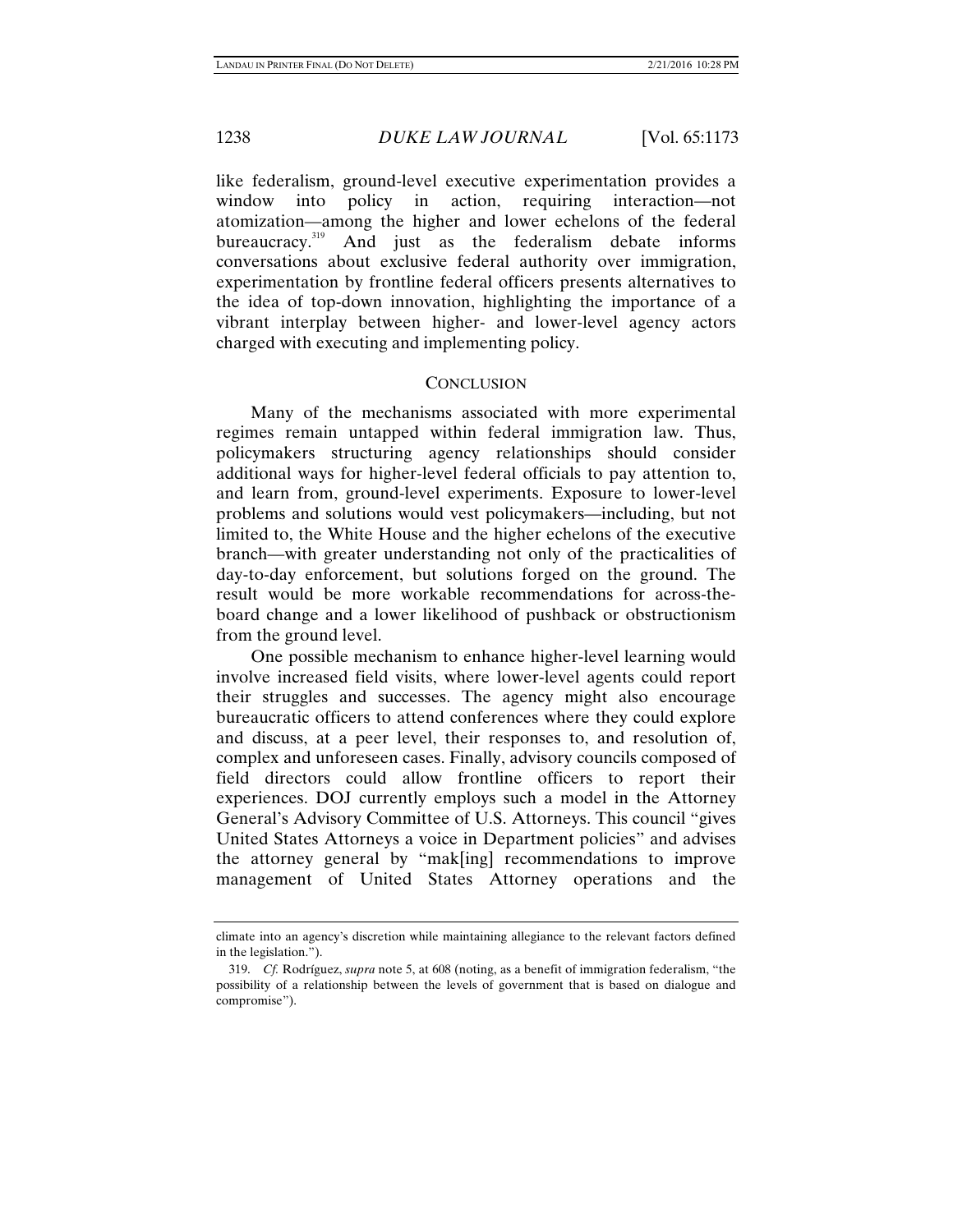like federalism, ground-level executive experimentation provides a window into policy in action, requiring interaction—not atomization—among the higher and lower echelons of the federal bureaucracy.[319] And just as the federalism debate informs conversations about exclusive federal authority over immigration, experimentation by frontline federal officers presents alternatives to the idea of top-down innovation, highlighting the importance of a vibrant interplay between higher- and lower-level agency actors charged with executing and implementing policy.

## CONCLUSION

Many of the mechanisms associated with more experimental regimes remain untapped within federal immigration law. Thus, policymakers structuring agency relationships should consider additional ways for higher-level federal officials to pay attention to, and learn from, ground-level experiments. Exposure to lower-level problems and solutions would vest policymakers—including, but not limited to, the White House and the higher echelons of the executive branch—with greater understanding not only of the practicalities of day-to-day enforcement, but solutions forged on the ground. The result would be more workable recommendations for across-the-board change and a lower likelihood of pushback or obstructionism from the ground level.

One possible mechanism to enhance higher-level learning would involve increased field visits, where lower-level agents could report their struggles and successes. The agency might also encourage bureaucratic officers to attend conferences where they could explore and discuss, at a peer level, their responses to, and resolution of, complex and unforeseen cases. Finally, advisory councils composed of field directors could allow frontline officers to report their experiences. DOJ currently employs such a model in the Attorney General's Advisory Committee of U.S. Attorneys. This council "gives United States Attorneys a voice in Department policies" and advises the attorney general by "mak[ing] recommendations to improve management of United States Attorney operations and the

---

climate into an agency's discretion while maintaining allegiance to the relevant factors defined in the legislation.").

319. *Cf.* Rodríguez, *supra* note 5, at 608 (noting, as a benefit of immigration federalism, "the possibility of a relationship between the levels of government that is based on dialogue and compromise").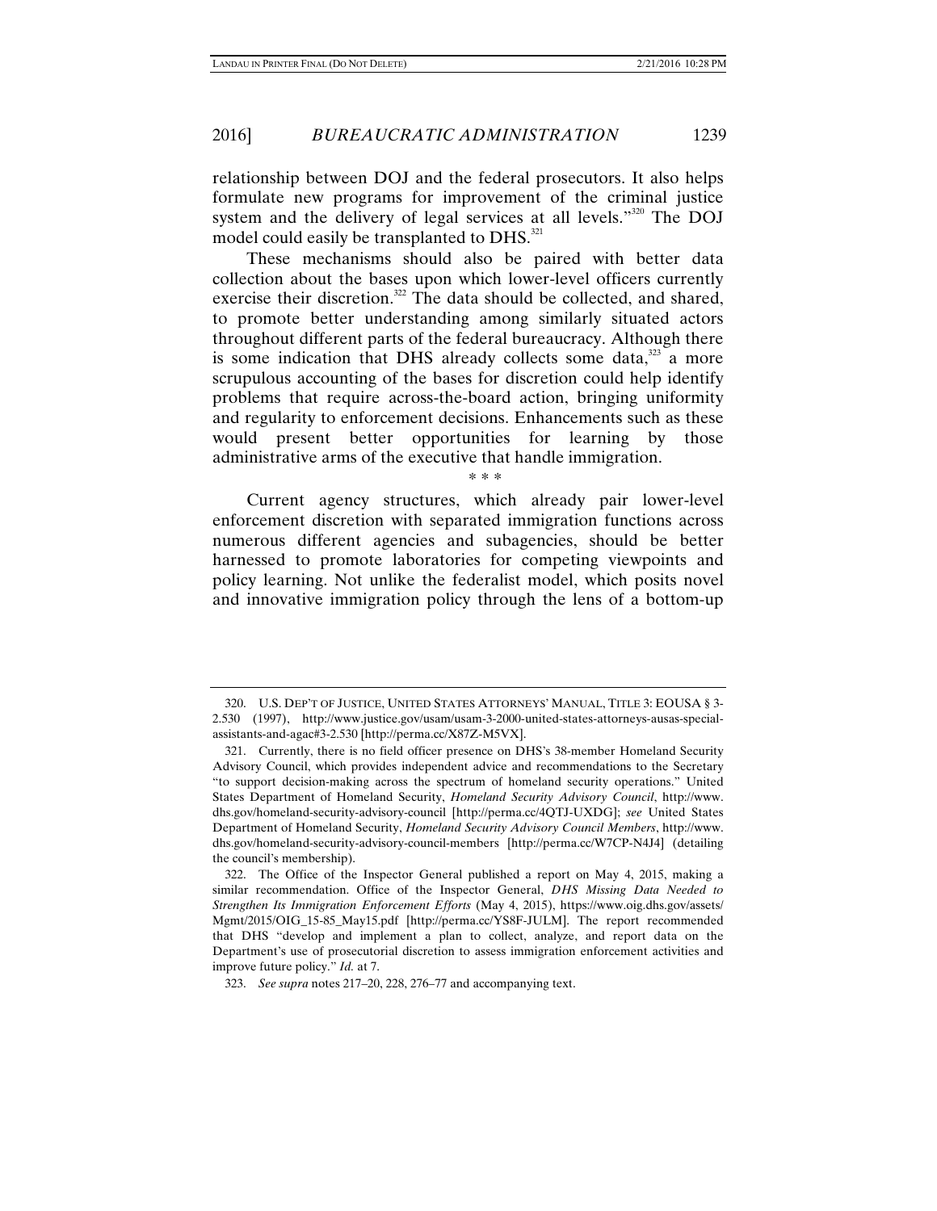relationship between DOJ and the federal prosecutors. It also helps formulate new programs for improvement of the criminal justice system and the delivery of legal services at all levels."[320] The DOJ model could easily be transplanted to DHS.[321]

These mechanisms should also be paired with better data collection about the bases upon which lower-level officers currently exercise their discretion.[322] The data should be collected, and shared, to promote better understanding among similarly situated actors throughout different parts of the federal bureaucracy. Although there is some indication that DHS already collects some data,[323] a more scrupulous accounting of the bases for discretion could help identify problems that require across-the-board action, bringing uniformity and regularity to enforcement decisions. Enhancements such as these would present better opportunities for learning by those administrative arms of the executive that handle immigration.

\* \* \*

Current agency structures, which already pair lower-level enforcement discretion with separated immigration functions across numerous different agencies and subagencies, should be better harnessed to promote laboratories for competing viewpoints and policy learning. Not unlike the federalist model, which posits novel and innovative immigration policy through the lens of a bottom-up

---

320. U.S. DEP'T OF JUSTICE, UNITED STATES ATTORNEYS' MANUAL, TITLE 3: EOUSA § 3-2.530 (1997), http://www.justice.gov/usam/usam-3-2000-united-states-attorneys-ausas-special-assistants-and-agac#3-2.530 [http://perma.cc/X87Z-M5VX].

321. Currently, there is no field officer presence on DHS's 38-member Homeland Security Advisory Council, which provides independent advice and recommendations to the Secretary "to support decision-making across the spectrum of homeland security operations." United States Department of Homeland Security, *Homeland Security Advisory Council*, http://www.dhs.gov/homeland-security-advisory-council [http://perma.cc/4QTJ-UXDG]; *see* United States Department of Homeland Security, *Homeland Security Advisory Council Members*, http://www.dhs.gov/homeland-security-advisory-council-members [http://perma.cc/W7CP-N4J4] (detailing the council's membership).

322. The Office of the Inspector General published a report on May 4, 2015, making a similar recommendation. Office of the Inspector General, *DHS Missing Data Needed to Strengthen Its Immigration Enforcement Efforts* (May 4, 2015), https://www.oig.dhs.gov/assets/Mgmt/2015/OIG_15-85_May15.pdf [http://perma.cc/YS8F-JULM]. The report recommended that DHS "develop and implement a plan to collect, analyze, and report data on the Department's use of prosecutorial discretion to assess immigration enforcement activities and improve future policy." *Id.* at 7.

323. *See supra* notes 217–20, 228, 276–77 and accompanying text.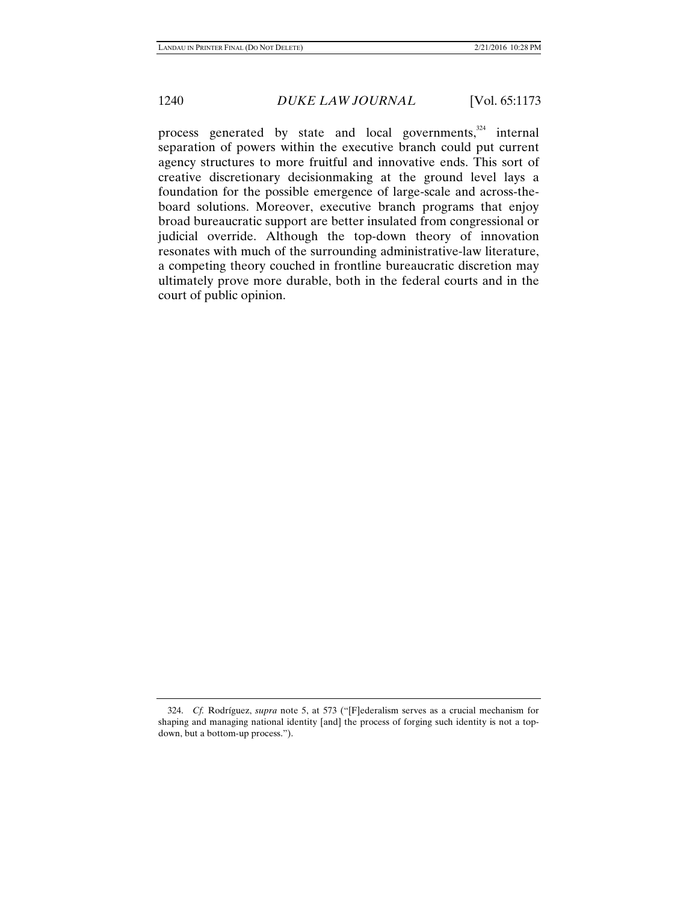process generated by state and local governments,[324] internal separation of powers within the executive branch could put current agency structures to more fruitful and innovative ends. This sort of creative discretionary decisionmaking at the ground level lays a foundation for the possible emergence of large-scale and across-the-board solutions. Moreover, executive branch programs that enjoy broad bureaucratic support are better insulated from congressional or judicial override. Although the top-down theory of innovation resonates with much of the surrounding administrative-law literature, a competing theory couched in frontline bureaucratic discretion may ultimately prove more durable, both in the federal courts and in the court of public opinion.

---

324. *Cf.* Rodríguez, *supra* note 5, at 573 ("[F]ederalism serves as a crucial mechanism for shaping and managing national identity [and] the process of forging such identity is not a top-down, but a bottom-up process.").